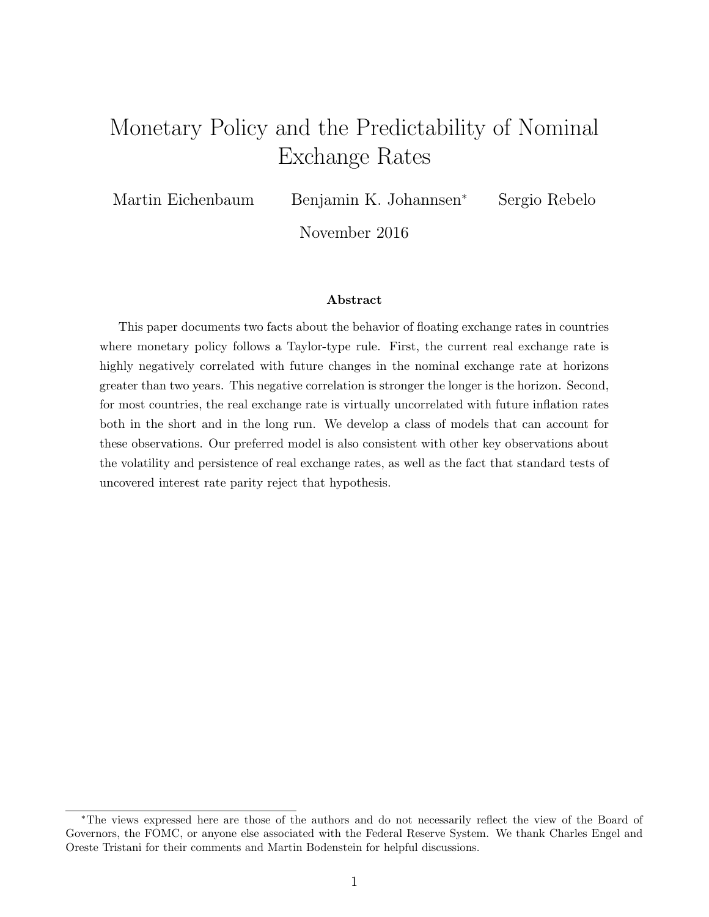# Monetary Policy and the Predictability of Nominal Exchange Rates

Martin Eichenbaum Benjamin K. Johannsen* Sergio Rebelo

November 2016

### Abstract

This paper documents two facts about the behavior of floating exchange rates in countries where monetary policy follows a Taylor-type rule. First, the current real exchange rate is highly negatively correlated with future changes in the nominal exchange rate at horizons greater than two years. This negative correlation is stronger the longer is the horizon. Second, for most countries, the real exchange rate is virtually uncorrelated with future inflation rates both in the short and in the long run. We develop a class of models that can account for these observations. Our preferred model is also consistent with other key observations about the volatility and persistence of real exchange rates, as well as the fact that standard tests of uncovered interest rate parity reject that hypothesis.

*The views expressed here are those of the authors and do not necessarily reflect the view of the Board of Governors, the FOMC, or anyone else associated with the Federal Reserve System. We thank Charles Engel and Oreste Tristani for their comments and Martin Bodenstein for helpful discussions.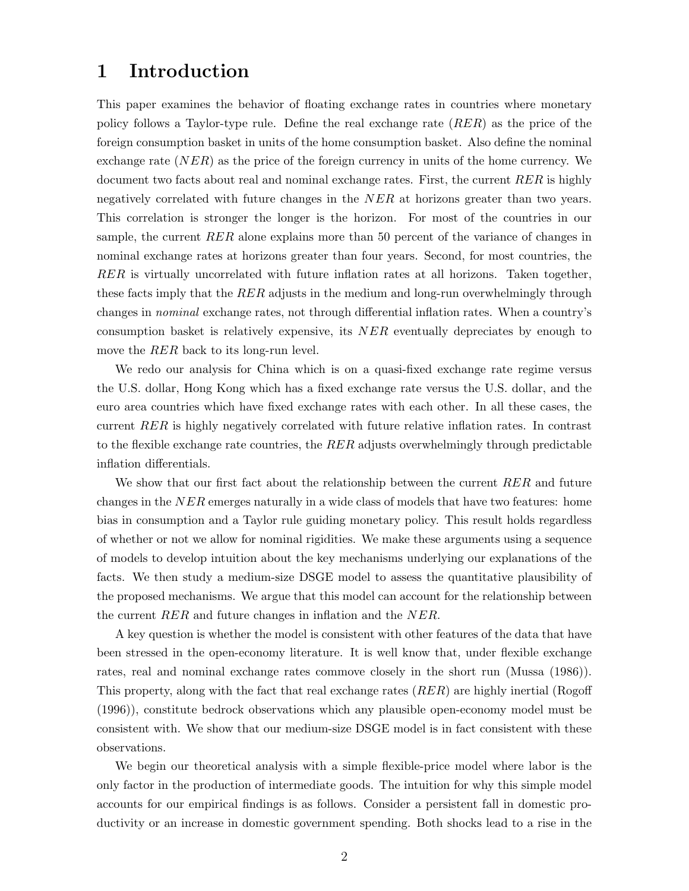# 1 Introduction

This paper examines the behavior of floating exchange rates in countries where monetary policy follows a Taylor-type rule. Define the real exchange rate ($RER$) as the price of the foreign consumption basket in units of the home consumption basket. Also define the nominal exchange rate ($NER$) as the price of the foreign currency in units of the home currency. We document two facts about real and nominal exchange rates. First, the current $RER$ is highly negatively correlated with future changes in the $NER$ at horizons greater than two years. This correlation is stronger the longer is the horizon. For most of the countries in our sample, the current $RER$ alone explains more than 50 percent of the variance of changes in nominal exchange rates at horizons greater than four years. Second, for most countries, the $RER$ is virtually uncorrelated with future inflation rates at all horizons. Taken together, these facts imply that the $RER$ adjusts in the medium and long-run overwhelmingly through changes in *nominal* exchange rates, not through differential inflation rates. When a country's consumption basket is relatively expensive, its $NER$ eventually depreciates by enough to move the $RER$ back to its long-run level.

We redo our analysis for China which is on a quasi-fixed exchange rate regime versus the U.S. dollar, Hong Kong which has a fixed exchange rate versus the U.S. dollar, and the euro area countries which have fixed exchange rates with each other. In all these cases, the current $RER$ is highly negatively correlated with future relative inflation rates. In contrast to the flexible exchange rate countries, the $RER$ adjusts overwhelmingly through predictable inflation differentials.

We show that our first fact about the relationship between the current $RER$ and future changes in the $NER$ emerges naturally in a wide class of models that have two features: home bias in consumption and a Taylor rule guiding monetary policy. This result holds regardless of whether or not we allow for nominal rigidities. We make these arguments using a sequence of models to develop intuition about the key mechanisms underlying our explanations of the facts. We then study a medium-size DSGE model to assess the quantitative plausibility of the proposed mechanisms. We argue that this model can account for the relationship between the current $RER$ and future changes in inflation and the $NER$.

A key question is whether the model is consistent with other features of the data that have been stressed in the open-economy literature. It is well know that, under flexible exchange rates, real and nominal exchange rates commove closely in the short run (Mussa (1986)). This property, along with the fact that real exchange rates ($RER$) are highly inertial (Rogoff (1996)), constitute bedrock observations which any plausible open-economy model must be consistent with. We show that our medium-size DSGE model is in fact consistent with these observations.

We begin our theoretical analysis with a simple flexible-price model where labor is the only factor in the production of intermediate goods. The intuition for why this simple model accounts for our empirical findings is as follows. Consider a persistent fall in domestic productivity or an increase in domestic government spending. Both shocks lead to a rise in the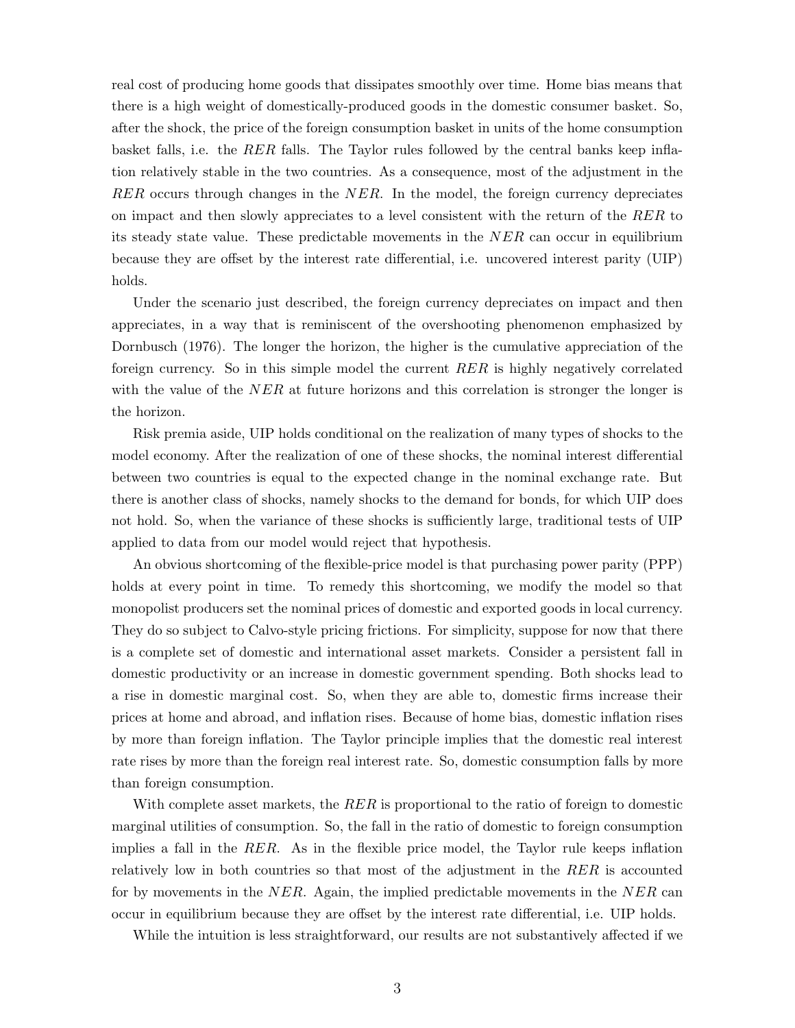real cost of producing home goods that dissipates smoothly over time. Home bias means that there is a high weight of domestically-produced goods in the domestic consumer basket. So, after the shock, the price of the foreign consumption basket in units of the home consumption basket falls, i.e. the $RER$ falls. The Taylor rules followed by the central banks keep inflation relatively stable in the two countries. As a consequence, most of the adjustment in the $RER$ occurs through changes in the $NER$. In the model, the foreign currency depreciates on impact and then slowly appreciates to a level consistent with the return of the $RER$ to its steady state value. These predictable movements in the $NER$ can occur in equilibrium because they are offset by the interest rate differential, i.e. uncovered interest parity (UIP) holds.

Under the scenario just described, the foreign currency depreciates on impact and then appreciates, in a way that is reminiscent of the overshooting phenomenon emphasized by Dornbusch (1976). The longer the horizon, the higher is the cumulative appreciation of the foreign currency. So in this simple model the current $RER$ is highly negatively correlated with the value of the $NER$ at future horizons and this correlation is stronger the longer is the horizon.

Risk premia aside, UIP holds conditional on the realization of many types of shocks to the model economy. After the realization of one of these shocks, the nominal interest differential between two countries is equal to the expected change in the nominal exchange rate. But there is another class of shocks, namely shocks to the demand for bonds, for which UIP does not hold. So, when the variance of these shocks is sufficiently large, traditional tests of UIP applied to data from our model would reject that hypothesis.

An obvious shortcoming of the flexible-price model is that purchasing power parity (PPP) holds at every point in time. To remedy this shortcoming, we modify the model so that monopolist producers set the nominal prices of domestic and exported goods in local currency. They do so subject to Calvo-style pricing frictions. For simplicity, suppose for now that there is a complete set of domestic and international asset markets. Consider a persistent fall in domestic productivity or an increase in domestic government spending. Both shocks lead to a rise in domestic marginal cost. So, when they are able to, domestic firms increase their prices at home and abroad, and inflation rises. Because of home bias, domestic inflation rises by more than foreign inflation. The Taylor principle implies that the domestic real interest rate rises by more than the foreign real interest rate. So, domestic consumption falls by more than foreign consumption.

With complete asset markets, the $RER$ is proportional to the ratio of foreign to domestic marginal utilities of consumption. So, the fall in the ratio of domestic to foreign consumption implies a fall in the $RER$. As in the flexible price model, the Taylor rule keeps inflation relatively low in both countries so that most of the adjustment in the $RER$ is accounted for by movements in the $NER$. Again, the implied predictable movements in the $NER$ can occur in equilibrium because they are offset by the interest rate differential, i.e. UIP holds.

While the intuition is less straightforward, our results are not substantively affected if we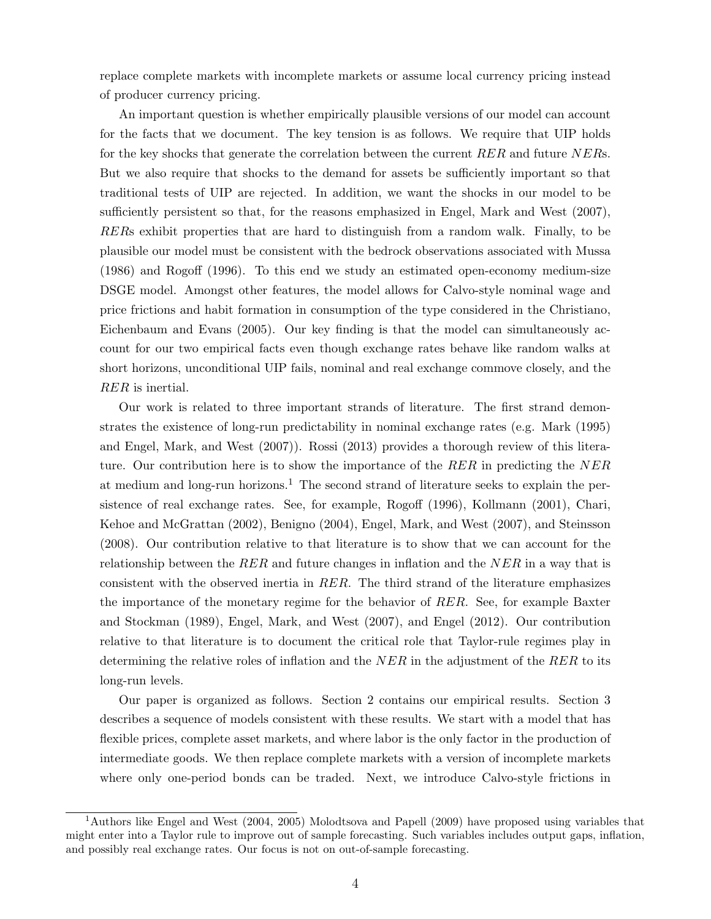replace complete markets with incomplete markets or assume local currency pricing instead of producer currency pricing.

An important question is whether empirically plausible versions of our model can account for the facts that we document. The key tension is as follows. We require that UIP holds for the key shocks that generate the correlation between the current $RER$ and future $NER$s. But we also require that shocks to the demand for assets be sufficiently important so that traditional tests of UIP are rejected. In addition, we want the shocks in our model to be sufficiently persistent so that, for the reasons emphasized in Engel, Mark and West (2007), $RER$s exhibit properties that are hard to distinguish from a random walk. Finally, to be plausible our model must be consistent with the bedrock observations associated with Mussa (1986) and Rogoff (1996). To this end we study an estimated open-economy medium-size DSGE model. Amongst other features, the model allows for Calvo-style nominal wage and price frictions and habit formation in consumption of the type considered in the Christiano, Eichenbaum and Evans (2005). Our key finding is that the model can simultaneously account for our two empirical facts even though exchange rates behave like random walks at short horizons, unconditional UIP fails, nominal and real exchange commove closely, and the $RER$ is inertial.

Our work is related to three important strands of literature. The first strand demonstrates the existence of long-run predictability in nominal exchange rates (e.g. Mark (1995) and Engel, Mark, and West (2007)). Rossi (2013) provides a thorough review of this literature. Our contribution here is to show the importance of the $RER$ in predicting the $NER$ at medium and long-run horizons.[1] The second strand of literature seeks to explain the persistence of real exchange rates. See, for example, Rogoff (1996), Kollmann (2001), Chari, Kehoe and McGrattan (2002), Benigno (2004), Engel, Mark, and West (2007), and Steinsson (2008). Our contribution relative to that literature is to show that we can account for the relationship between the $RER$ and future changes in inflation and the $NER$ in a way that is consistent with the observed inertia in $RER$. The third strand of the literature emphasizes the importance of the monetary regime for the behavior of $RER$. See, for example Baxter and Stockman (1989), Engel, Mark, and West (2007), and Engel (2012). Our contribution relative to that literature is to document the critical role that Taylor-rule regimes play in determining the relative roles of inflation and the $NER$ in the adjustment of the $RER$ to its long-run levels.

Our paper is organized as follows. Section 2 contains our empirical results. Section 3 describes a sequence of models consistent with these results. We start with a model that has flexible prices, complete asset markets, and where labor is the only factor in the production of intermediate goods. We then replace complete markets with a version of incomplete markets where only one-period bonds can be traded. Next, we introduce Calvo-style frictions in

[1] Authors like Engel and West (2004, 2005) Molodtsova and Papell (2009) have proposed using variables that might enter into a Taylor rule to improve out of sample forecasting. Such variables includes output gaps, inflation, and possibly real exchange rates. Our focus is not on out-of-sample forecasting.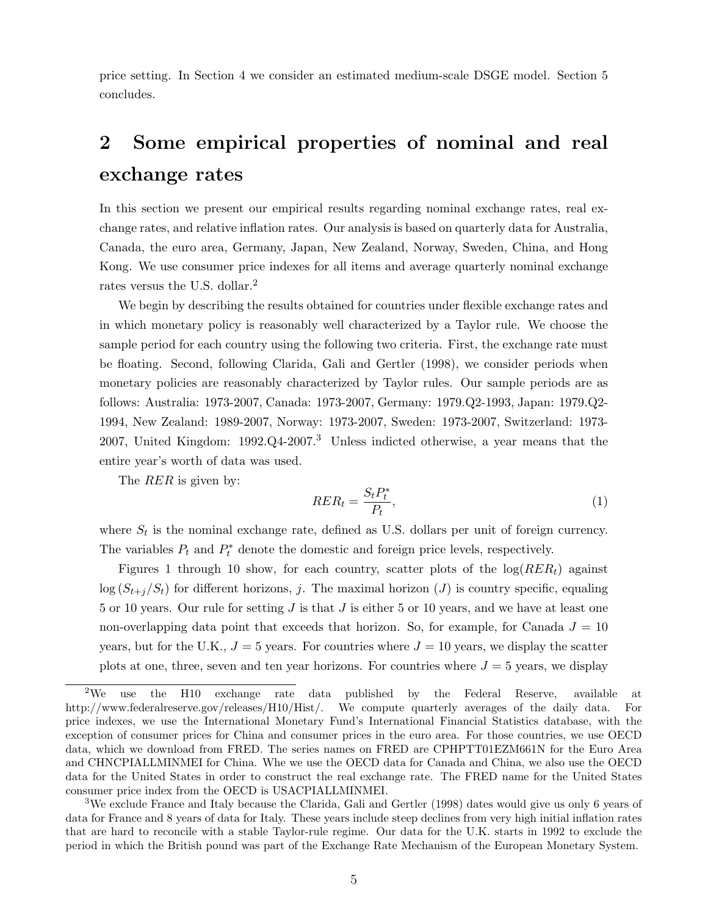price setting. In Section 4 we consider an estimated medium-scale DSGE model. Section 5 concludes.

## 2 Some empirical properties of nominal and real exchange rates

In this section we present our empirical results regarding nominal exchange rates, real exchange rates, and relative inflation rates. Our analysis is based on quarterly data for Australia, Canada, the euro area, Germany, Japan, New Zealand, Norway, Sweden, China, and Hong Kong. We use consumer price indexes for all items and average quarterly nominal exchange rates versus the U.S. dollar.[2]

We begin by describing the results obtained for countries under flexible exchange rates and in which monetary policy is reasonably well characterized by a Taylor rule. We choose the sample period for each country using the following two criteria. First, the exchange rate must be floating. Second, following Clarida, Gali and Gertler (1998), we consider periods when monetary policies are reasonably characterized by Taylor rules. Our sample periods are as follows: Australia: 1973-2007, Canada: 1973-2007, Germany: 1979.Q2-1993, Japan: 1979.Q2-1994, New Zealand: 1989-2007, Norway: 1973-2007, Sweden: 1973-2007, Switzerland: 1973-2007, United Kingdom: 1992.Q4-2007.[3] Unless indicted otherwise, a year means that the entire year's worth of data was used.

The $RER$ is given by:

$$RER_t = \frac{S_t P_t^*}{P_t}, \tag{1}$$

where $S_t$ is the nominal exchange rate, defined as U.S. dollars per unit of foreign currency. The variables $P_t$ and $P_t^*$ denote the domestic and foreign price levels, respectively.

Figures 1 through 10 show, for each country, scatter plots of the $\log(RER_t)$ against $\log(S_{t+j}/S_t)$ for different horizons, $j$. The maximal horizon ($J$) is country specific, equaling 5 or 10 years. Our rule for setting $J$ is that $J$ is either 5 or 10 years, and we have at least one non-overlapping data point that exceeds that horizon. So, for example, for Canada $J = 10$ years, but for the U.K., $J = 5$ years. For countries where $J = 10$ years, we display the scatter plots at one, three, seven and ten year horizons. For countries where $J = 5$ years, we display

---

[2] We use the H10 exchange rate data published by the Federal Reserve, available at http://www.federalreserve.gov/releases/H10/Hist/. We compute quarterly averages of the daily data. For price indexes, we use the International Monetary Fund's International Financial Statistics database, with the exception of consumer prices for China and consumer prices in the euro area. For those countries, we use OECD data, which we download from FRED. The series names on FRED are CPHPTT01EZM661N for the Euro Area and CHNCPIALLMINMEI for China. Whe we use the OECD data for Canada and China, we also use the OECD data for the United States in order to construct the real exchange rate. The FRED name for the United States consumer price index from the OECD is USACPIALLMINMEI.

[3] We exclude France and Italy because the Clarida, Gali and Gertler (1998) dates would give us only 6 years of data for France and 8 years of data for Italy. These years include steep declines from very high initial inflation rates that are hard to reconcile with a stable Taylor-rule regime. Our data for the U.K. starts in 1992 to exclude the period in which the British pound was part of the Exchange Rate Mechanism of the European Monetary System.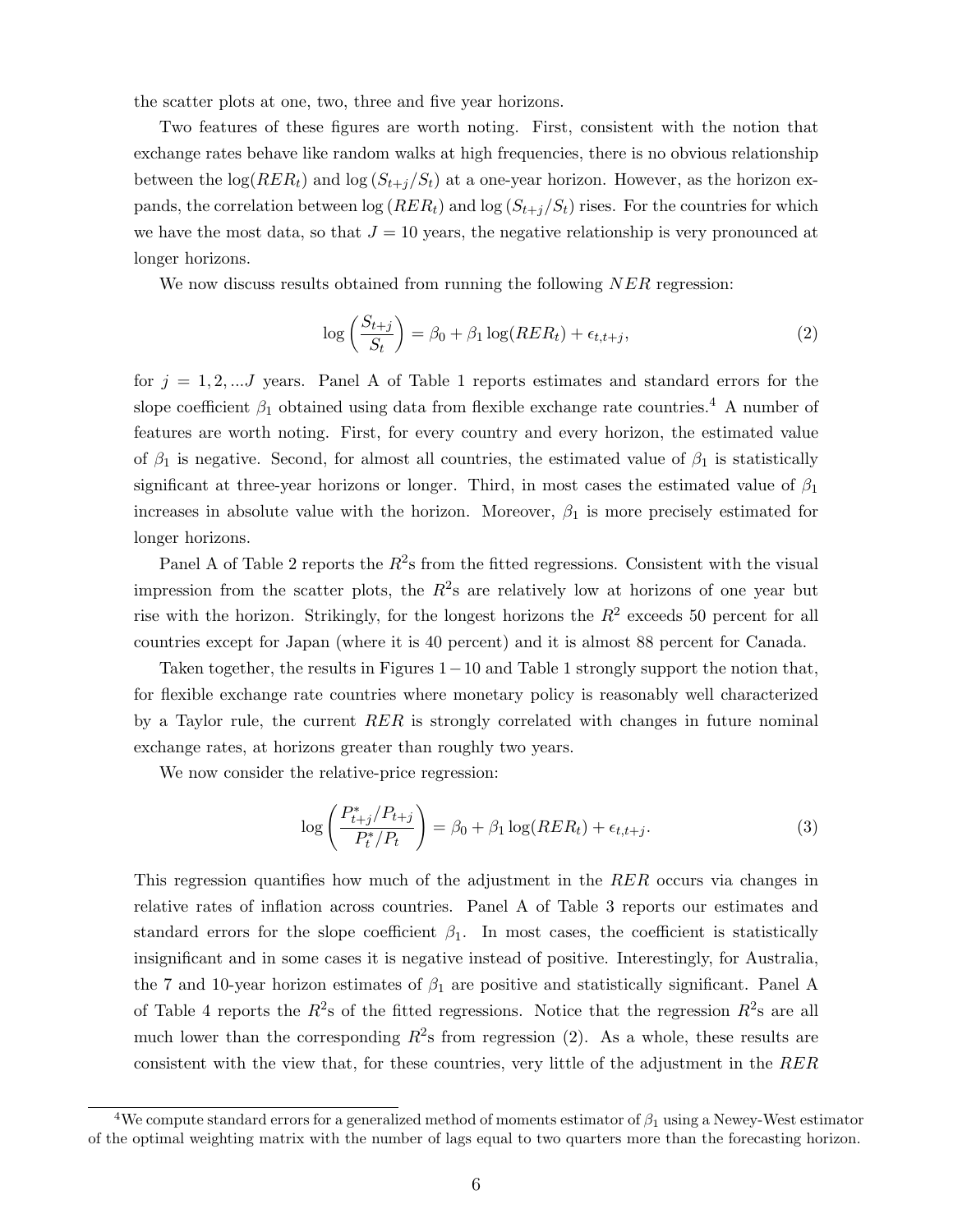the scatter plots at one, two, three and five year horizons.

Two features of these figures are worth noting. First, consistent with the notion that exchange rates behave like random walks at high frequencies, there is no obvious relationship between the $\log(RER_t)$ and $\log(S_{t+j}/S_t)$ at a one-year horizon. However, as the horizon expands, the correlation between $\log(RER_t)$ and $\log(S_{t+j}/S_t)$ rises. For the countries for which we have the most data, so that $J = 10$ years, the negative relationship is very pronounced at longer horizons.

We now discuss results obtained from running the following $NER$ regression:

$$\log\left(\frac{S_{t+j}}{S_t}\right) = \beta_0 + \beta_1 \log(RER_t) + \epsilon_{t,t+j}, \tag{2}$$

for $j = 1, 2, ...J$ years. Panel A of Table 1 reports estimates and standard errors for the slope coefficient $\beta_1$ obtained using data from flexible exchange rate countries.[4] A number of features are worth noting. First, for every country and every horizon, the estimated value of $\beta_1$ is negative. Second, for almost all countries, the estimated value of $\beta_1$ is statistically significant at three-year horizons or longer. Third, in most cases the estimated value of $\beta_1$ increases in absolute value with the horizon. Moreover, $\beta_1$ is more precisely estimated for longer horizons.

Panel A of Table 2 reports the $R^2$s from the fitted regressions. Consistent with the visual impression from the scatter plots, the $R^2$s are relatively low at horizons of one year but rise with the horizon. Strikingly, for the longest horizons the $R^2$ exceeds 50 percent for all countries except for Japan (where it is 40 percent) and it is almost 88 percent for Canada.

Taken together, the results in Figures $1-10$ and Table 1 strongly support the notion that, for flexible exchange rate countries where monetary policy is reasonably well characterized by a Taylor rule, the current $RER$ is strongly correlated with changes in future nominal exchange rates, at horizons greater than roughly two years.

We now consider the relative-price regression:

$$\log\left(\frac{P^*_{t+j}/P_{t+j}}{P^*_t/P_t}\right) = \beta_0 + \beta_1 \log(RER_t) + \epsilon_{t,t+j}. \tag{3}$$

This regression quantifies how much of the adjustment in the $RER$ occurs via changes in relative rates of inflation across countries. Panel A of Table 3 reports our estimates and standard errors for the slope coefficient $\beta_1$. In most cases, the coefficient is statistically insignificant and in some cases it is negative instead of positive. Interestingly, for Australia, the 7 and 10-year horizon estimates of $\beta_1$ are positive and statistically significant. Panel A of Table 4 reports the $R^2$s of the fitted regressions. Notice that the regression $R^2$s are all much lower than the corresponding $R^2$s from regression (2). As a whole, these results are consistent with the view that, for these countries, very little of the adjustment in the $RER$

[4] We compute standard errors for a generalized method of moments estimator of $\beta_1$ using a Newey-West estimator of the optimal weighting matrix with the number of lags equal to two quarters more than the forecasting horizon.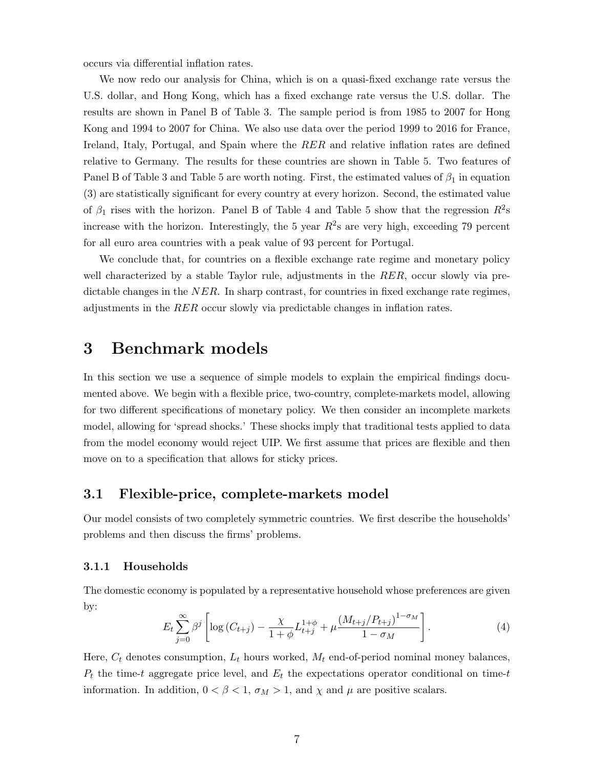occurs via differential inflation rates.

We now redo our analysis for China, which is on a quasi-fixed exchange rate versus the U.S. dollar, and Hong Kong, which has a fixed exchange rate versus the U.S. dollar. The results are shown in Panel B of Table 3. The sample period is from 1985 to 2007 for Hong Kong and 1994 to 2007 for China. We also use data over the period 1999 to 2016 for France, Ireland, Italy, Portugal, and Spain where the $RER$ and relative inflation rates are defined relative to Germany. The results for these countries are shown in Table 5. Two features of Panel B of Table 3 and Table 5 are worth noting. First, the estimated values of $\beta_1$ in equation (3) are statistically significant for every country at every horizon. Second, the estimated value of $\beta_1$ rises with the horizon. Panel B of Table 4 and Table 5 show that the regression $R^2$s increase with the horizon. Interestingly, the 5 year $R^2$s are very high, exceeding 79 percent for all euro area countries with a peak value of 93 percent for Portugal.

We conclude that, for countries on a flexible exchange rate regime and monetary policy well characterized by a stable Taylor rule, adjustments in the $RER$, occur slowly via predictable changes in the $NER$. In sharp contrast, for countries in fixed exchange rate regimes, adjustments in the $RER$ occur slowly via predictable changes in inflation rates.

# 3 Benchmark models

In this section we use a sequence of simple models to explain the empirical findings documented above. We begin with a flexible price, two-country, complete-markets model, allowing for two different specifications of monetary policy. We then consider an incomplete markets model, allowing for 'spread shocks.' These shocks imply that traditional tests applied to data from the model economy would reject UIP. We first assume that prices are flexible and then move on to a specification that allows for sticky prices.

## 3.1 Flexible-price, complete-markets model

Our model consists of two completely symmetric countries. We first describe the households' problems and then discuss the firms' problems.

### 3.1.1 Households

The domestic economy is populated by a representative household whose preferences are given by:

$$E_t \sum_{j=0}^{\infty} \beta^j \left[ \log\left(C_{t+j}\right) - \frac{\chi}{1+\phi} L_{t+j}^{1+\phi} + \mu \frac{\left(M_{t+j}/P_{t+j}\right)^{1-\sigma_M}}{1-\sigma_M} \right]. \tag{4}$$

Here, $C_t$ denotes consumption, $L_t$ hours worked, $M_t$ end-of-period nominal money balances, $P_t$ the time-$t$ aggregate price level, and $E_t$ the expectations operator conditional on time-$t$ information. In addition, $0 < \beta < 1$, $\sigma_M > 1$, and $\chi$ and $\mu$ are positive scalars.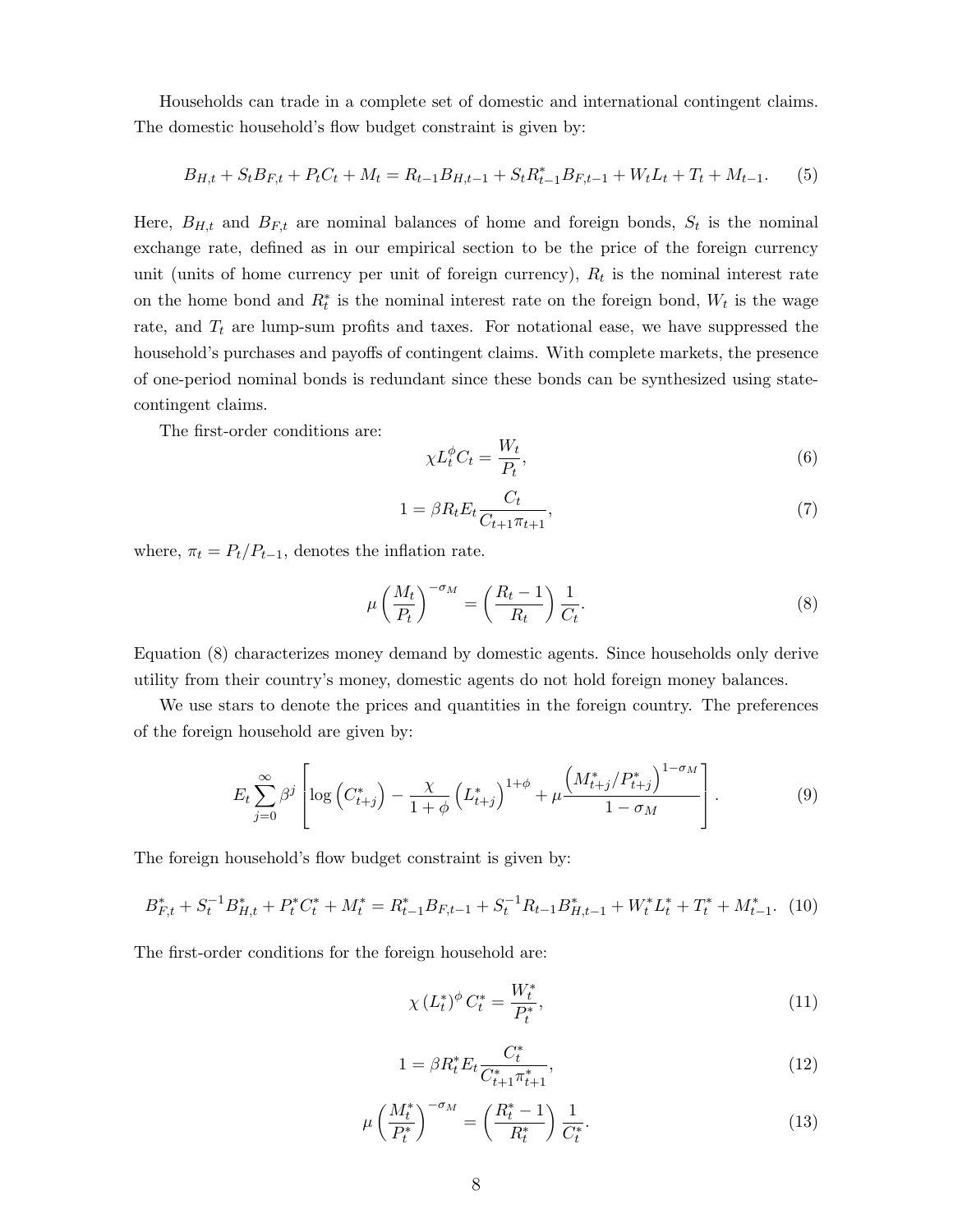Households can trade in a complete set of domestic and international contingent claims. The domestic household's flow budget constraint is given by:

$$B_{H,t} + S_t B_{F,t} + P_t C_t + M_t = R_{t-1} B_{H,t-1} + S_t R^*_{t-1} B_{F,t-1} + W_t L_t + T_t + M_{t-1}. \quad (5)$$

Here, $B_{H,t}$ and $B_{F,t}$ are nominal balances of home and foreign bonds, $S_t$ is the nominal exchange rate, defined as in our empirical section to be the price of the foreign currency unit (units of home currency per unit of foreign currency), $R_t$ is the nominal interest rate on the home bond and $R^*_t$ is the nominal interest rate on the foreign bond, $W_t$ is the wage rate, and $T_t$ are lump-sum profits and taxes. For notational ease, we have suppressed the household's purchases and payoffs of contingent claims. With complete markets, the presence of one-period nominal bonds is redundant since these bonds can be synthesized using state-contingent claims.

The first-order conditions are:

$$\chi L_t^{\phi} C_t = \frac{W_t}{P_t}, \quad (6)$$

$$1 = \beta R_t E_t \frac{C_t}{C_{t+1}\pi_{t+1}}, \quad (7)$$

where, $\pi_t = P_t / P_{t-1}$, denotes the inflation rate.

$$\mu \left(\frac{M_t}{P_t}\right)^{-\sigma_M} = \left(\frac{R_t - 1}{R_t}\right)\frac{1}{C_t}. \quad (8)$$

Equation (8) characterizes money demand by domestic agents. Since households only derive utility from their country's money, domestic agents do not hold foreign money balances.

We use stars to denote the prices and quantities in the foreign country. The preferences of the foreign household are given by:

$$E_t \sum_{j=0}^{\infty} \beta^j \left[\log\left(C^*_{t+j}\right) - \frac{\chi}{1+\phi}\left(L^*_{t+j}\right)^{1+\phi} + \mu \frac{\left(M^*_{t+j}/P^*_{t+j}\right)^{1-\sigma_M}}{1-\sigma_M}\right]. \quad (9)$$

The foreign household's flow budget constraint is given by:

$$B^*_{F,t} + S_t^{-1} B^*_{H,t} + P^*_t C^*_t + M^*_t = R^*_{t-1} B_{F,t-1} + S_t^{-1} R_{t-1} B^*_{H,t-1} + W^*_t L^*_t + T^*_t + M^*_{t-1}. \quad (10)$$

The first-order conditions for the foreign household are:

$$\chi \left(L^*_t\right)^{\phi} C^*_t = \frac{W^*_t}{P^*_t}, \quad (11)$$

$$1 = \beta R^*_t E_t \frac{C^*_t}{C^*_{t+1}\pi^*_{t+1}}, \quad (12)$$

$$\mu \left(\frac{M^*_t}{P^*_t}\right)^{-\sigma_M} = \left(\frac{R^*_t - 1}{R^*_t}\right)\frac{1}{C^*_t}. \quad (13)$$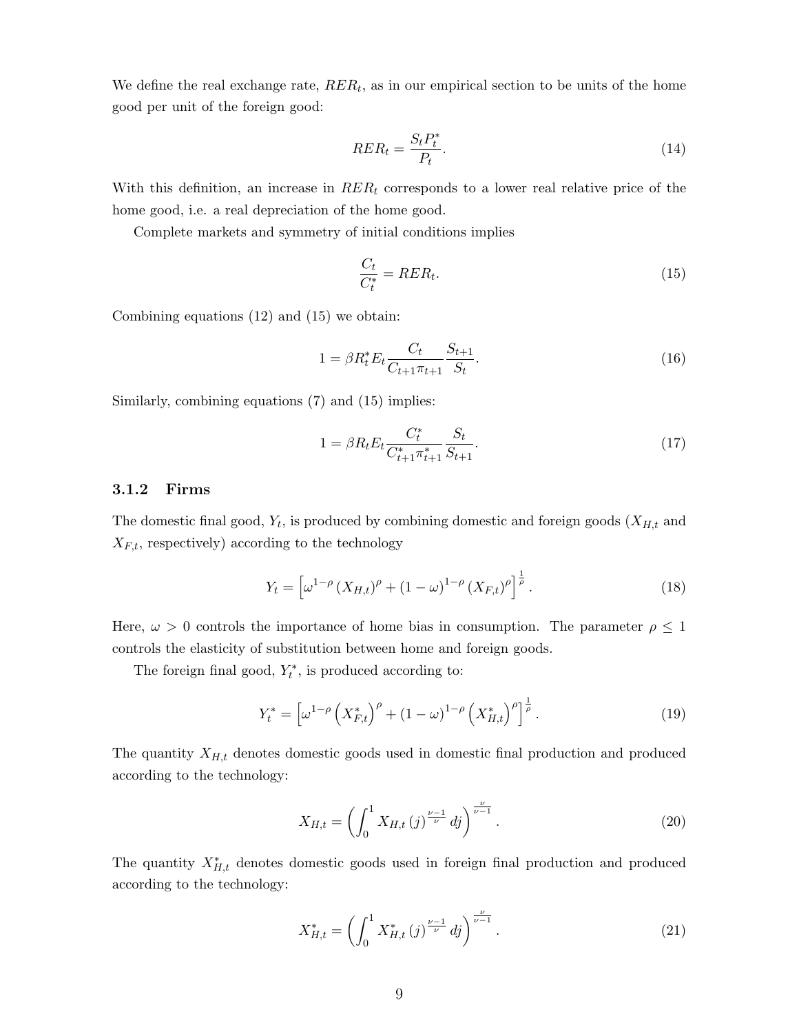We define the real exchange rate, $RER_t$, as in our empirical section to be units of the home good per unit of the foreign good:

$$RER_t = \frac{S_t P_t^*}{P_t}. \tag{14}$$

With this definition, an increase in $RER_t$ corresponds to a lower real relative price of the home good, i.e. a real depreciation of the home good.

Complete markets and symmetry of initial conditions implies

$$\frac{C_t}{C_t^*} = RER_t. \tag{15}$$

Combining equations (12) and (15) we obtain:

$$1 = \beta R_t^* E_t \frac{C_t}{C_{t+1}\pi_{t+1}} \frac{S_{t+1}}{S_t}. \tag{16}$$

Similarly, combining equations (7) and (15) implies:

$$1 = \beta R_t E_t \frac{C_t^*}{C_{t+1}^* \pi_{t+1}^*} \frac{S_t}{S_{t+1}}. \tag{17}$$

### 3.1.2 Firms

The domestic final good, $Y_t$, is produced by combining domestic and foreign goods ($X_{H,t}$ and $X_{F,t}$, respectively) according to the technology

$$Y_t = \left[\omega^{1-\rho} \left(X_{H,t}\right)^{\rho} + (1-\omega)^{1-\rho} \left(X_{F,t}\right)^{\rho}\right]^{\frac{1}{\rho}}. \tag{18}$$

Here, $\omega > 0$ controls the importance of home bias in consumption. The parameter $\rho \leq 1$ controls the elasticity of substitution between home and foreign goods.

The foreign final good, $Y_t^*$, is produced according to:

$$Y_t^* = \left[\omega^{1-\rho} \left(X_{F,t}^*\right)^{\rho} + (1-\omega)^{1-\rho} \left(X_{H,t}^*\right)^{\rho}\right]^{\frac{1}{\rho}}. \tag{19}$$

The quantity $X_{H,t}$ denotes domestic goods used in domestic final production and produced according to the technology:

$$X_{H,t} = \left(\int_0^1 X_{H,t}(j)^{\frac{\nu-1}{\nu}} dj\right)^{\frac{\nu}{\nu-1}}. \tag{20}$$

The quantity $X_{H,t}^*$ denotes domestic goods used in foreign final production and produced according to the technology:

$$X_{H,t}^* = \left(\int_0^1 X_{H,t}^*(j)^{\frac{\nu-1}{\nu}} dj\right)^{\frac{\nu}{\nu-1}}. \tag{21}$$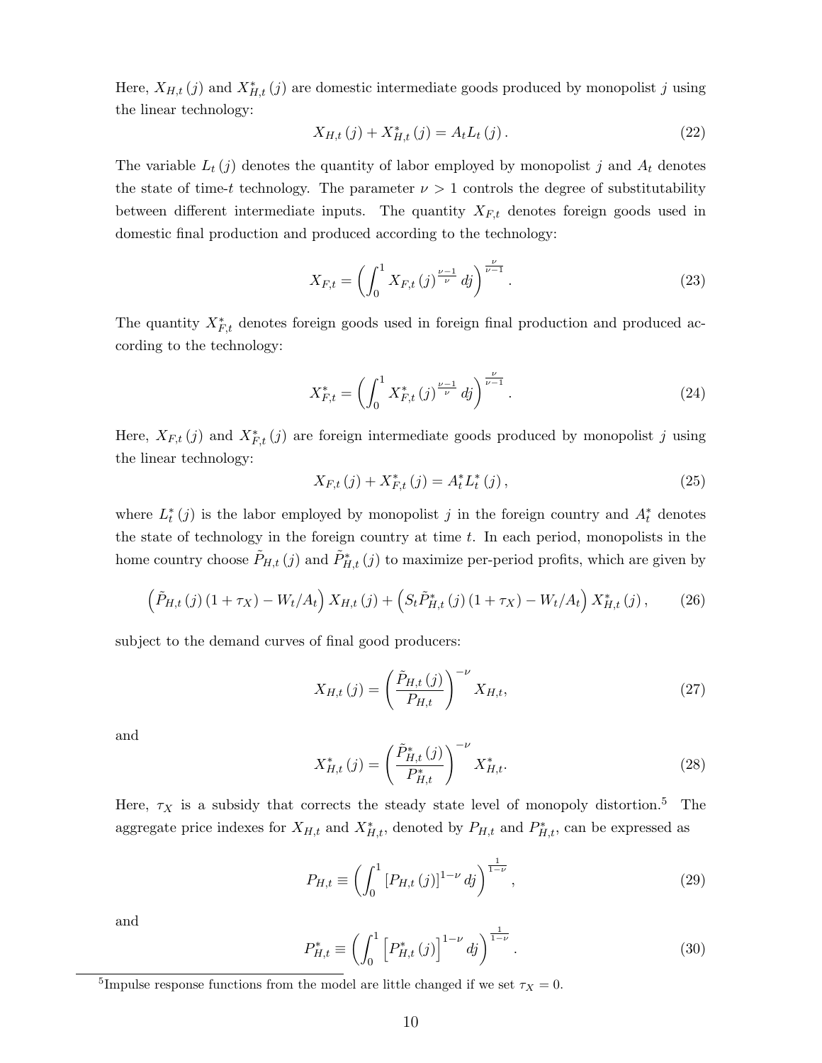Here, $X_{H,t}(j)$ and $X^*_{H,t}(j)$ are domestic intermediate goods produced by monopolist $j$ using the linear technology:

$$X_{H,t}(j) + X^*_{H,t}(j) = A_t L_t(j). \tag{22}$$

The variable $L_t(j)$ denotes the quantity of labor employed by monopolist $j$ and $A_t$ denotes the state of time-$t$ technology. The parameter $\nu > 1$ controls the degree of substitutability between different intermediate inputs. The quantity $X_{F,t}$ denotes foreign goods used in domestic final production and produced according to the technology:

$$X_{F,t} = \left( \int_0^1 X_{F,t}(j)^{\frac{\nu-1}{\nu}} dj \right)^{\frac{\nu}{\nu-1}}. \tag{23}$$

The quantity $X^*_{F,t}$ denotes foreign goods used in foreign final production and produced according to the technology:

$$X^*_{F,t} = \left( \int_0^1 X^*_{F,t}(j)^{\frac{\nu-1}{\nu}} dj \right)^{\frac{\nu}{\nu-1}}. \tag{24}$$

Here, $X_{F,t}(j)$ and $X^*_{F,t}(j)$ are foreign intermediate goods produced by monopolist $j$ using the linear technology:

$$X_{F,t}(j) + X^*_{F,t}(j) = A^*_t L^*_t(j), \tag{25}$$

where $L^*_t(j)$ is the labor employed by monopolist $j$ in the foreign country and $A^*_t$ denotes the state of technology in the foreign country at time $t$. In each period, monopolists in the home country choose $\tilde{P}_{H,t}(j)$ and $\tilde{P}^*_{H,t}(j)$ to maximize per-period profits, which are given by

$$\left( \tilde{P}_{H,t}(j)(1+\tau_X) - W_t/A_t \right) X_{H,t}(j) + \left( S_t \tilde{P}^*_{H,t}(j)(1+\tau_X) - W_t/A_t \right) X^*_{H,t}(j), \tag{26}$$

subject to the demand curves of final good producers:

$$X_{H,t}(j) = \left( \frac{\tilde{P}_{H,t}(j)}{P_{H,t}} \right)^{-\nu} X_{H,t}, \tag{27}$$

and

$$X^*_{H,t}(j) = \left( \frac{\tilde{P}^*_{H,t}(j)}{P^*_{H,t}} \right)^{-\nu} X^*_{H,t}. \tag{28}$$

Here, $\tau_X$ is a subsidy that corrects the steady state level of monopoly distortion.[5] The aggregate price indexes for $X_{H,t}$ and $X^*_{H,t}$, denoted by $P_{H,t}$ and $P^*_{H,t}$, can be expressed as

$$P_{H,t} \equiv \left( \int_0^1 \left[ P_{H,t}(j) \right]^{1-\nu} dj \right)^{\frac{1}{1-\nu}}, \tag{29}$$

and

$$P^*_{H,t} \equiv \left( \int_0^1 \left[ P^*_{H,t}(j) \right]^{1-\nu} dj \right)^{\frac{1}{1-\nu}}. \tag{30}$$

[5] Impulse response functions from the model are little changed if we set $\tau_X = 0$.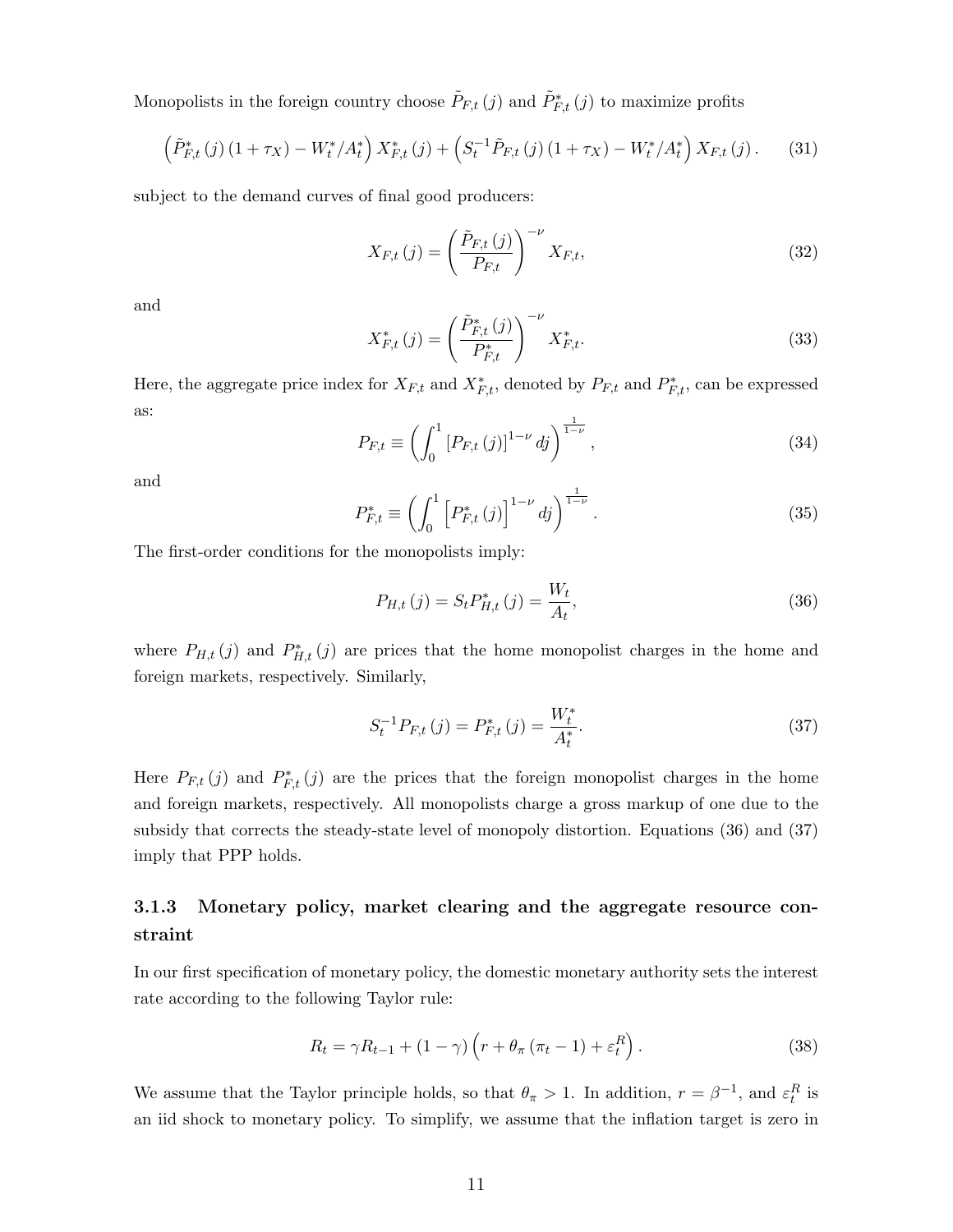Monopolists in the foreign country choose $\tilde{P}_{F,t}(j)$ and $\tilde{P}^*_{F,t}(j)$ to maximize profits

$$\left(\tilde{P}^*_{F,t}(j)(1+\tau_X) - W^*_t/A^*_t\right) X^*_{F,t}(j) + \left(S_t^{-1}\tilde{P}_{F,t}(j)(1+\tau_X) - W^*_t/A^*_t\right) X_{F,t}(j). \tag{31}$$

subject to the demand curves of final good producers:

$$X_{F,t}(j) = \left(\frac{\tilde{P}_{F,t}(j)}{P_{F,t}}\right)^{-\nu} X_{F,t}, \tag{32}$$

and

$$X^*_{F,t}(j) = \left(\frac{\tilde{P}^*_{F,t}(j)}{P^*_{F,t}}\right)^{-\nu} X^*_{F,t}. \tag{33}$$

Here, the aggregate price index for $X_{F,t}$ and $X^*_{F,t}$, denoted by $P_{F,t}$ and $P^*_{F,t}$, can be expressed as:

$$P_{F,t} \equiv \left(\int_0^1 \left[P_{F,t}(j)\right]^{1-\nu} dj\right)^{\frac{1}{1-\nu}}, \tag{34}$$

and

$$P^*_{F,t} \equiv \left(\int_0^1 \left[P^*_{F,t}(j)\right]^{1-\nu} dj\right)^{\frac{1}{1-\nu}}. \tag{35}$$

The first-order conditions for the monopolists imply:

$$P_{H,t}(j) = S_t P^*_{H,t}(j) = \frac{W_t}{A_t}, \tag{36}$$

where $P_{H,t}(j)$ and $P^*_{H,t}(j)$ are prices that the home monopolist charges in the home and foreign markets, respectively. Similarly,

$$S_t^{-1} P_{F,t}(j) = P^*_{F,t}(j) = \frac{W^*_t}{A^*_t}. \tag{37}$$

Here $P_{F,t}(j)$ and $P^*_{F,t}(j)$ are the prices that the foreign monopolist charges in the home and foreign markets, respectively. All monopolists charge a gross markup of one due to the subsidy that corrects the steady-state level of monopoly distortion. Equations (36) and (37) imply that PPP holds.

### 3.1.3 Monetary policy, market clearing and the aggregate resource constraint

In our first specification of monetary policy, the domestic monetary authority sets the interest rate according to the following Taylor rule:

$$R_t = \gamma R_{t-1} + (1-\gamma)\left(r + \theta_\pi(\pi_t - 1) + \varepsilon^R_t\right). \tag{38}$$

We assume that the Taylor principle holds, so that $\theta_\pi > 1$. In addition, $r = \beta^{-1}$, and $\varepsilon^R_t$ is an iid shock to monetary policy. To simplify, we assume that the inflation target is zero in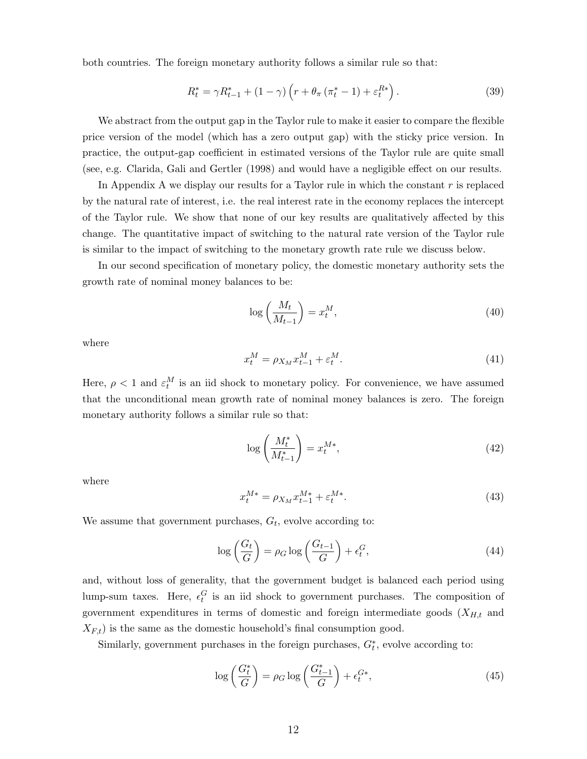both countries. The foreign monetary authority follows a similar rule so that:

$$R_t^* = \gamma R_{t-1}^* + (1-\gamma)\left(r + \theta_\pi (\pi_t^* - 1) + \varepsilon_t^{R*}\right). \tag{39}$$

We abstract from the output gap in the Taylor rule to make it easier to compare the flexible price version of the model (which has a zero output gap) with the sticky price version. In practice, the output-gap coefficient in estimated versions of the Taylor rule are quite small (see, e.g. Clarida, Gali and Gertler (1998) and would have a negligible effect on our results.

In Appendix A we display our results for a Taylor rule in which the constant $r$ is replaced by the natural rate of interest, i.e. the real interest rate in the economy replaces the intercept of the Taylor rule. We show that none of our key results are qualitatively affected by this change. The quantitative impact of switching to the natural rate version of the Taylor rule is similar to the impact of switching to the monetary growth rate rule we discuss below.

In our second specification of monetary policy, the domestic monetary authority sets the growth rate of nominal money balances to be:

$$\log\left(\frac{M_t}{M_{t-1}}\right) = x_t^M, \tag{40}$$

where

$$x_t^M = \rho_{X_M} x_{t-1}^M + \varepsilon_t^M. \tag{41}$$

Here, $\rho < 1$ and $\varepsilon_t^M$ is an iid shock to monetary policy. For convenience, we have assumed that the unconditional mean growth rate of nominal money balances is zero. The foreign monetary authority follows a similar rule so that:

$$\log\left(\frac{M_t^*}{M_{t-1}^*}\right) = x_t^{M*}, \tag{42}$$

where

$$x_t^{M*} = \rho_{X_M} x_{t-1}^{M*} + \varepsilon_t^{M*}. \tag{43}$$

We assume that government purchases, $G_t$, evolve according to:

$$\log\left(\frac{G_t}{G}\right) = \rho_G \log\left(\frac{G_{t-1}}{G}\right) + \epsilon_t^G, \tag{44}$$

and, without loss of generality, that the government budget is balanced each period using lump-sum taxes. Here, $\epsilon_t^G$ is an iid shock to government purchases. The composition of government expenditures in terms of domestic and foreign intermediate goods ($X_{H,t}$ and $X_{F,t}$) is the same as the domestic household's final consumption good.

Similarly, government purchases in the foreign purchases, $G_t^*$, evolve according to:

$$\log\left(\frac{G_t^*}{G}\right) = \rho_G \log\left(\frac{G_{t-1}^*}{G}\right) + \epsilon_t^{G*}, \tag{45}$$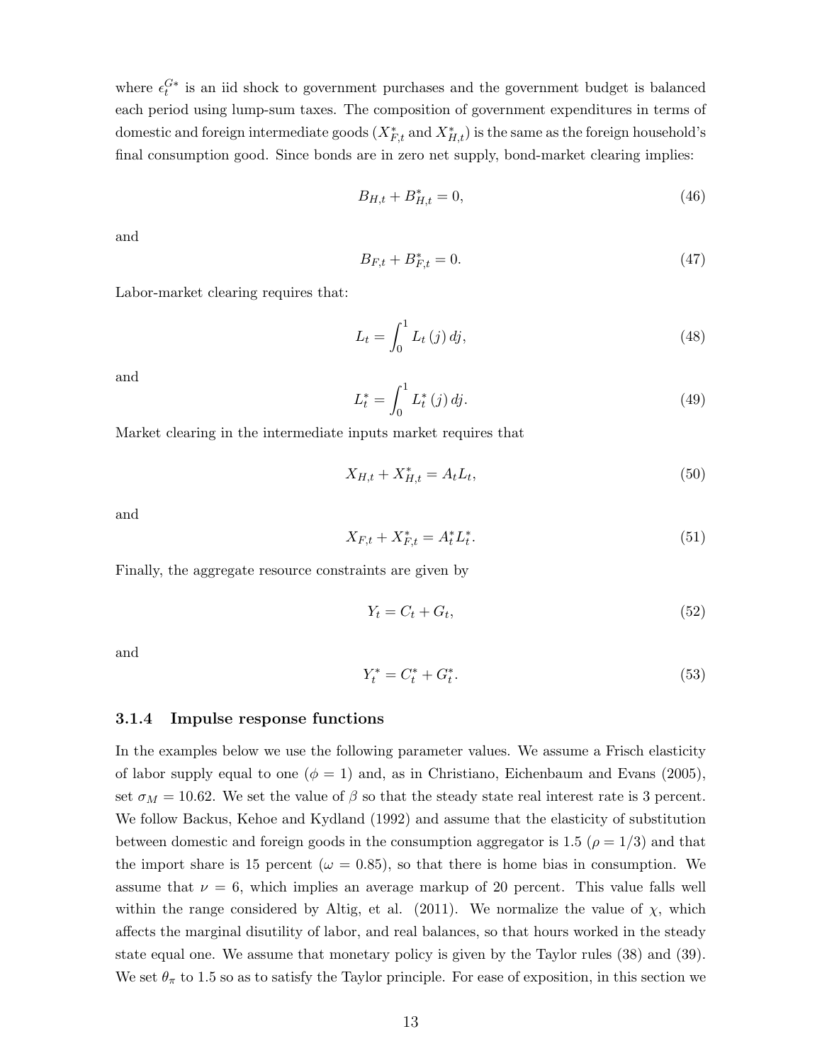where $\epsilon_t^{G*}$ is an iid shock to government purchases and the government budget is balanced each period using lump-sum taxes. The composition of government expenditures in terms of domestic and foreign intermediate goods ($X^*_{F,t}$ and $X^*_{H,t}$) is the same as the foreign household's final consumption good. Since bonds are in zero net supply, bond-market clearing implies:

$$B_{H,t} + B^*_{H,t} = 0, \tag{46}$$

and

$$B_{F,t} + B^*_{F,t} = 0. \tag{47}$$

Labor-market clearing requires that:

$$L_t = \int_0^1 L_t(j)\,dj, \tag{48}$$

and

$$L^*_t = \int_0^1 L^*_t(j)\,dj. \tag{49}$$

Market clearing in the intermediate inputs market requires that

$$X_{H,t} + X^*_{H,t} = A_t L_t, \tag{50}$$

and

$$X_{F,t} + X^*_{F,t} = A^*_t L^*_t. \tag{51}$$

Finally, the aggregate resource constraints are given by

$$Y_t = C_t + G_t, \tag{52}$$

and

$$Y^*_t = C^*_t + G^*_t. \tag{53}$$

### 3.1.4 Impulse response functions

In the examples below we use the following parameter values. We assume a Frisch elasticity of labor supply equal to one ($\phi = 1$) and, as in Christiano, Eichenbaum and Evans (2005), set $\sigma_M = 10.62$. We set the value of $\beta$ so that the steady state real interest rate is 3 percent. We follow Backus, Kehoe and Kydland (1992) and assume that the elasticity of substitution between domestic and foreign goods in the consumption aggregator is 1.5 ($\rho = 1/3$) and that the import share is 15 percent ($\omega = 0.85$), so that there is home bias in consumption. We assume that $\nu = 6$, which implies an average markup of 20 percent. This value falls well within the range considered by Altig, et al. (2011). We normalize the value of $\chi$, which affects the marginal disutility of labor, and real balances, so that hours worked in the steady state equal one. We assume that monetary policy is given by the Taylor rules (38) and (39). We set $\theta_\pi$ to 1.5 so as to satisfy the Taylor principle. For ease of exposition, in this section we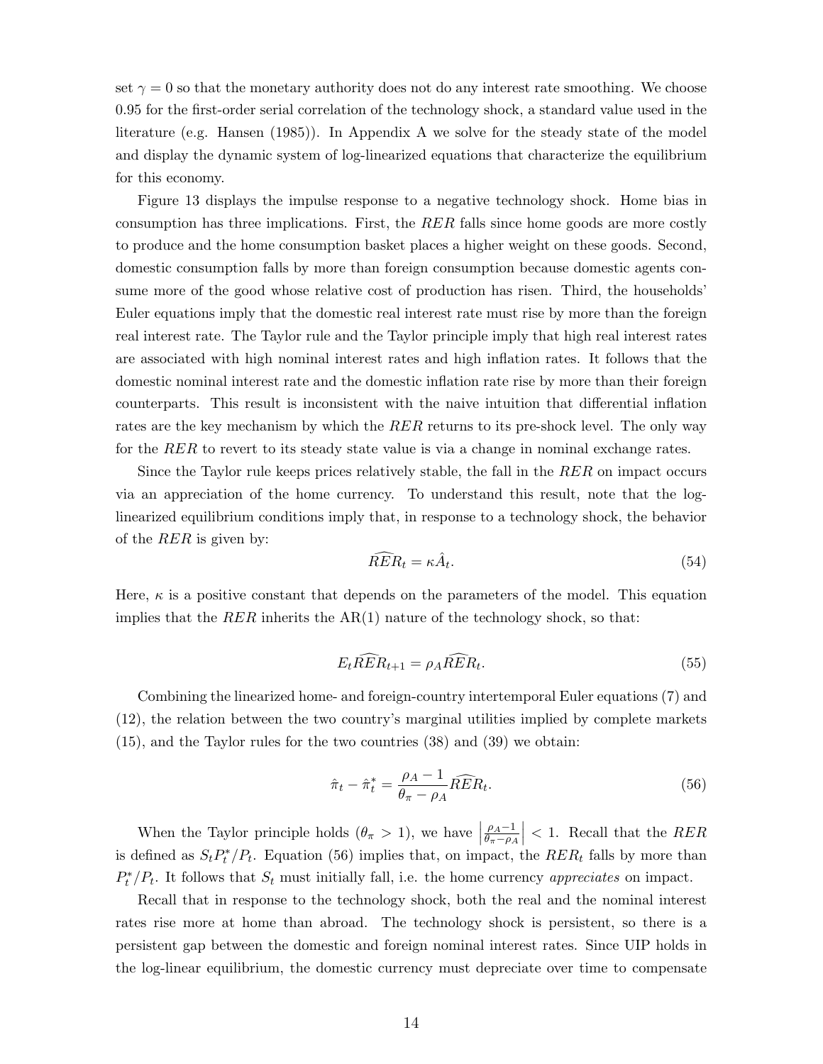set $\gamma = 0$ so that the monetary authority does not do any interest rate smoothing. We choose 0.95 for the first-order serial correlation of the technology shock, a standard value used in the literature (e.g. Hansen (1985)). In Appendix A we solve for the steady state of the model and display the dynamic system of log-linearized equations that characterize the equilibrium for this economy.

Figure 13 displays the impulse response to a negative technology shock. Home bias in consumption has three implications. First, the $RER$ falls since home goods are more costly to produce and the home consumption basket places a higher weight on these goods. Second, domestic consumption falls by more than foreign consumption because domestic agents consume more of the good whose relative cost of production has risen. Third, the households' Euler equations imply that the domestic real interest rate must rise by more than the foreign real interest rate. The Taylor rule and the Taylor principle imply that high real interest rates are associated with high nominal interest rates and high inflation rates. It follows that the domestic nominal interest rate and the domestic inflation rate rise by more than their foreign counterparts. This result is inconsistent with the naive intuition that differential inflation rates are the key mechanism by which the $RER$ returns to its pre-shock level. The only way for the $RER$ to revert to its steady state value is via a change in nominal exchange rates.

Since the Taylor rule keeps prices relatively stable, the fall in the $RER$ on impact occurs via an appreciation of the home currency. To understand this result, note that the log-linearized equilibrium conditions imply that, in response to a technology shock, the behavior of the $RER$ is given by:

$$\widehat{RER}_t = \kappa \hat{A}_t. \tag{54}$$

Here, $\kappa$ is a positive constant that depends on the parameters of the model. This equation implies that the $RER$ inherits the AR(1) nature of the technology shock, so that:

$$E_t \widehat{RER}_{t+1} = \rho_A \widehat{RER}_t. \tag{55}$$

Combining the linearized home- and foreign-country intertemporal Euler equations (7) and (12), the relation between the two country's marginal utilities implied by complete markets (15), and the Taylor rules for the two countries (38) and (39) we obtain:

$$\hat{\pi}_t - \hat{\pi}_t^* = \frac{\rho_A - 1}{\theta_\pi - \rho_A} \widehat{RER}_t. \tag{56}$$

When the Taylor principle holds ($\theta_\pi > 1$), we have $\left| \frac{\rho_A - 1}{\theta_\pi - \rho_A} \right| < 1$. Recall that the $RER$ is defined as $S_t P_t^* / P_t$. Equation (56) implies that, on impact, the $RER_t$ falls by more than $P_t^* / P_t$. It follows that $S_t$ must initially fall, i.e. the home currency *appreciates* on impact.

Recall that in response to the technology shock, both the real and the nominal interest rates rise more at home than abroad. The technology shock is persistent, so there is a persistent gap between the domestic and foreign nominal interest rates. Since UIP holds in the log-linear equilibrium, the domestic currency must depreciate over time to compensate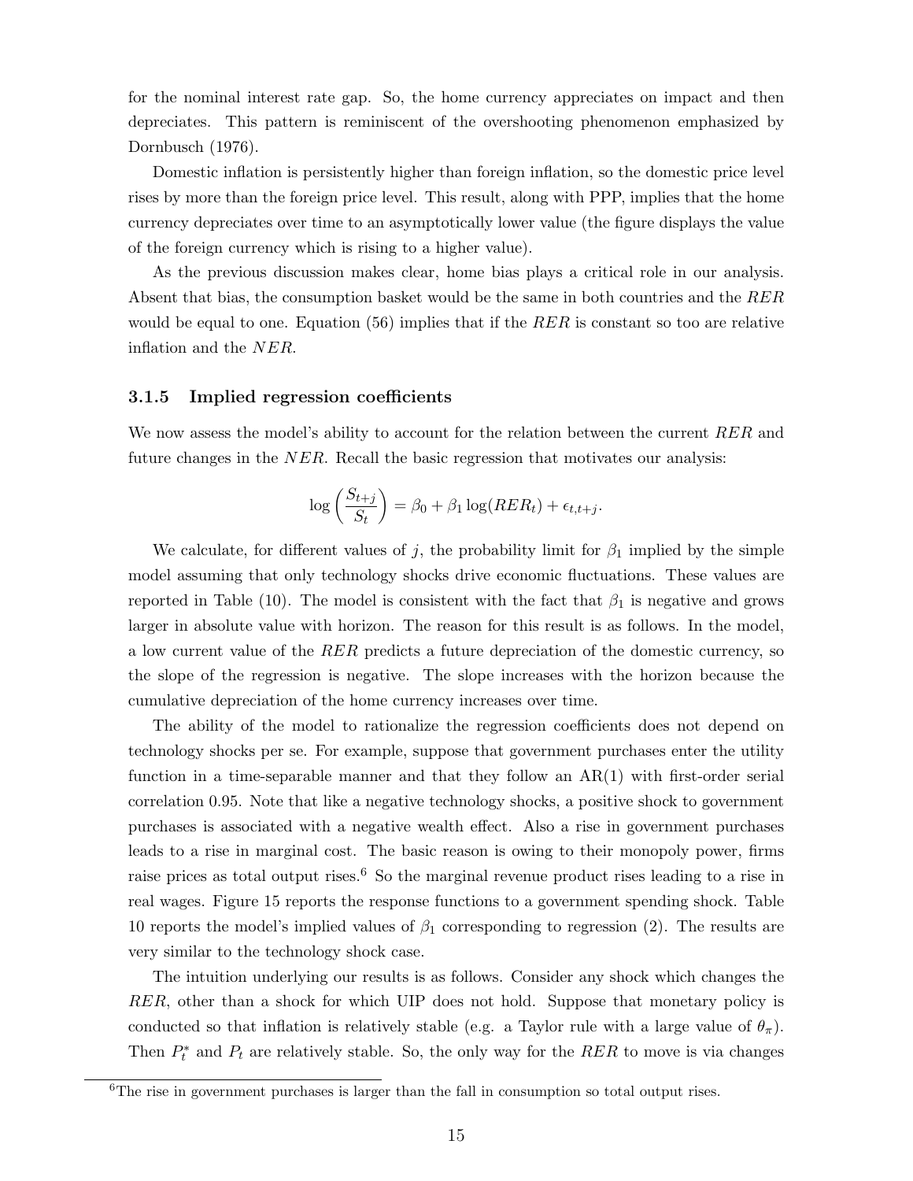for the nominal interest rate gap. So, the home currency appreciates on impact and then depreciates. This pattern is reminiscent of the overshooting phenomenon emphasized by Dornbusch (1976).

Domestic inflation is persistently higher than foreign inflation, so the domestic price level rises by more than the foreign price level. This result, along with PPP, implies that the home currency depreciates over time to an asymptotically lower value (the figure displays the value of the foreign currency which is rising to a higher value).

As the previous discussion makes clear, home bias plays a critical role in our analysis. Absent that bias, the consumption basket would be the same in both countries and the $RER$ would be equal to one. Equation (56) implies that if the $RER$ is constant so too are relative inflation and the $NER$.

### 3.1.5 Implied regression coefficients

We now assess the model's ability to account for the relation between the current $RER$ and future changes in the $NER$. Recall the basic regression that motivates our analysis:

$$\log\left(\frac{S_{t+j}}{S_t}\right) = \beta_0 + \beta_1 \log(RER_t) + \epsilon_{t,t+j}.$$

We calculate, for different values of $j$, the probability limit for $\beta_1$ implied by the simple model assuming that only technology shocks drive economic fluctuations. These values are reported in Table (10). The model is consistent with the fact that $\beta_1$ is negative and grows larger in absolute value with horizon. The reason for this result is as follows. In the model, a low current value of the $RER$ predicts a future depreciation of the domestic currency, so the slope of the regression is negative. The slope increases with the horizon because the cumulative depreciation of the home currency increases over time.

The ability of the model to rationalize the regression coefficients does not depend on technology shocks per se. For example, suppose that government purchases enter the utility function in a time-separable manner and that they follow an AR(1) with first-order serial correlation 0.95. Note that like a negative technology shocks, a positive shock to government purchases is associated with a negative wealth effect. Also a rise in government purchases leads to a rise in marginal cost. The basic reason is owing to their monopoly power, firms raise prices as total output rises.[6] So the marginal revenue product rises leading to a rise in real wages. Figure 15 reports the response functions to a government spending shock. Table 10 reports the model's implied values of $\beta_1$ corresponding to regression (2). The results are very similar to the technology shock case.

The intuition underlying our results is as follows. Consider any shock which changes the $RER$, other than a shock for which UIP does not hold. Suppose that monetary policy is conducted so that inflation is relatively stable (e.g. a Taylor rule with a large value of $\theta_\pi$). Then $P_t^*$ and $P_t$ are relatively stable. So, the only way for the $RER$ to move is via changes

[6] The rise in government purchases is larger than the fall in consumption so total output rises.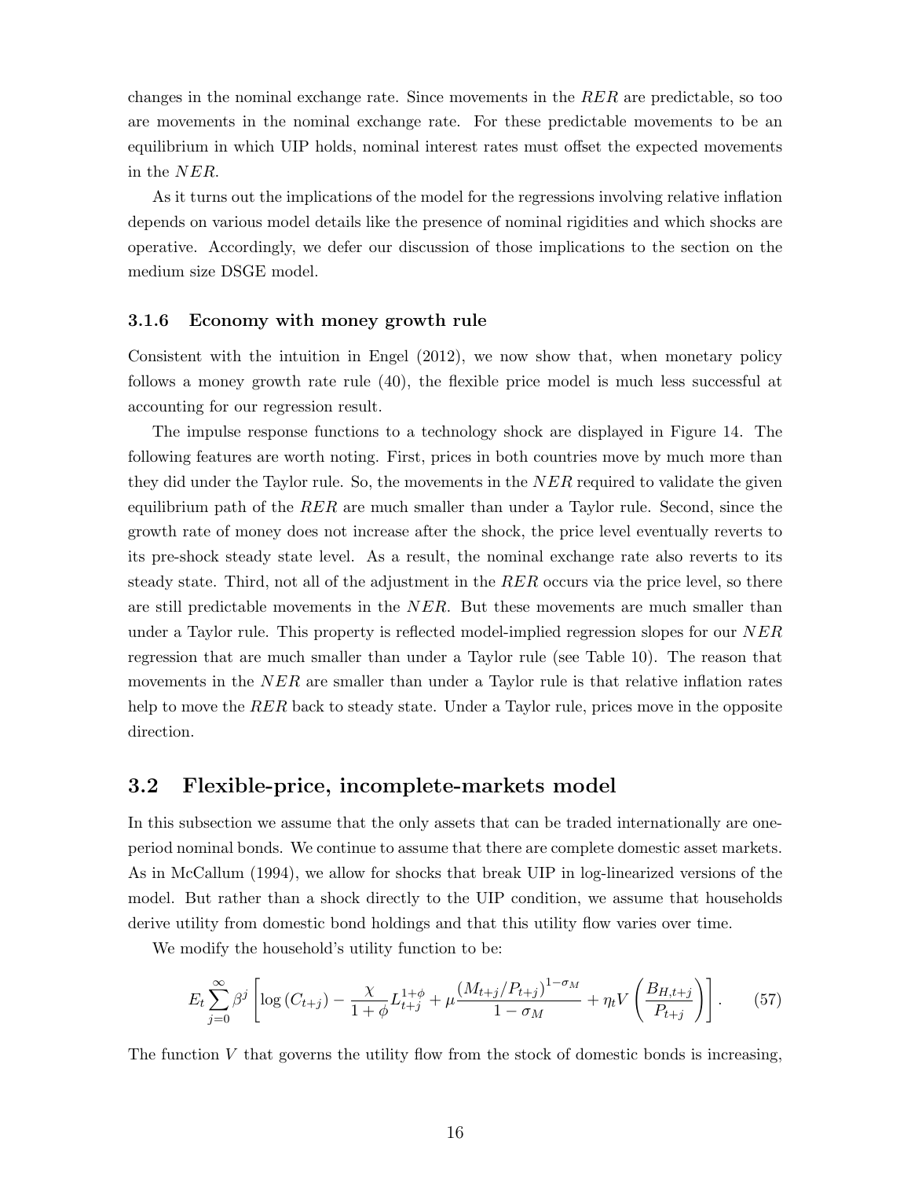changes in the nominal exchange rate. Since movements in the $RER$ are predictable, so too are movements in the nominal exchange rate. For these predictable movements to be an equilibrium in which UIP holds, nominal interest rates must offset the expected movements in the $NER$.

As it turns out the implications of the model for the regressions involving relative inflation depends on various model details like the presence of nominal rigidities and which shocks are operative. Accordingly, we defer our discussion of those implications to the section on the medium size DSGE model.

### 3.1.6 Economy with money growth rule

Consistent with the intuition in Engel (2012), we now show that, when monetary policy follows a money growth rate rule (40), the flexible price model is much less successful at accounting for our regression result.

The impulse response functions to a technology shock are displayed in Figure 14. The following features are worth noting. First, prices in both countries move by much more than they did under the Taylor rule. So, the movements in the $NER$ required to validate the given equilibrium path of the $RER$ are much smaller than under a Taylor rule. Second, since the growth rate of money does not increase after the shock, the price level eventually reverts to its pre-shock steady state level. As a result, the nominal exchange rate also reverts to its steady state. Third, not all of the adjustment in the $RER$ occurs via the price level, so there are still predictable movements in the $NER$. But these movements are much smaller than under a Taylor rule. This property is reflected model-implied regression slopes for our $NER$ regression that are much smaller than under a Taylor rule (see Table 10). The reason that movements in the $NER$ are smaller than under a Taylor rule is that relative inflation rates help to move the $RER$ back to steady state. Under a Taylor rule, prices move in the opposite direction.

## 3.2 Flexible-price, incomplete-markets model

In this subsection we assume that the only assets that can be traded internationally are one-period nominal bonds. We continue to assume that there are complete domestic asset markets. As in McCallum (1994), we allow for shocks that break UIP in log-linearized versions of the model. But rather than a shock directly to the UIP condition, we assume that households derive utility from domestic bond holdings and that this utility flow varies over time.

We modify the household's utility function to be:

$$E_t \sum_{j=0}^{\infty} \beta^j \left[ \log\left(C_{t+j}\right) - \frac{\chi}{1+\phi} L_{t+j}^{1+\phi} + \mu \frac{\left(M_{t+j}/P_{t+j}\right)^{1-\sigma_M}}{1-\sigma_M} + \eta_t V\left(\frac{B_{H,t+j}}{P_{t+j}}\right) \right]. \tag{57}$$

The function $V$ that governs the utility flow from the stock of domestic bonds is increasing,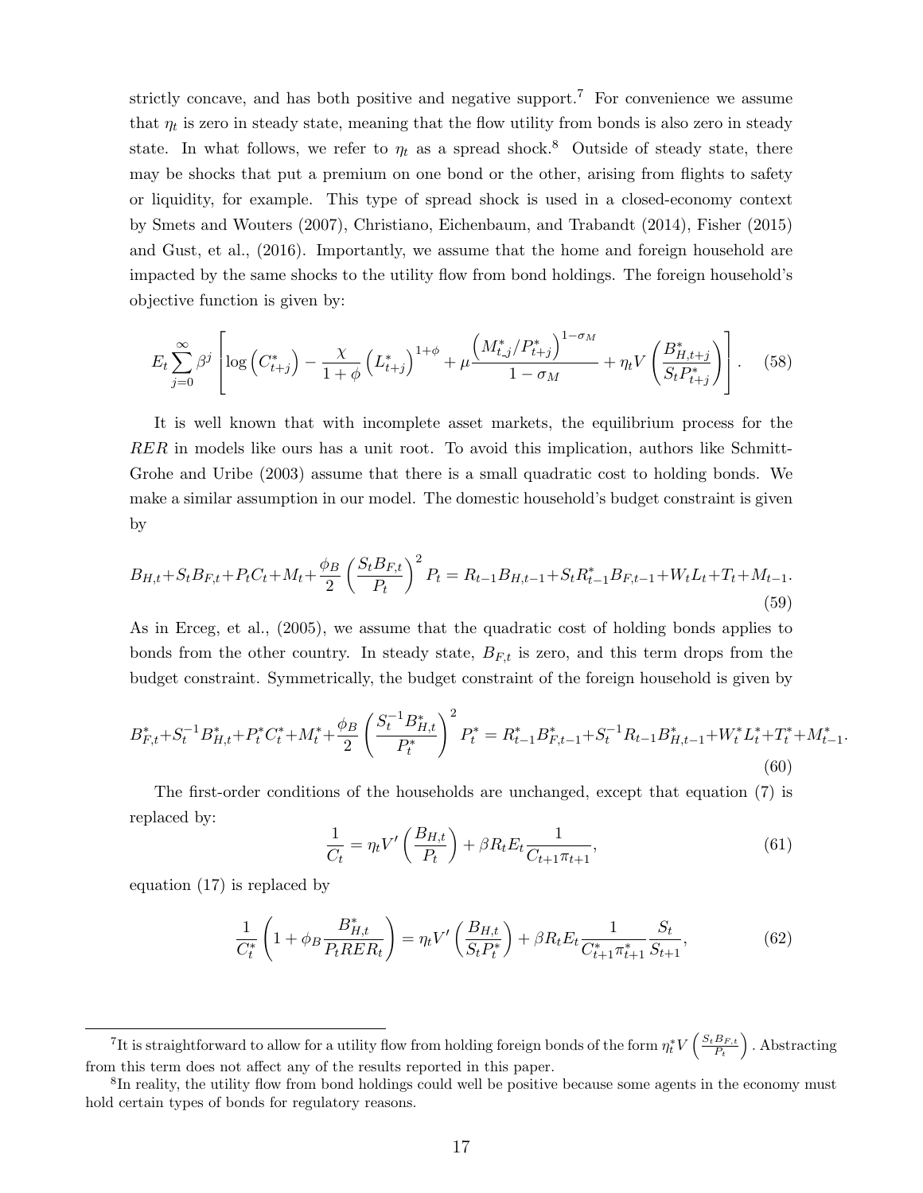strictly concave, and has both positive and negative support.[7] For convenience we assume that $\eta_t$ is zero in steady state, meaning that the flow utility from bonds is also zero in steady state. In what follows, we refer to $\eta_t$ as a spread shock.[8] Outside of steady state, there may be shocks that put a premium on one bond or the other, arising from flights to safety or liquidity, for example. This type of spread shock is used in a closed-economy context by Smets and Wouters (2007), Christiano, Eichenbaum, and Trabandt (2014), Fisher (2015) and Gust, et al., (2016). Importantly, we assume that the home and foreign household are impacted by the same shocks to the utility flow from bond holdings. The foreign household's objective function is given by:

$$E_t \sum_{j=0}^{\infty} \beta^j \left[ \log\left(C_{t+j}^*\right) - \frac{\chi}{1+\phi}\left(L_{t+j}^*\right)^{1+\phi} + \mu \frac{\left(M_{t,j}^*/P_{t+j}^*\right)^{1-\sigma_M}}{1-\sigma_M} + \eta_t V\left(\frac{B_{H,t+j}^*}{S_t P_{t+j}^*}\right)\right]. \quad (58)$$

It is well known that with incomplete asset markets, the equilibrium process for the *RER* in models like ours has a unit root. To avoid this implication, authors like Schmitt-Grohe and Uribe (2003) assume that there is a small quadratic cost to holding bonds. We make a similar assumption in our model. The domestic household's budget constraint is given by

$$B_{H,t} + S_t B_{F,t} + P_t C_t + M_t + \frac{\phi_B}{2}\left(\frac{S_t B_{F,t}}{P_t}\right)^2 P_t = R_{t-1} B_{H,t-1} + S_t R_{t-1}^* B_{F,t-1} + W_t L_t + T_t + M_{t-1}. \quad (59)$$

As in Erceg, et al., (2005), we assume that the quadratic cost of holding bonds applies to bonds from the other country. In steady state, $B_{F,t}$ is zero, and this term drops from the budget constraint. Symmetrically, the budget constraint of the foreign household is given by

$$B_{F,t}^* + S_t^{-1} B_{H,t}^* + P_t^* C_t^* + M_t^* + \frac{\phi_B}{2}\left(\frac{S_t^{-1} B_{H,t}^*}{P_t^*}\right)^2 P_t^* = R_{t-1}^* B_{F,t-1}^* + S_t^{-1} R_{t-1} B_{H,t-1}^* + W_t^* L_t^* + T_t^* + M_{t-1}^*. \quad (60)$$

The first-order conditions of the households are unchanged, except that equation (7) is replaced by:

$$\frac{1}{C_t} = \eta_t V'\left(\frac{B_{H,t}}{P_t}\right) + \beta R_t E_t \frac{1}{C_{t+1}\pi_{t+1}}, \quad (61)$$

equation (17) is replaced by

$$\frac{1}{C_t^*}\left(1 + \phi_B \frac{B_{H,t}^*}{P_t RER_t}\right) = \eta_t V'\left(\frac{B_{H,t}}{S_t P_t^*}\right) + \beta R_t E_t \frac{1}{C_{t+1}^* \pi_{t+1}^*} \frac{S_t}{S_{t+1}}, \quad (62)$$

---

[7] It is straightforward to allow for a utility flow from holding foreign bonds of the form $\eta_t^* V\left(\frac{S_t B_{F,t}}{P_t}\right)$. Abstracting from this term does not affect any of the results reported in this paper.

[8] In reality, the utility flow from bond holdings could well be positive because some agents in the economy must hold certain types of bonds for regulatory reasons.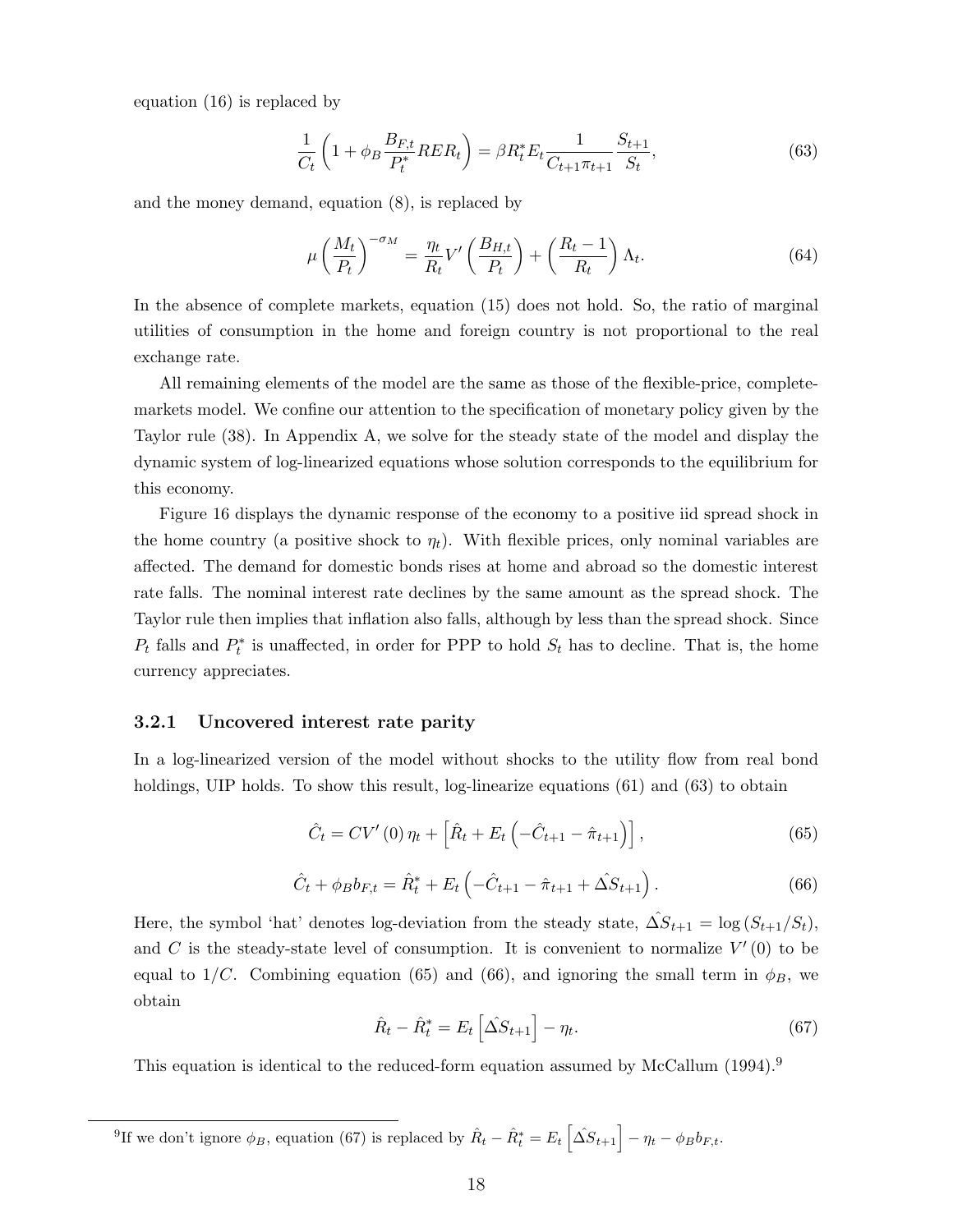equation (16) is replaced by

$$\frac{1}{C_t}\left(1+\phi_B \frac{B_{F,t}}{P_t^*} RER_t\right) = \beta R_t^* E_t \frac{1}{C_{t+1}\pi_{t+1}} \frac{S_{t+1}}{S_t}, \tag{63}$$

and the money demand, equation (8), is replaced by

$$\mu \left(\frac{M_t}{P_t}\right)^{-\sigma_M} = \frac{\eta_t}{R_t} V'\left(\frac{B_{H,t}}{P_t}\right) + \left(\frac{R_t - 1}{R_t}\right)\Lambda_t. \tag{64}$$

In the absence of complete markets, equation (15) does not hold. So, the ratio of marginal utilities of consumption in the home and foreign country is not proportional to the real exchange rate.

All remaining elements of the model are the same as those of the flexible-price, complete-markets model. We confine our attention to the specification of monetary policy given by the Taylor rule (38). In Appendix A, we solve for the steady state of the model and display the dynamic system of log-linearized equations whose solution corresponds to the equilibrium for this economy.

Figure 16 displays the dynamic response of the economy to a positive iid spread shock in the home country (a positive shock to $\eta_t$). With flexible prices, only nominal variables are affected. The demand for domestic bonds rises at home and abroad so the domestic interest rate falls. The nominal interest rate declines by the same amount as the spread shock. The Taylor rule then implies that inflation also falls, although by less than the spread shock. Since $P_t$ falls and $P_t^*$ is unaffected, in order for PPP to hold $S_t$ has to decline. That is, the home currency appreciates.

### 3.2.1 Uncovered interest rate parity

In a log-linearized version of the model without shocks to the utility flow from real bond holdings, UIP holds. To show this result, log-linearize equations (61) and (63) to obtain

$$\hat{C}_t = CV'(0)\,\eta_t + \left[\hat{R}_t + E_t\left(-\hat{C}_{t+1} - \hat{\pi}_{t+1}\right)\right], \tag{65}$$

$$\hat{C}_t + \phi_B b_{F,t} = \hat{R}_t^* + E_t\left(-\hat{C}_{t+1} - \hat{\pi}_{t+1} + \hat{\Delta S}_{t+1}\right). \tag{66}$$

Here, the symbol 'hat' denotes log-deviation from the steady state, $\hat{\Delta S}_{t+1} = \log\left(S_{t+1}/S_t\right)$, and $C$ is the steady-state level of consumption. It is convenient to normalize $V'(0)$ to be equal to $1/C$. Combining equation (65) and (66), and ignoring the small term in $\phi_B$, we obtain

$$\hat{R}_t - \hat{R}_t^* = E_t\left[\hat{\Delta S}_{t+1}\right] - \eta_t. \tag{67}$$

This equation is identical to the reduced-form equation assumed by McCallum (1994).[9]

[9] If we don't ignore $\phi_B$, equation (67) is replaced by $\hat{R}_t - \hat{R}_t^* = E_t\left[\hat{\Delta S}_{t+1}\right] - \eta_t - \phi_B b_{F,t}$.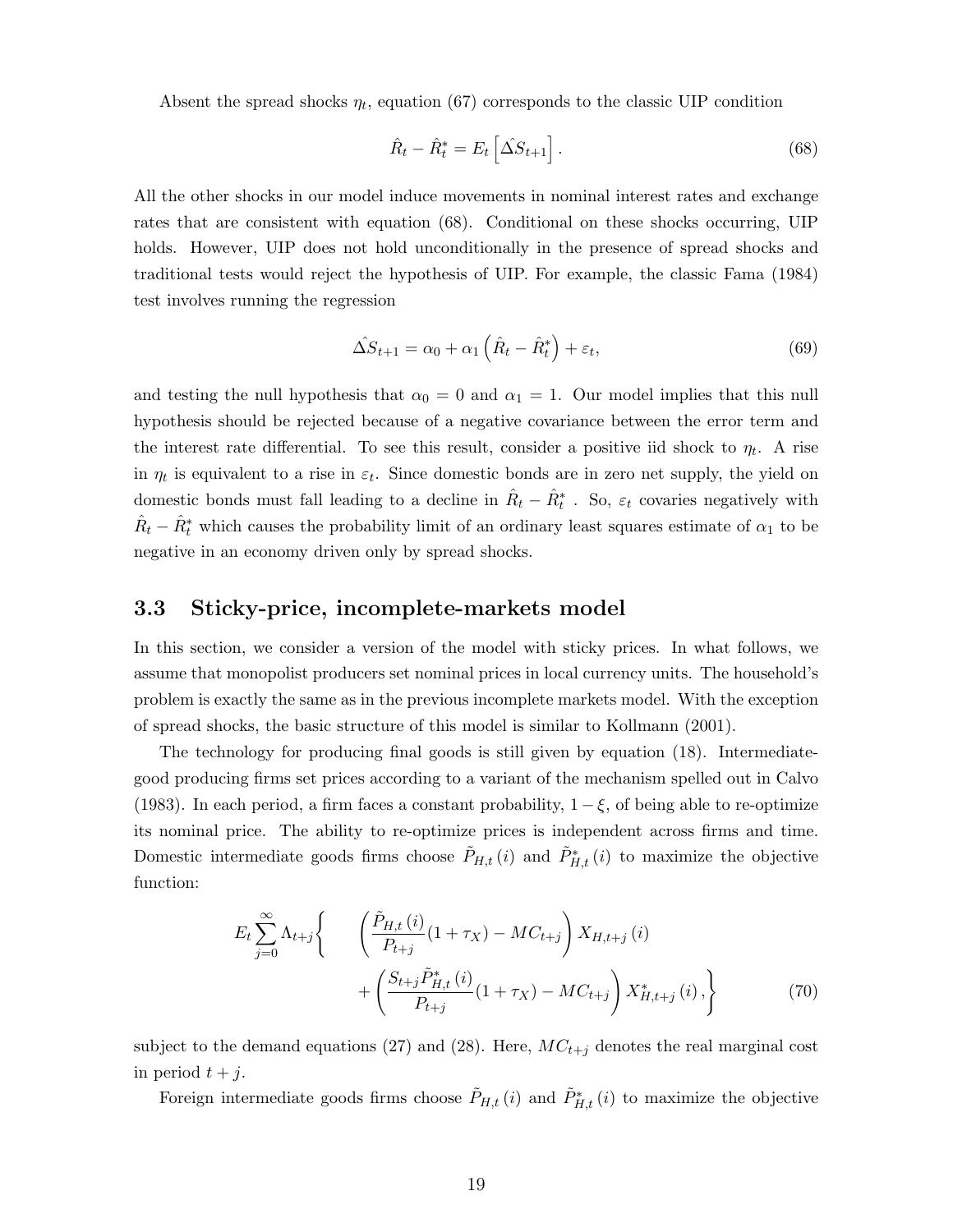Absent the spread shocks $\eta_t$, equation (67) corresponds to the classic UIP condition

$$\hat{R}_t - \hat{R}_t^* = E_t \left[ \hat{\Delta S}_{t+1} \right]. \tag{68}$$

All the other shocks in our model induce movements in nominal interest rates and exchange rates that are consistent with equation (68). Conditional on these shocks occurring, UIP holds. However, UIP does not hold unconditionally in the presence of spread shocks and traditional tests would reject the hypothesis of UIP. For example, the classic Fama (1984) test involves running the regression

$$\hat{\Delta S}_{t+1} = \alpha_0 + \alpha_1 \left( \hat{R}_t - \hat{R}_t^* \right) + \varepsilon_t, \tag{69}$$

and testing the null hypothesis that $\alpha_0 = 0$ and $\alpha_1 = 1$. Our model implies that this null hypothesis should be rejected because of a negative covariance between the error term and the interest rate differential. To see this result, consider a positive iid shock to $\eta_t$. A rise in $\eta_t$ is equivalent to a rise in $\varepsilon_t$. Since domestic bonds are in zero net supply, the yield on domestic bonds must fall leading to a decline in $\hat{R}_t - \hat{R}_t^*$ . So, $\varepsilon_t$ covaries negatively with $\hat{R}_t - \hat{R}_t^*$ which causes the probability limit of an ordinary least squares estimate of $\alpha_1$ to be negative in an economy driven only by spread shocks.

### 3.3 Sticky-price, incomplete-markets model

In this section, we consider a version of the model with sticky prices. In what follows, we assume that monopolist producers set nominal prices in local currency units. The household's problem is exactly the same as in the previous incomplete markets model. With the exception of spread shocks, the basic structure of this model is similar to Kollmann (2001).

The technology for producing final goods is still given by equation (18). Intermediate-good producing firms set prices according to a variant of the mechanism spelled out in Calvo (1983). In each period, a firm faces a constant probability, $1 - \xi$, of being able to re-optimize its nominal price. The ability to re-optimize prices is independent across firms and time. Domestic intermediate goods firms choose $\tilde{P}_{H,t}(i)$ and $\tilde{P}_{H,t}^*(i)$ to maximize the objective function:

$$E_t \sum_{j=0}^{\infty} \Lambda_{t+j} \Bigg\{ \quad \left( \frac{\tilde{P}_{H,t}(i)}{P_{t+j}} (1 + \tau_X) - MC_{t+j} \right) X_{H,t+j}(i) \\ + \left( \frac{S_{t+j} \tilde{P}_{H,t}^*(i)}{P_{t+j}} (1 + \tau_X) - MC_{t+j} \right) X_{H,t+j}^*(i), \Bigg\} \tag{70}$$

subject to the demand equations (27) and (28). Here, $MC_{t+j}$ denotes the real marginal cost in period $t + j$.

Foreign intermediate goods firms choose $\tilde{P}_{H,t}(i)$ and $\tilde{P}_{H,t}^*(i)$ to maximize the objective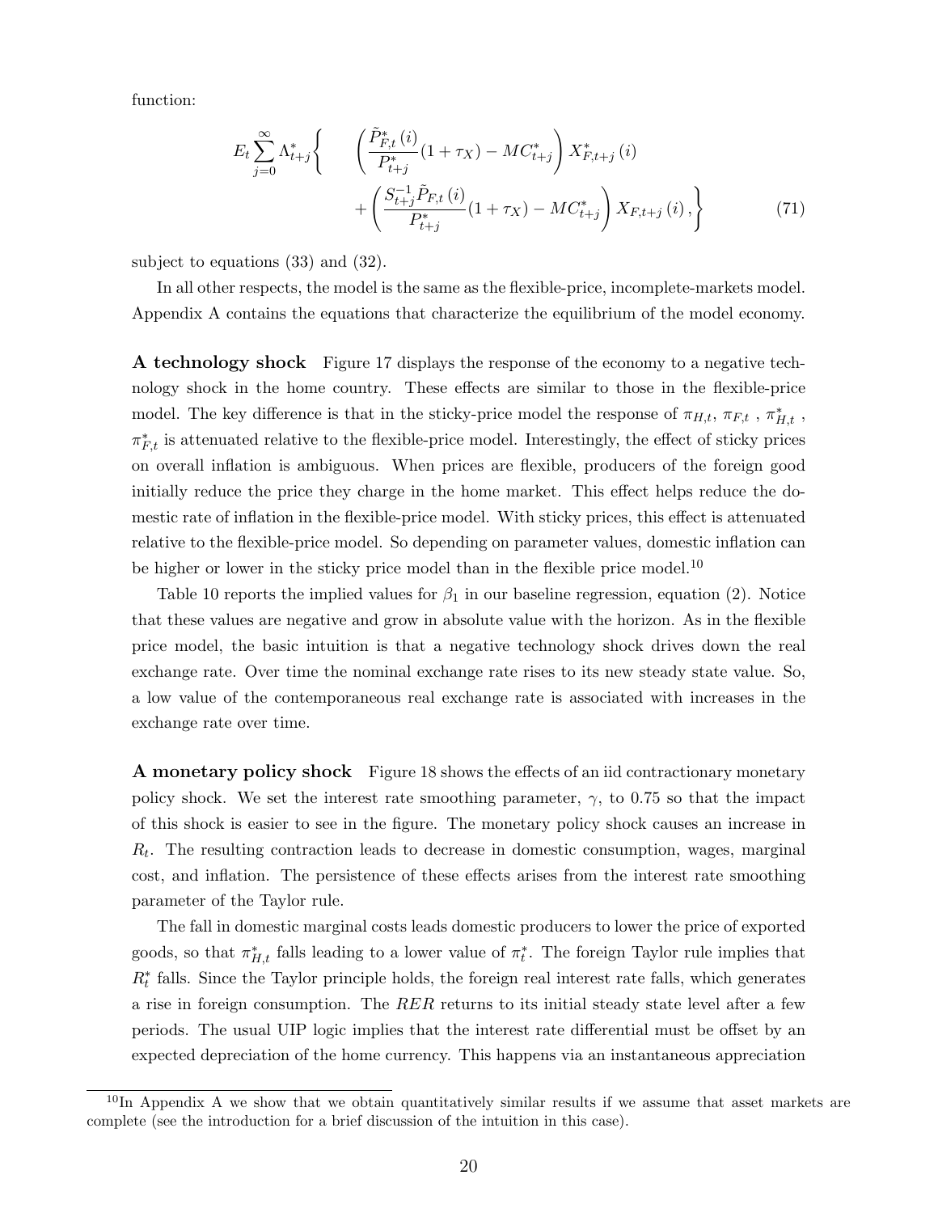function:

$$E_t \sum_{j=0}^{\infty} \Lambda_{t+j}^{*} \Bigg\{ \quad \left( \frac{\tilde{P}_{F,t}^{*}(i)}{P_{t+j}^{*}} (1+\tau_X) - MC_{t+j}^{*} \right) X_{F,t+j}^{*}(i) + \left( \frac{S_{t+j}^{-1} \tilde{P}_{F,t}(i)}{P_{t+j}^{*}} (1+\tau_X) - MC_{t+j}^{*} \right) X_{F,t+j}(i), \Bigg\} \tag{71}$$

subject to equations (33) and (32).

In all other respects, the model is the same as the flexible-price, incomplete-markets model. Appendix A contains the equations that characterize the equilibrium of the model economy.

**A technology shock** Figure 17 displays the response of the economy to a negative technology shock in the home country. These effects are similar to those in the flexible-price model. The key difference is that in the sticky-price model the response of $\pi_{H,t}$, $\pi_{F,t}$ , $\pi_{H,t}^{*}$ , $\pi_{F,t}^{*}$ is attenuated relative to the flexible-price model. Interestingly, the effect of sticky prices on overall inflation is ambiguous. When prices are flexible, producers of the foreign good initially reduce the price they charge in the home market. This effect helps reduce the domestic rate of inflation in the flexible-price model. With sticky prices, this effect is attenuated relative to the flexible-price model. So depending on parameter values, domestic inflation can be higher or lower in the sticky price model than in the flexible price model.[10]

Table 10 reports the implied values for $\beta_1$ in our baseline regression, equation (2). Notice that these values are negative and grow in absolute value with the horizon. As in the flexible price model, the basic intuition is that a negative technology shock drives down the real exchange rate. Over time the nominal exchange rate rises to its new steady state value. So, a low value of the contemporaneous real exchange rate is associated with increases in the exchange rate over time.

**A monetary policy shock** Figure 18 shows the effects of an iid contractionary monetary policy shock. We set the interest rate smoothing parameter, $\gamma$, to 0.75 so that the impact of this shock is easier to see in the figure. The monetary policy shock causes an increase in $R_t$. The resulting contraction leads to decrease in domestic consumption, wages, marginal cost, and inflation. The persistence of these effects arises from the interest rate smoothing parameter of the Taylor rule.

The fall in domestic marginal costs leads domestic producers to lower the price of exported goods, so that $\pi_{H,t}^{*}$ falls leading to a lower value of $\pi_t^{*}$. The foreign Taylor rule implies that $R_t^{*}$ falls. Since the Taylor principle holds, the foreign real interest rate falls, which generates a rise in foreign consumption. The $RER$ returns to its initial steady state level after a few periods. The usual UIP logic implies that the interest rate differential must be offset by an expected depreciation of the home currency. This happens via an instantaneous appreciation

[10] In Appendix A we show that we obtain quantitatively similar results if we assume that asset markets are complete (see the introduction for a brief discussion of the intuition in this case).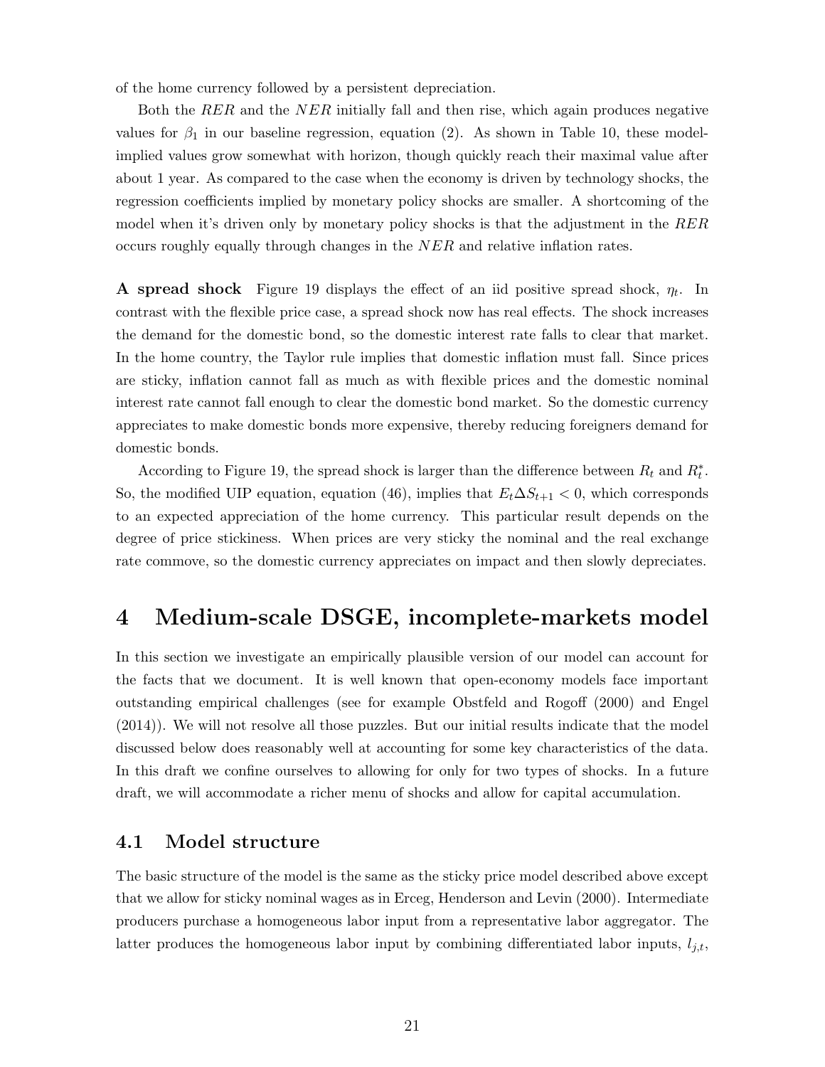of the home currency followed by a persistent depreciation.

Both the $RER$ and the $NER$ initially fall and then rise, which again produces negative values for $\beta_1$ in our baseline regression, equation (2). As shown in Table 10, these model-implied values grow somewhat with horizon, though quickly reach their maximal value after about 1 year. As compared to the case when the economy is driven by technology shocks, the regression coefficients implied by monetary policy shocks are smaller. A shortcoming of the model when it's driven only by monetary policy shocks is that the adjustment in the $RER$ occurs roughly equally through changes in the $NER$ and relative inflation rates.

**A spread shock** Figure 19 displays the effect of an iid positive spread shock, $\eta_t$. In contrast with the flexible price case, a spread shock now has real effects. The shock increases the demand for the domestic bond, so the domestic interest rate falls to clear that market. In the home country, the Taylor rule implies that domestic inflation must fall. Since prices are sticky, inflation cannot fall as much as with flexible prices and the domestic nominal interest rate cannot fall enough to clear the domestic bond market. So the domestic currency appreciates to make domestic bonds more expensive, thereby reducing foreigners demand for domestic bonds.

According to Figure 19, the spread shock is larger than the difference between $R_t$ and $R_t^*$. So, the modified UIP equation, equation (46), implies that $E_t \Delta S_{t+1} < 0$, which corresponds to an expected appreciation of the home currency. This particular result depends on the degree of price stickiness. When prices are very sticky the nominal and the real exchange rate commove, so the domestic currency appreciates on impact and then slowly depreciates.

# 4 Medium-scale DSGE, incomplete-markets model

In this section we investigate an empirically plausible version of our model can account for the facts that we document. It is well known that open-economy models face important outstanding empirical challenges (see for example Obstfeld and Rogoff (2000) and Engel (2014)). We will not resolve all those puzzles. But our initial results indicate that the model discussed below does reasonably well at accounting for some key characteristics of the data. In this draft we confine ourselves to allowing for only for two types of shocks. In a future draft, we will accommodate a richer menu of shocks and allow for capital accumulation.

## 4.1 Model structure

The basic structure of the model is the same as the sticky price model described above except that we allow for sticky nominal wages as in Erceg, Henderson and Levin (2000). Intermediate producers purchase a homogeneous labor input from a representative labor aggregator. The latter produces the homogeneous labor input by combining differentiated labor inputs, $l_{j,t}$,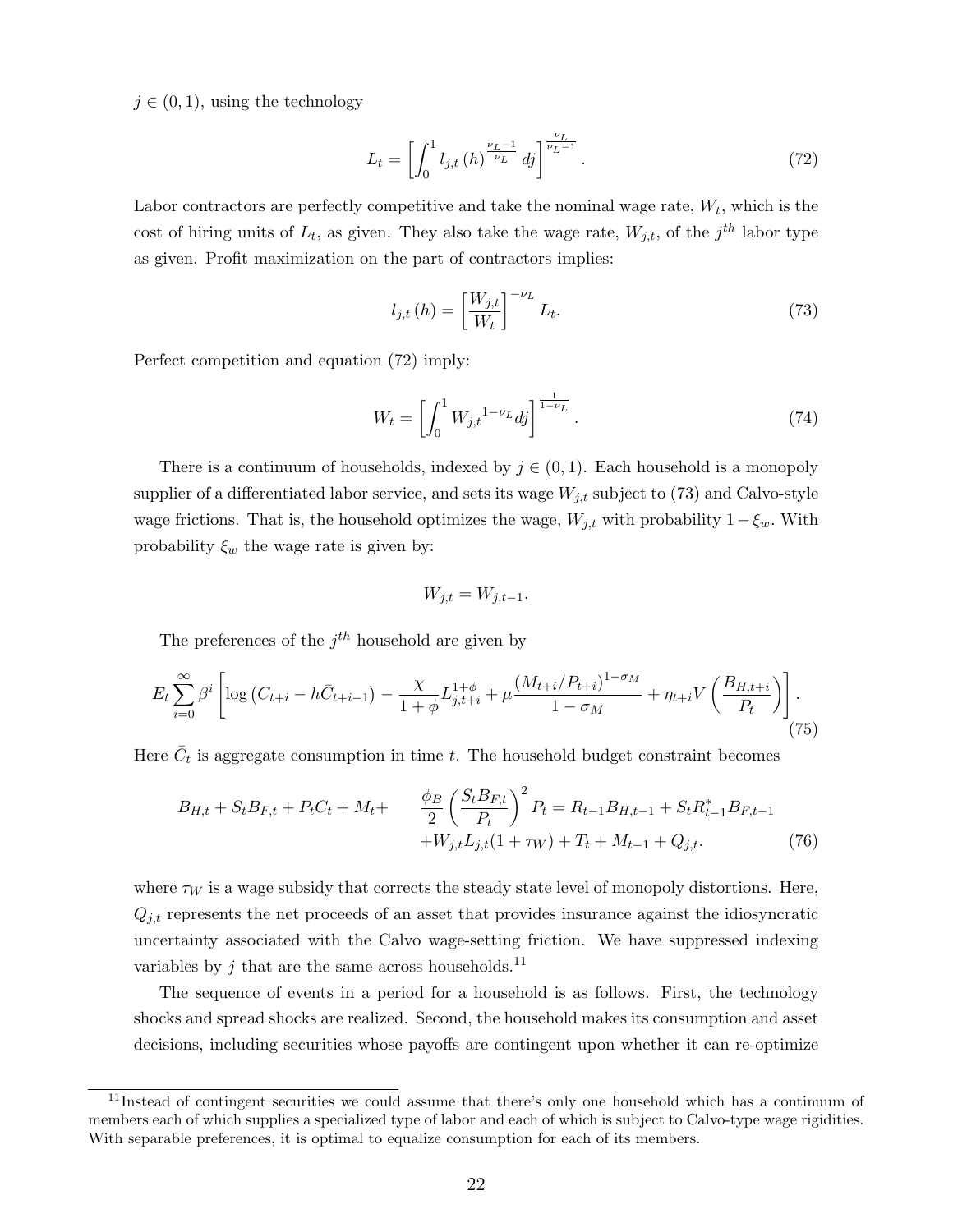$j \in (0,1)$, using the technology

$$L_t = \left[ \int_0^1 l_{j,t}(h)^{\frac{\nu_L - 1}{\nu_L}} \, dj \right]^{\frac{\nu_L}{\nu_L - 1}}. \tag{72}$$

Labor contractors are perfectly competitive and take the nominal wage rate, $W_t$, which is the cost of hiring units of $L_t$, as given. They also take the wage rate, $W_{j,t}$, of the $j^{th}$ labor type as given. Profit maximization on the part of contractors implies:

$$l_{j,t}(h) = \left[ \frac{W_{j,t}}{W_t} \right]^{-\nu_L} L_t. \tag{73}$$

Perfect competition and equation (72) imply:

$$W_t = \left[ \int_0^1 W_{j,t}{}^{1-\nu_L} dj \right]^{\frac{1}{1-\nu_L}}. \tag{74}$$

There is a continuum of households, indexed by $j \in (0,1)$. Each household is a monopoly supplier of a differentiated labor service, and sets its wage $W_{j,t}$ subject to (73) and Calvo-style wage frictions. That is, the household optimizes the wage, $W_{j,t}$ with probability $1-\xi_w$. With probability $\xi_w$ the wage rate is given by:

$$W_{j,t} = W_{j,t-1}.$$

The preferences of the $j^{th}$ household are given by

$$E_t \sum_{i=0}^{\infty} \beta^i \left[ \log \left( C_{t+i} - h\bar{C}_{t+i-1} \right) - \frac{\chi}{1+\phi} L_{j,t+i}^{1+\phi} + \mu \frac{\left( M_{t+i}/P_{t+i} \right)^{1-\sigma_M}}{1-\sigma_M} + \eta_{t+i} V\left( \frac{B_{H,t+i}}{P_t} \right) \right]. \tag{75}$$

Here $\bar{C}_t$ is aggregate consumption in time $t$. The household budget constraint becomes

$$\begin{aligned} B_{H,t} + S_t B_{F,t} + P_t C_t + M_t + \quad & \frac{\phi_B}{2} \left( \frac{S_t B_{F,t}}{P_t} \right)^2 P_t = R_{t-1} B_{H,t-1} + S_t R_{t-1}^* B_{F,t-1} \\ & + W_{j,t} L_{j,t} (1+\tau_W) + T_t + M_{t-1} + Q_{j,t}. \end{aligned} \tag{76}$$

where $\tau_W$ is a wage subsidy that corrects the steady state level of monopoly distortions. Here, $Q_{j,t}$ represents the net proceeds of an asset that provides insurance against the idiosyncratic uncertainty associated with the Calvo wage-setting friction. We have suppressed indexing variables by $j$ that are the same across households.[11]

The sequence of events in a period for a household is as follows. First, the technology shocks and spread shocks are realized. Second, the household makes its consumption and asset decisions, including securities whose payoffs are contingent upon whether it can re-optimize

[11] Instead of contingent securities we could assume that there's only one household which has a continuum of members each of which supplies a specialized type of labor and each of which is subject to Calvo-type wage rigidities. With separable preferences, it is optimal to equalize consumption for each of its members.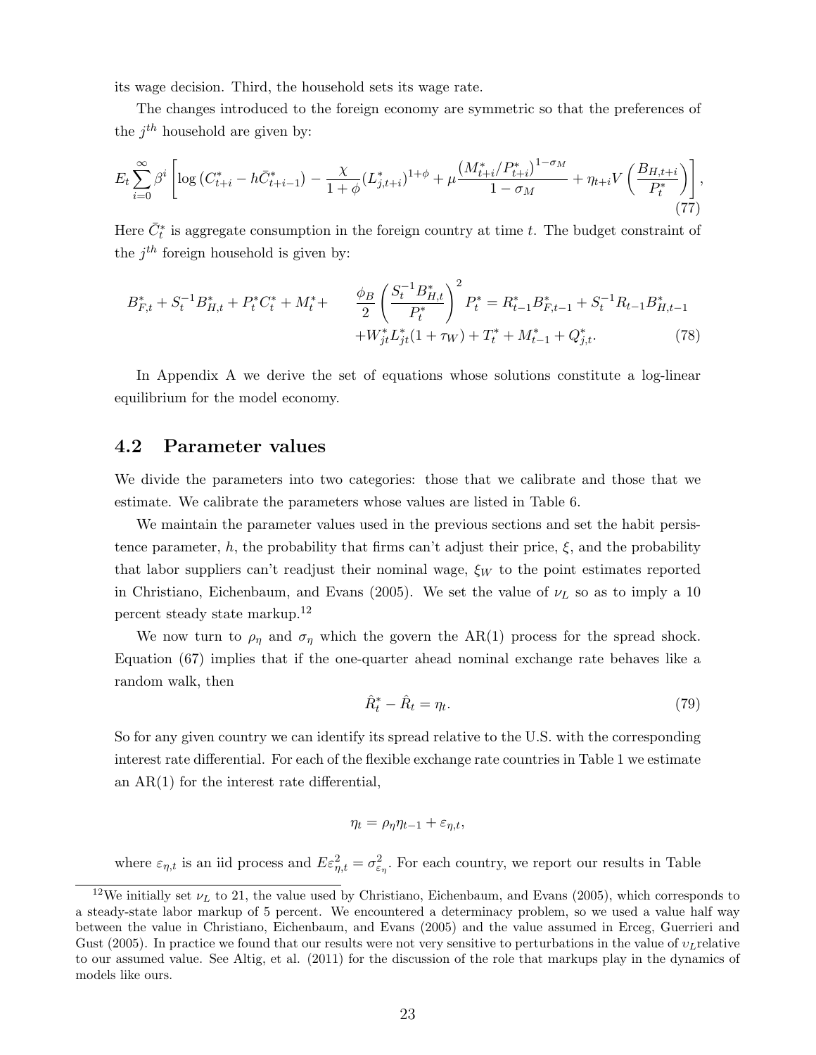its wage decision. Third, the household sets its wage rate.

The changes introduced to the foreign economy are symmetric so that the preferences of the $j^{th}$ household are given by:

$$E_t \sum_{i=0}^{\infty} \beta^i \left[ \log\left(C^*_{t+i} - h\bar{C}^*_{t+i-1}\right) - \frac{\chi}{1+\phi}(L^*_{j,t+i})^{1+\phi} + \mu \frac{\left(M^*_{t+i}/P^*_{t+i}\right)^{1-\sigma_M}}{1-\sigma_M} + \eta_{t+i} V\left(\frac{B_{H,t+i}}{P^*_t}\right)\right], \tag{77}$$

Here $\bar{C}^*_t$ is aggregate consumption in the foreign country at time $t$. The budget constraint of the $j^{th}$ foreign household is given by:

$$\begin{aligned} B^*_{F,t} + S_t^{-1} B^*_{H,t} + P^*_t C^*_t + M^*_t + \quad & \frac{\phi_B}{2}\left(\frac{S_t^{-1} B^*_{H,t}}{P^*_t}\right)^2 P^*_t = R^*_{t-1} B^*_{F,t-1} + S_t^{-1} R_{t-1} B^*_{H,t-1} \\ & + W^*_{jt} L^*_{jt}(1+\tau_W) + T^*_t + M^*_{t-1} + Q^*_{j,t}. \end{aligned} \tag{78}$$

In Appendix A we derive the set of equations whose solutions constitute a log-linear equilibrium for the model economy.

## 4.2 Parameter values

We divide the parameters into two categories: those that we calibrate and those that we estimate. We calibrate the parameters whose values are listed in Table 6.

We maintain the parameter values used in the previous sections and set the habit persistence parameter, $h$, the probability that firms can't adjust their price, $\xi$, and the probability that labor suppliers can't readjust their nominal wage, $\xi_W$ to the point estimates reported in Christiano, Eichenbaum, and Evans (2005). We set the value of $\nu_L$ so as to imply a 10 percent steady state markup.[12]

We now turn to $\rho_\eta$ and $\sigma_\eta$ which the govern the AR(1) process for the spread shock. Equation (67) implies that if the one-quarter ahead nominal exchange rate behaves like a random walk, then

$$\hat{R}^*_t - \hat{R}_t = \eta_t. \tag{79}$$

So for any given country we can identify its spread relative to the U.S. with the corresponding interest rate differential. For each of the flexible exchange rate countries in Table 1 we estimate an AR(1) for the interest rate differential,

$$\eta_t = \rho_\eta \eta_{t-1} + \varepsilon_{\eta,t},$$

where $\varepsilon_{\eta,t}$ is an iid process and $E\varepsilon^2_{\eta,t} = \sigma^2_{\varepsilon_\eta}$. For each country, we report our results in Table

[12] We initially set $\nu_L$ to 21, the value used by Christiano, Eichenbaum, and Evans (2005), which corresponds to a steady-state labor markup of 5 percent. We encountered a determinacy problem, so we used a value half way between the value in Christiano, Eichenbaum, and Evans (2005) and the value assumed in Erceg, Guerrieri and Gust (2005). In practice we found that our results were not very sensitive to perturbations in the value of $\upsilon_L$ relative to our assumed value. See Altig, et al. (2011) for the discussion of the role that markups play in the dynamics of models like ours.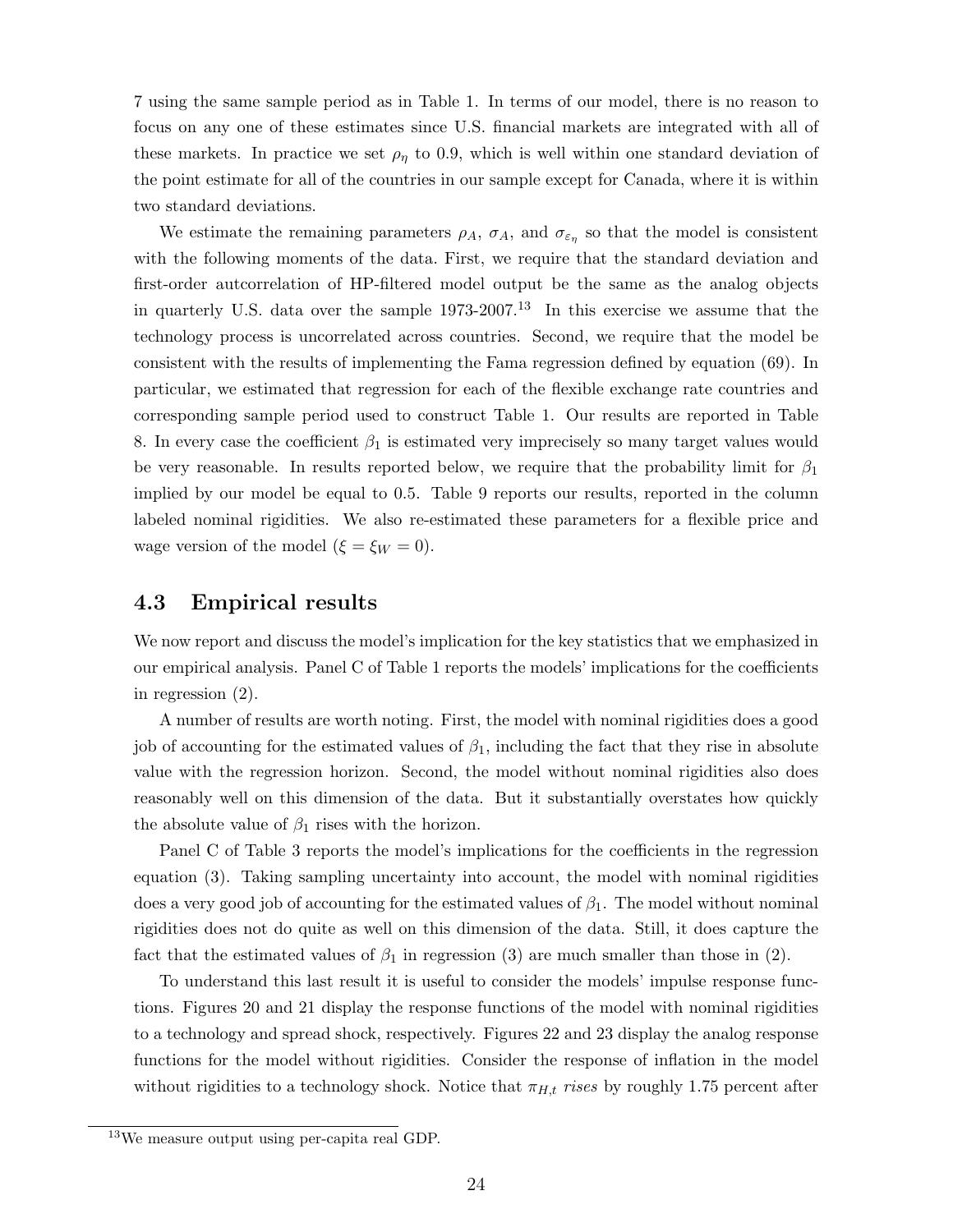7 using the same sample period as in Table 1. In terms of our model, there is no reason to focus on any one of these estimates since U.S. financial markets are integrated with all of these markets. In practice we set $\rho_\eta$ to 0.9, which is well within one standard deviation of the point estimate for all of the countries in our sample except for Canada, where it is within two standard deviations.

We estimate the remaining parameters $\rho_A$, $\sigma_A$, and $\sigma_{\varepsilon_\eta}$ so that the model is consistent with the following moments of the data. First, we require that the standard deviation and first-order autcorrelation of HP-filtered model output be the same as the analog objects in quarterly U.S. data over the sample 1973-2007.[13] In this exercise we assume that the technology process is uncorrelated across countries. Second, we require that the model be consistent with the results of implementing the Fama regression defined by equation (69). In particular, we estimated that regression for each of the flexible exchange rate countries and corresponding sample period used to construct Table 1. Our results are reported in Table 8. In every case the coefficient $\beta_1$ is estimated very imprecisely so many target values would be very reasonable. In results reported below, we require that the probability limit for $\beta_1$ implied by our model be equal to 0.5. Table 9 reports our results, reported in the column labeled nominal rigidities. We also re-estimated these parameters for a flexible price and wage version of the model ($\xi = \xi_W = 0$).

## 4.3 Empirical results

We now report and discuss the model's implication for the key statistics that we emphasized in our empirical analysis. Panel C of Table 1 reports the models' implications for the coefficients in regression (2).

A number of results are worth noting. First, the model with nominal rigidities does a good job of accounting for the estimated values of $\beta_1$, including the fact that they rise in absolute value with the regression horizon. Second, the model without nominal rigidities also does reasonably well on this dimension of the data. But it substantially overstates how quickly the absolute value of $\beta_1$ rises with the horizon.

Panel C of Table 3 reports the model's implications for the coefficients in the regression equation (3). Taking sampling uncertainty into account, the model with nominal rigidities does a very good job of accounting for the estimated values of $\beta_1$. The model without nominal rigidities does not do quite as well on this dimension of the data. Still, it does capture the fact that the estimated values of $\beta_1$ in regression (3) are much smaller than those in (2).

To understand this last result it is useful to consider the models' impulse response functions. Figures 20 and 21 display the response functions of the model with nominal rigidities to a technology and spread shock, respectively. Figures 22 and 23 display the analog response functions for the model without rigidities. Consider the response of inflation in the model without rigidities to a technology shock. Notice that $\pi_{H,t}$ *rises* by roughly 1.75 percent after

[13] We measure output using per-capita real GDP.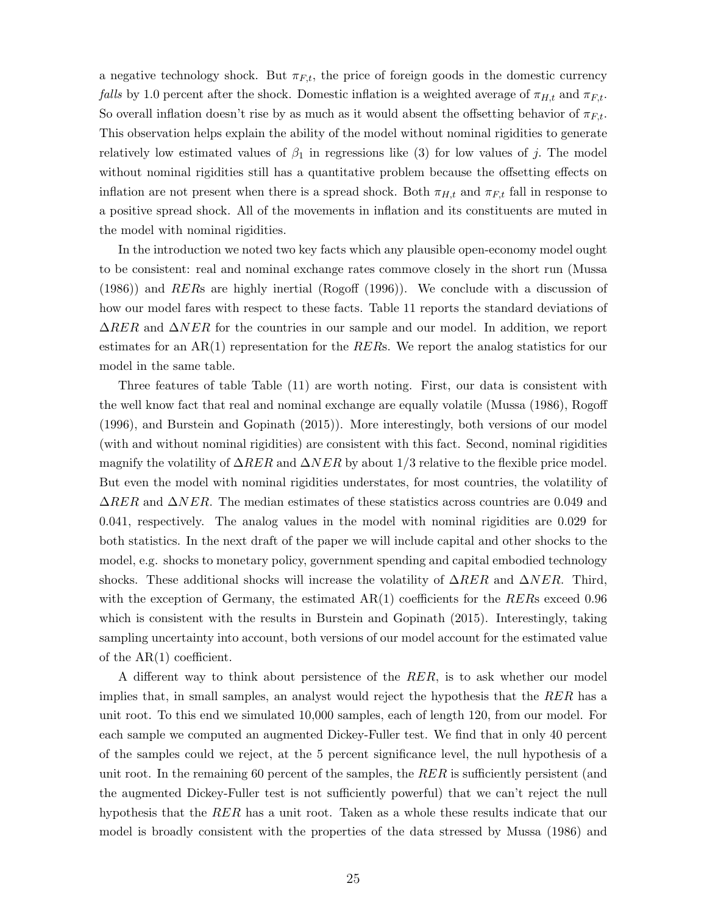a negative technology shock. But $\pi_{F,t}$, the price of foreign goods in the domestic currency *falls* by 1.0 percent after the shock. Domestic inflation is a weighted average of $\pi_{H,t}$ and $\pi_{F,t}$. So overall inflation doesn't rise by as much as it would absent the offsetting behavior of $\pi_{F,t}$. This observation helps explain the ability of the model without nominal rigidities to generate relatively low estimated values of $\beta_1$ in regressions like (3) for low values of $j$. The model without nominal rigidities still has a quantitative problem because the offsetting effects on inflation are not present when there is a spread shock. Both $\pi_{H,t}$ and $\pi_{F,t}$ fall in response to a positive spread shock. All of the movements in inflation and its constituents are muted in the model with nominal rigidities.

In the introduction we noted two key facts which any plausible open-economy model ought to be consistent: real and nominal exchange rates commove closely in the short run (Mussa (1986)) and $RER$s are highly inertial (Rogoff (1996)). We conclude with a discussion of how our model fares with respect to these facts. Table 11 reports the standard deviations of $\Delta RER$ and $\Delta NER$ for the countries in our sample and our model. In addition, we report estimates for an AR(1) representation for the $RER$s. We report the analog statistics for our model in the same table.

Three features of table Table (11) are worth noting. First, our data is consistent with the well know fact that real and nominal exchange are equally volatile (Mussa (1986), Rogoff (1996), and Burstein and Gopinath (2015)). More interestingly, both versions of our model (with and without nominal rigidities) are consistent with this fact. Second, nominal rigidities magnify the volatility of $\Delta RER$ and $\Delta NER$ by about 1/3 relative to the flexible price model. But even the model with nominal rigidities understates, for most countries, the volatility of $\Delta RER$ and $\Delta NER$. The median estimates of these statistics across countries are 0.049 and 0.041, respectively. The analog values in the model with nominal rigidities are 0.029 for both statistics. In the next draft of the paper we will include capital and other shocks to the model, e.g. shocks to monetary policy, government spending and capital embodied technology shocks. These additional shocks will increase the volatility of $\Delta RER$ and $\Delta NER$. Third, with the exception of Germany, the estimated AR(1) coefficients for the $RER$s exceed 0.96 which is consistent with the results in Burstein and Gopinath (2015). Interestingly, taking sampling uncertainty into account, both versions of our model account for the estimated value of the AR(1) coefficient.

A different way to think about persistence of the $RER$, is to ask whether our model implies that, in small samples, an analyst would reject the hypothesis that the $RER$ has a unit root. To this end we simulated 10,000 samples, each of length 120, from our model. For each sample we computed an augmented Dickey-Fuller test. We find that in only 40 percent of the samples could we reject, at the 5 percent significance level, the null hypothesis of a unit root. In the remaining 60 percent of the samples, the $RER$ is sufficiently persistent (and the augmented Dickey-Fuller test is not sufficiently powerful) that we can't reject the null hypothesis that the $RER$ has a unit root. Taken as a whole these results indicate that our model is broadly consistent with the properties of the data stressed by Mussa (1986) and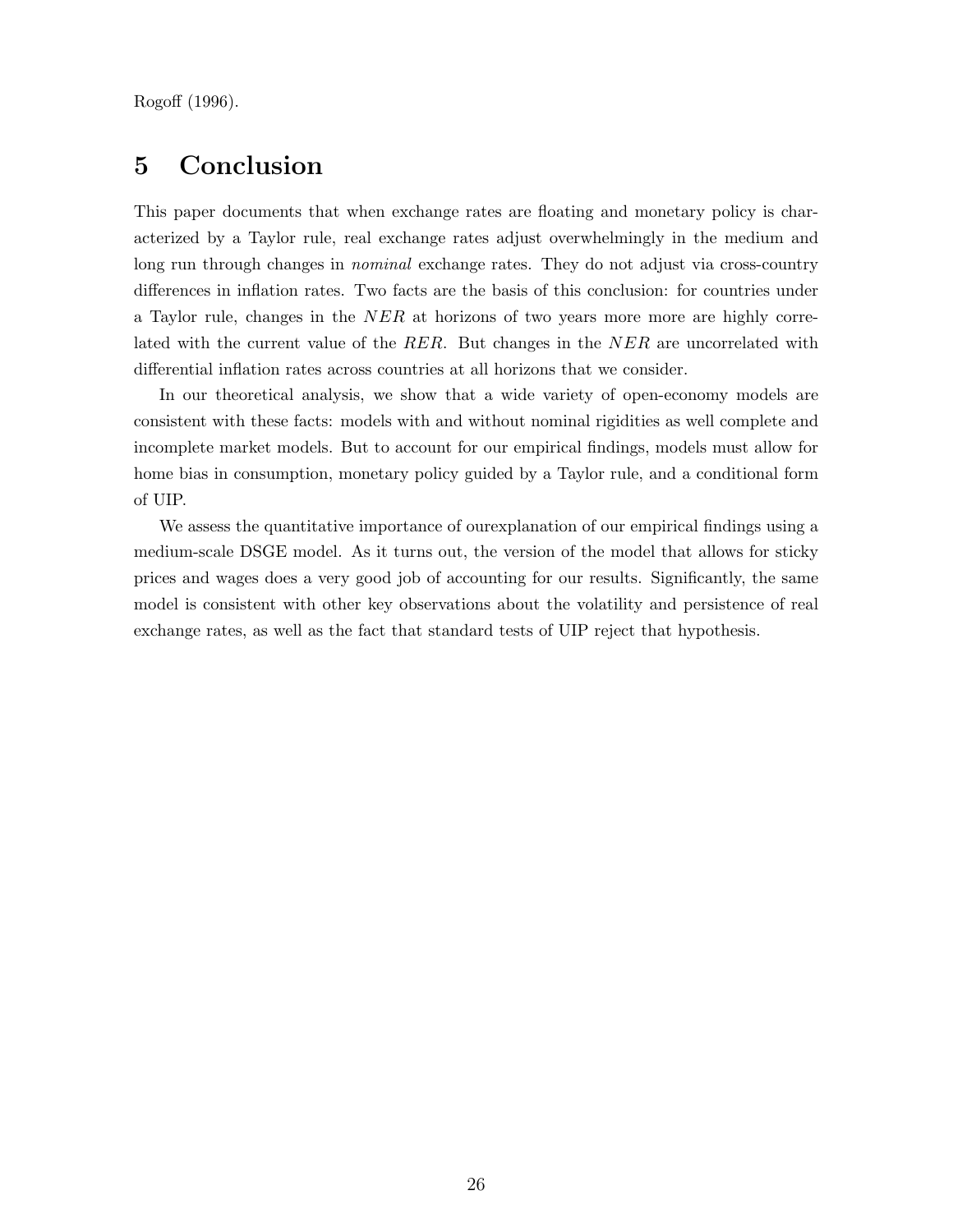Rogoff (1996).

# 5 Conclusion

This paper documents that when exchange rates are floating and monetary policy is characterized by a Taylor rule, real exchange rates adjust overwhelmingly in the medium and long run through changes in *nominal* exchange rates. They do not adjust via cross-country differences in inflation rates. Two facts are the basis of this conclusion: for countries under a Taylor rule, changes in the $NER$ at horizons of two years more more are highly correlated with the current value of the $RER$. But changes in the $NER$ are uncorrelated with differential inflation rates across countries at all horizons that we consider.

In our theoretical analysis, we show that a wide variety of open-economy models are consistent with these facts: models with and without nominal rigidities as well complete and incomplete market models. But to account for our empirical findings, models must allow for home bias in consumption, monetary policy guided by a Taylor rule, and a conditional form of UIP.

We assess the quantitative importance of ourexplanation of our empirical findings using a medium-scale DSGE model. As it turns out, the version of the model that allows for sticky prices and wages does a very good job of accounting for our results. Significantly, the same model is consistent with other key observations about the volatility and persistence of real exchange rates, as well as the fact that standard tests of UIP reject that hypothesis.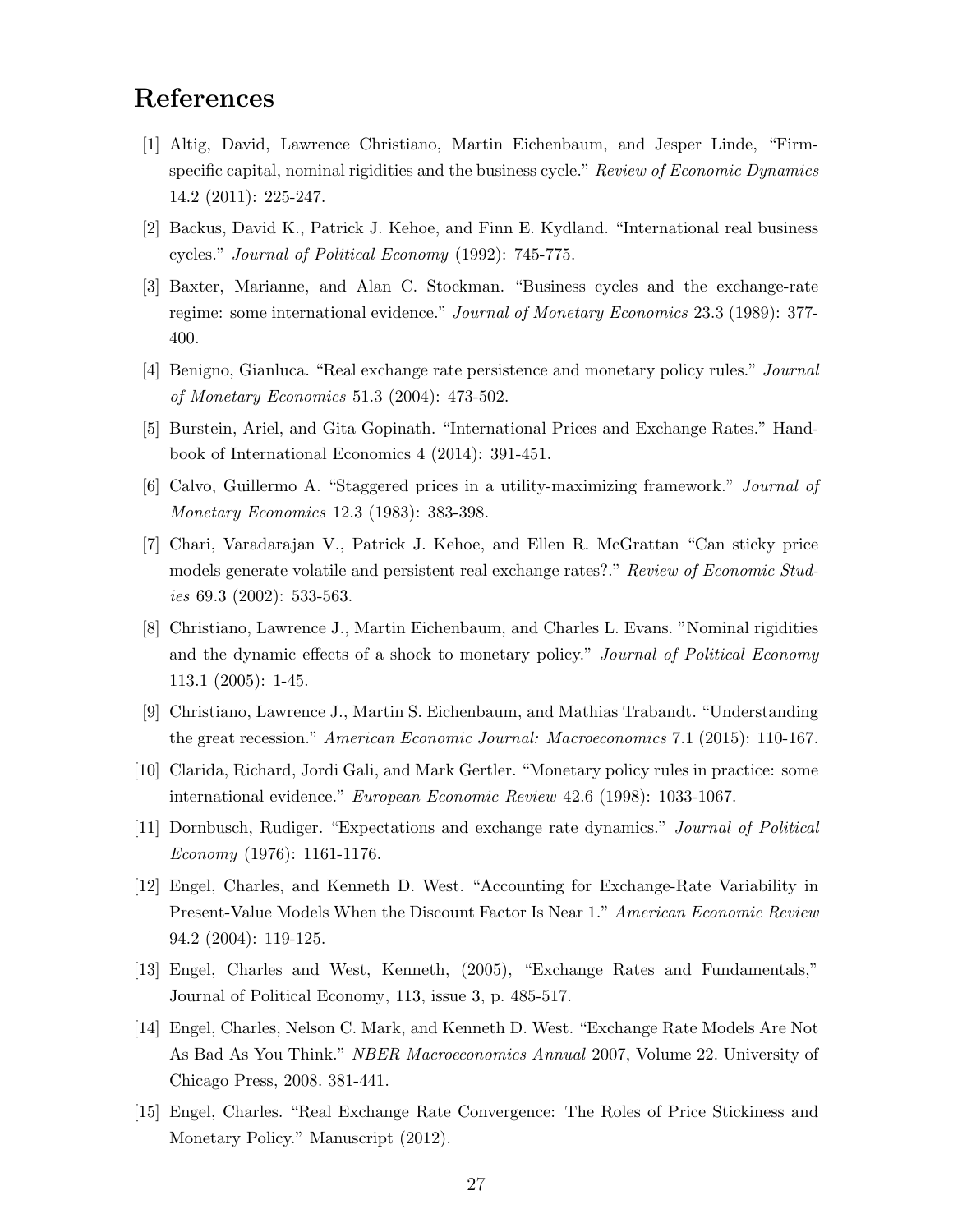# References

[1] Altig, David, Lawrence Christiano, Martin Eichenbaum, and Jesper Linde, "Firm-specific capital, nominal rigidities and the business cycle." *Review of Economic Dynamics* 14.2 (2011): 225-247.

[2] Backus, David K., Patrick J. Kehoe, and Finn E. Kydland. "International real business cycles." *Journal of Political Economy* (1992): 745-775.

[3] Baxter, Marianne, and Alan C. Stockman. "Business cycles and the exchange-rate regime: some international evidence." *Journal of Monetary Economics* 23.3 (1989): 377-400.

[4] Benigno, Gianluca. "Real exchange rate persistence and monetary policy rules." *Journal of Monetary Economics* 51.3 (2004): 473-502.

[5] Burstein, Ariel, and Gita Gopinath. "International Prices and Exchange Rates." Handbook of International Economics 4 (2014): 391-451.

[6] Calvo, Guillermo A. "Staggered prices in a utility-maximizing framework." *Journal of Monetary Economics* 12.3 (1983): 383-398.

[7] Chari, Varadarajan V., Patrick J. Kehoe, and Ellen R. McGrattan "Can sticky price models generate volatile and persistent real exchange rates?." *Review of Economic Studies* 69.3 (2002): 533-563.

[8] Christiano, Lawrence J., Martin Eichenbaum, and Charles L. Evans. "Nominal rigidities and the dynamic effects of a shock to monetary policy." *Journal of Political Economy* 113.1 (2005): 1-45.

[9] Christiano, Lawrence J., Martin S. Eichenbaum, and Mathias Trabandt. "Understanding the great recession." *American Economic Journal: Macroeconomics* 7.1 (2015): 110-167.

[10] Clarida, Richard, Jordi Gali, and Mark Gertler. "Monetary policy rules in practice: some international evidence." *European Economic Review* 42.6 (1998): 1033-1067.

[11] Dornbusch, Rudiger. "Expectations and exchange rate dynamics." *Journal of Political Economy* (1976): 1161-1176.

[12] Engel, Charles, and Kenneth D. West. "Accounting for Exchange-Rate Variability in Present-Value Models When the Discount Factor Is Near 1." *American Economic Review* 94.2 (2004): 119-125.

[13] Engel, Charles and West, Kenneth, (2005), "Exchange Rates and Fundamentals," Journal of Political Economy, 113, issue 3, p. 485-517.

[14] Engel, Charles, Nelson C. Mark, and Kenneth D. West. "Exchange Rate Models Are Not As Bad As You Think." *NBER Macroeconomics Annual* 2007, Volume 22. University of Chicago Press, 2008. 381-441.

[15] Engel, Charles. "Real Exchange Rate Convergence: The Roles of Price Stickiness and Monetary Policy." Manuscript (2012).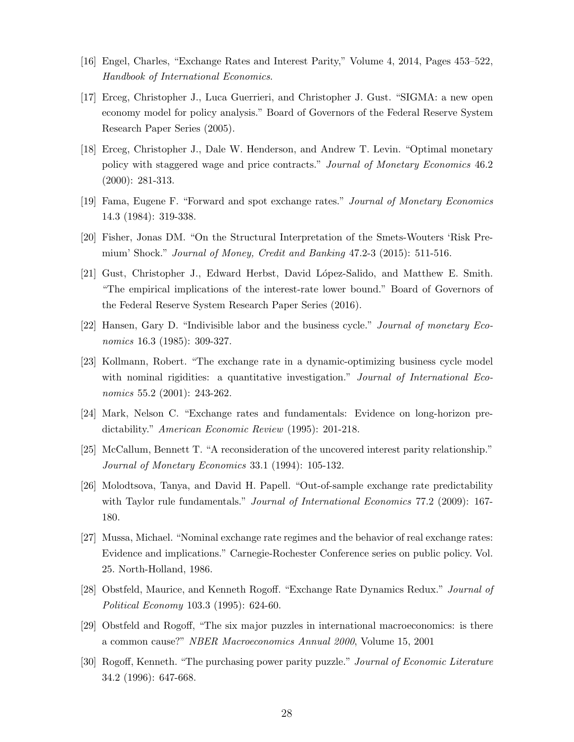[16] Engel, Charles, "Exchange Rates and Interest Parity," Volume 4, 2014, Pages 453–522, *Handbook of International Economics*.

[17] Erceg, Christopher J., Luca Guerrieri, and Christopher J. Gust. "SIGMA: a new open economy model for policy analysis." Board of Governors of the Federal Reserve System Research Paper Series (2005).

[18] Erceg, Christopher J., Dale W. Henderson, and Andrew T. Levin. "Optimal monetary policy with staggered wage and price contracts." *Journal of Monetary Economics* 46.2 (2000): 281-313.

[19] Fama, Eugene F. "Forward and spot exchange rates." *Journal of Monetary Economics* 14.3 (1984): 319-338.

[20] Fisher, Jonas DM. "On the Structural Interpretation of the Smets-Wouters 'Risk Premium' Shock." *Journal of Money, Credit and Banking* 47.2-3 (2015): 511-516.

[21] Gust, Christopher J., Edward Herbst, David López-Salido, and Matthew E. Smith. "The empirical implications of the interest-rate lower bound." Board of Governors of the Federal Reserve System Research Paper Series (2016).

[22] Hansen, Gary D. "Indivisible labor and the business cycle." *Journal of monetary Economics* 16.3 (1985): 309-327.

[23] Kollmann, Robert. "The exchange rate in a dynamic-optimizing business cycle model with nominal rigidities: a quantitative investigation." *Journal of International Economics* 55.2 (2001): 243-262.

[24] Mark, Nelson C. "Exchange rates and fundamentals: Evidence on long-horizon predictability." *American Economic Review* (1995): 201-218.

[25] McCallum, Bennett T. "A reconsideration of the uncovered interest parity relationship." *Journal of Monetary Economics* 33.1 (1994): 105-132.

[26] Molodtsova, Tanya, and David H. Papell. "Out-of-sample exchange rate predictability with Taylor rule fundamentals." *Journal of International Economics* 77.2 (2009): 167-180.

[27] Mussa, Michael. "Nominal exchange rate regimes and the behavior of real exchange rates: Evidence and implications." Carnegie-Rochester Conference series on public policy. Vol. 25. North-Holland, 1986.

[28] Obstfeld, Maurice, and Kenneth Rogoff. "Exchange Rate Dynamics Redux." *Journal of Political Economy* 103.3 (1995): 624-60.

[29] Obstfeld and Rogoff, "The six major puzzles in international macroeconomics: is there a common cause?" *NBER Macroeconomics Annual 2000*, Volume 15, 2001

[30] Rogoff, Kenneth. "The purchasing power parity puzzle." *Journal of Economic Literature* 34.2 (1996): 647-668.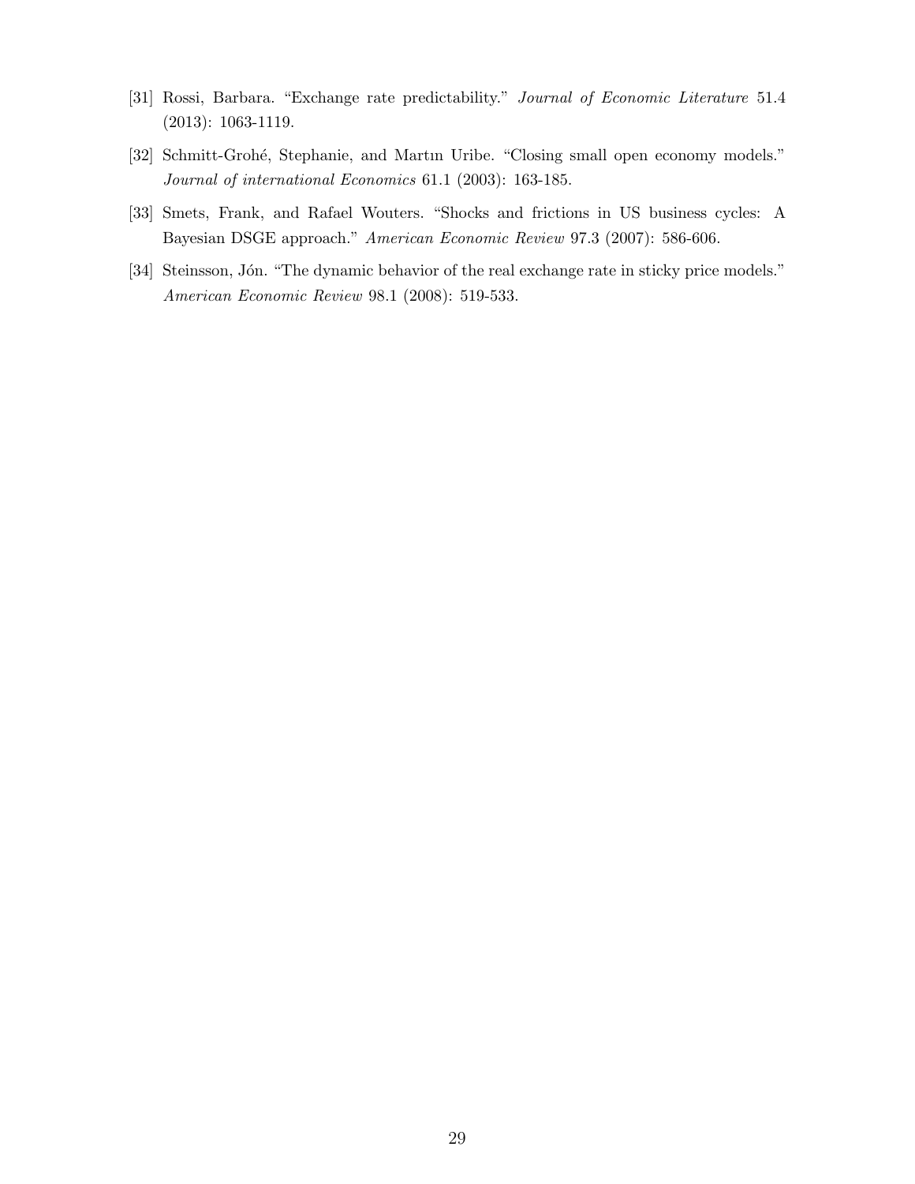[31] Rossi, Barbara. "Exchange rate predictability." *Journal of Economic Literature* 51.4 (2013): 1063-1119.

[32] Schmitt-Grohé, Stephanie, and Martın Uribe. "Closing small open economy models." *Journal of international Economics* 61.1 (2003): 163-185.

[33] Smets, Frank, and Rafael Wouters. "Shocks and frictions in US business cycles: A Bayesian DSGE approach." *American Economic Review* 97.3 (2007): 586-606.

[34] Steinsson, Jón. "The dynamic behavior of the real exchange rate in sticky price models." *American Economic Review* 98.1 (2008): 519-533.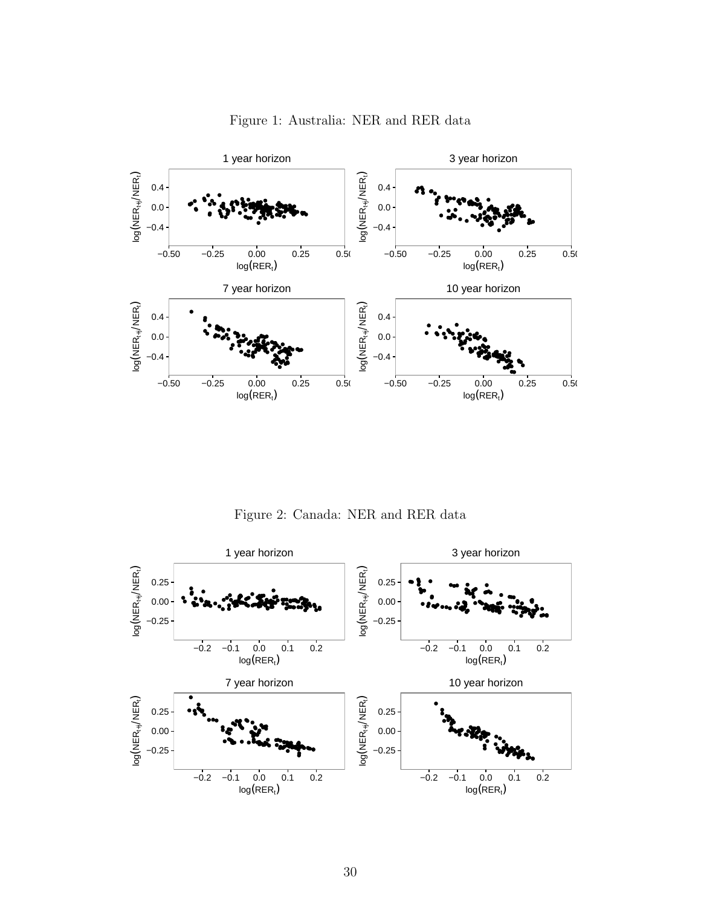Figure 1: Australia: NER and RER data

Figure 2: Canada: NER and RER data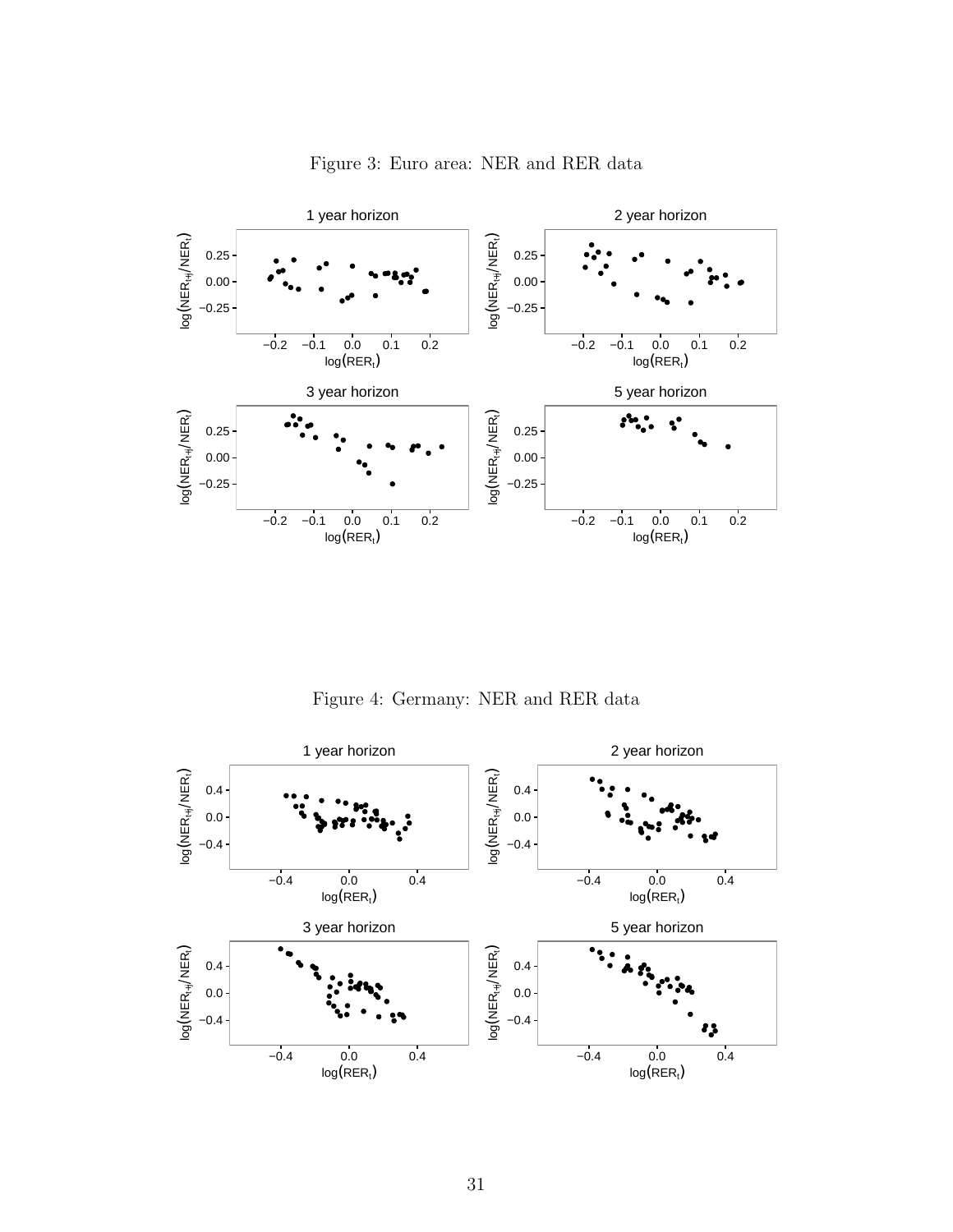Figure 3: Euro area: NER and RER data

Figure 4: Germany: NER and RER data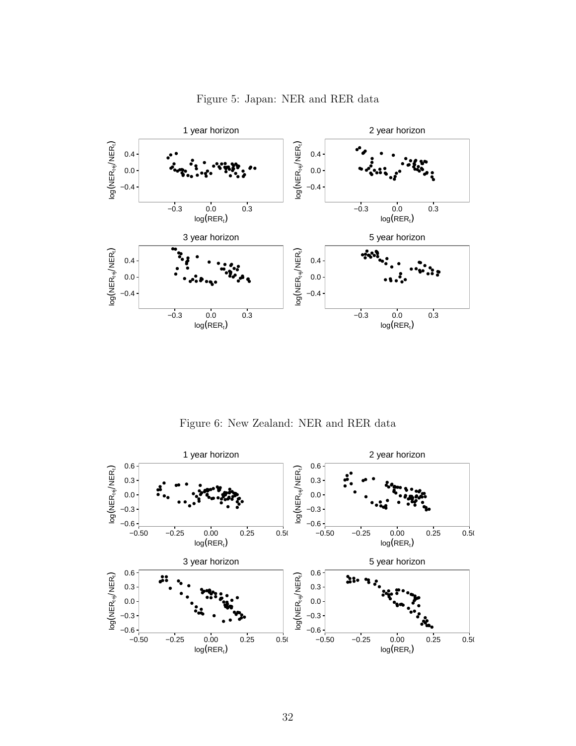Figure 5: Japan: NER and RER data

Figure 6: New Zealand: NER and RER data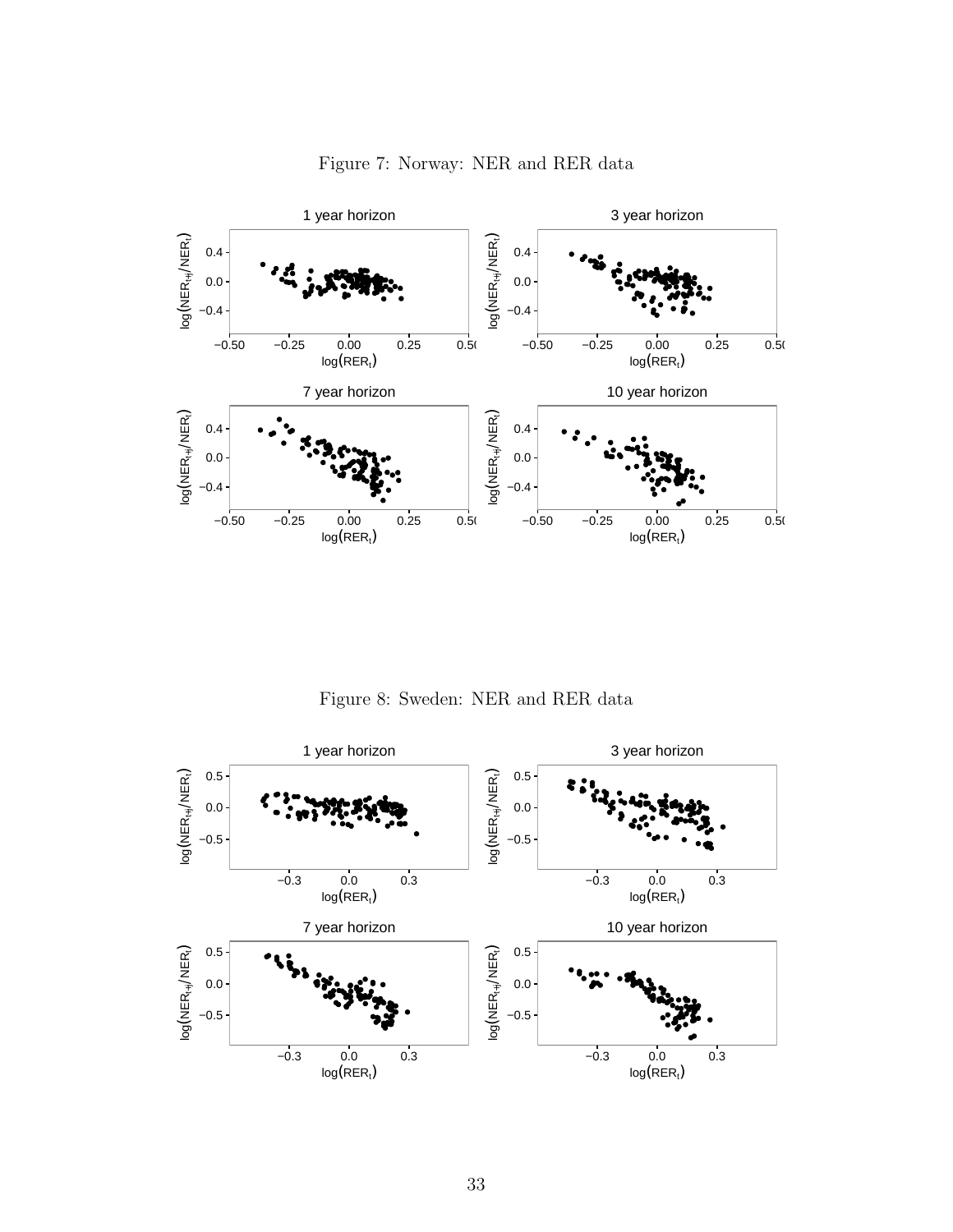Figure 7: Norway: NER and RER data

Figure 8: Sweden: NER and RER data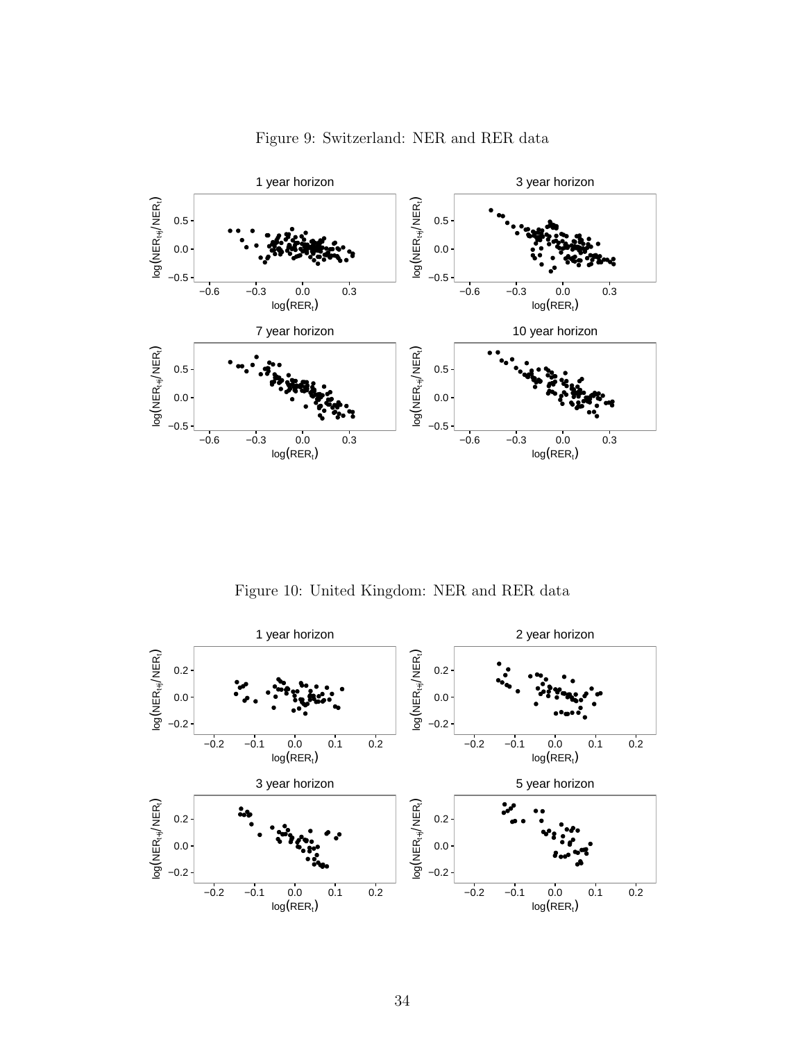Figure 9: Switzerland: NER and RER data

Figure 10: United Kingdom: NER and RER data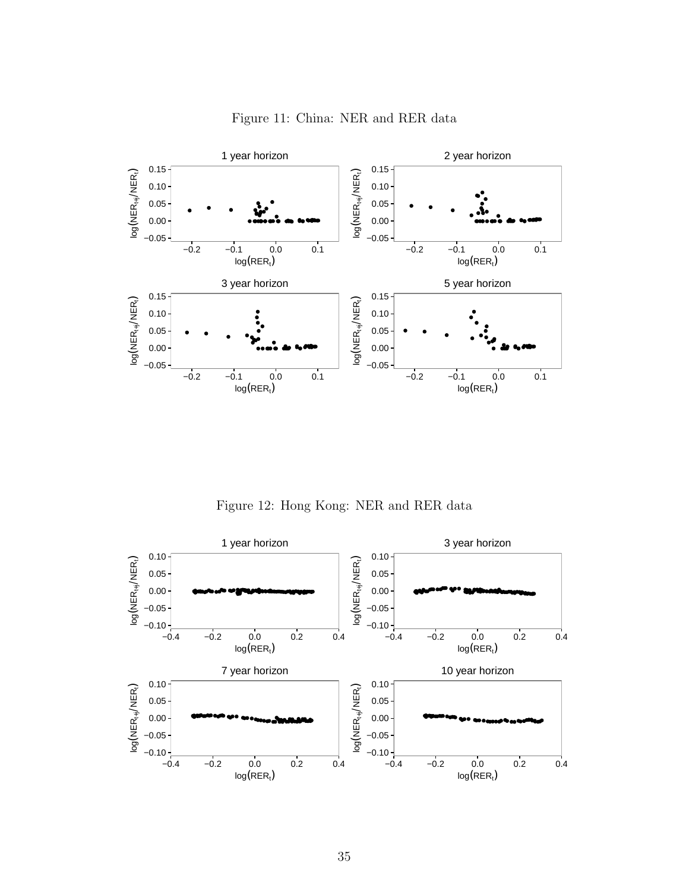Figure 11: China: NER and RER data

Figure 12: Hong Kong: NER and RER data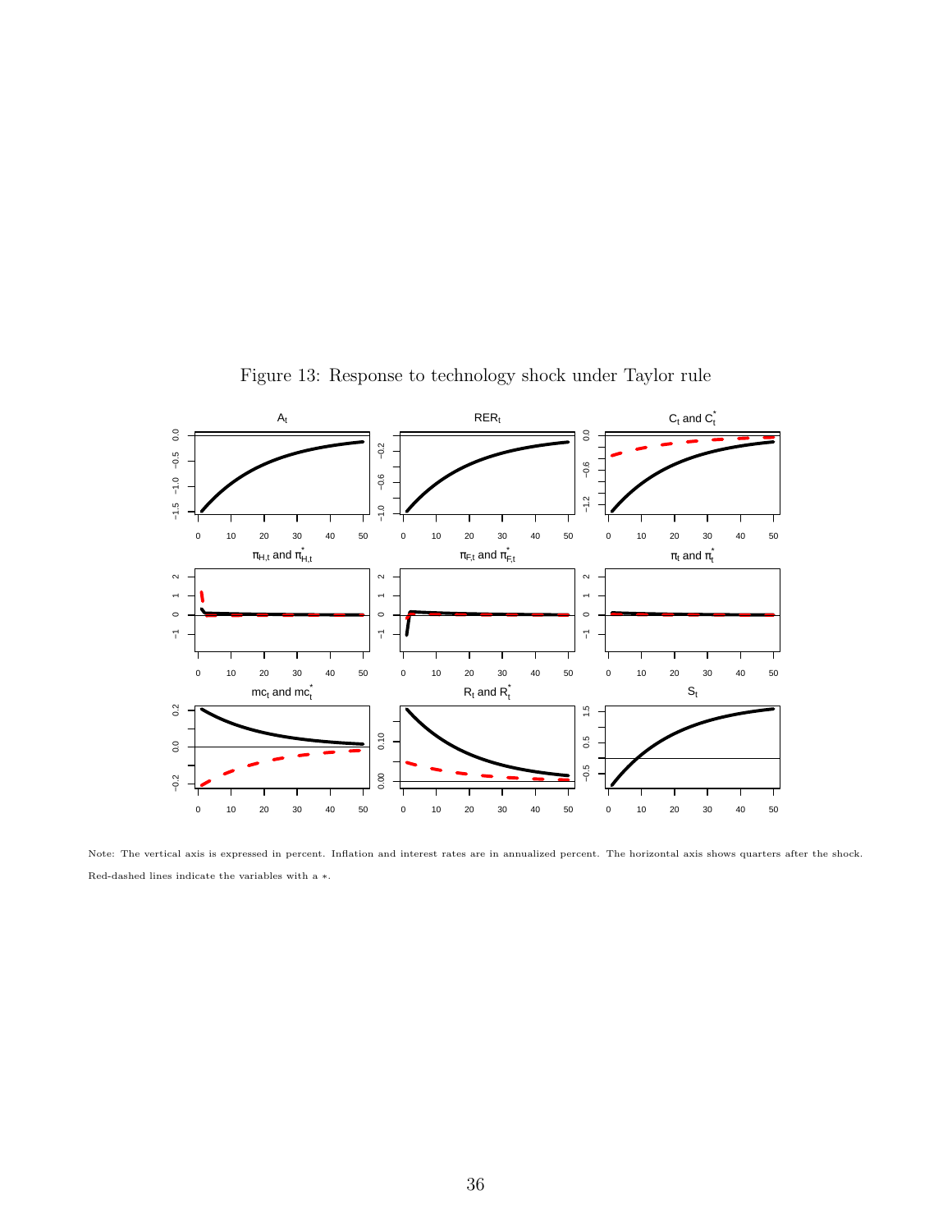Figure 13: Response to technology shock under Taylor rule

Note: The vertical axis is expressed in percent. Inflation and interest rates are in annualized percent. The horizontal axis shows quarters after the shock. Red-dashed lines indicate the variables with a $*$.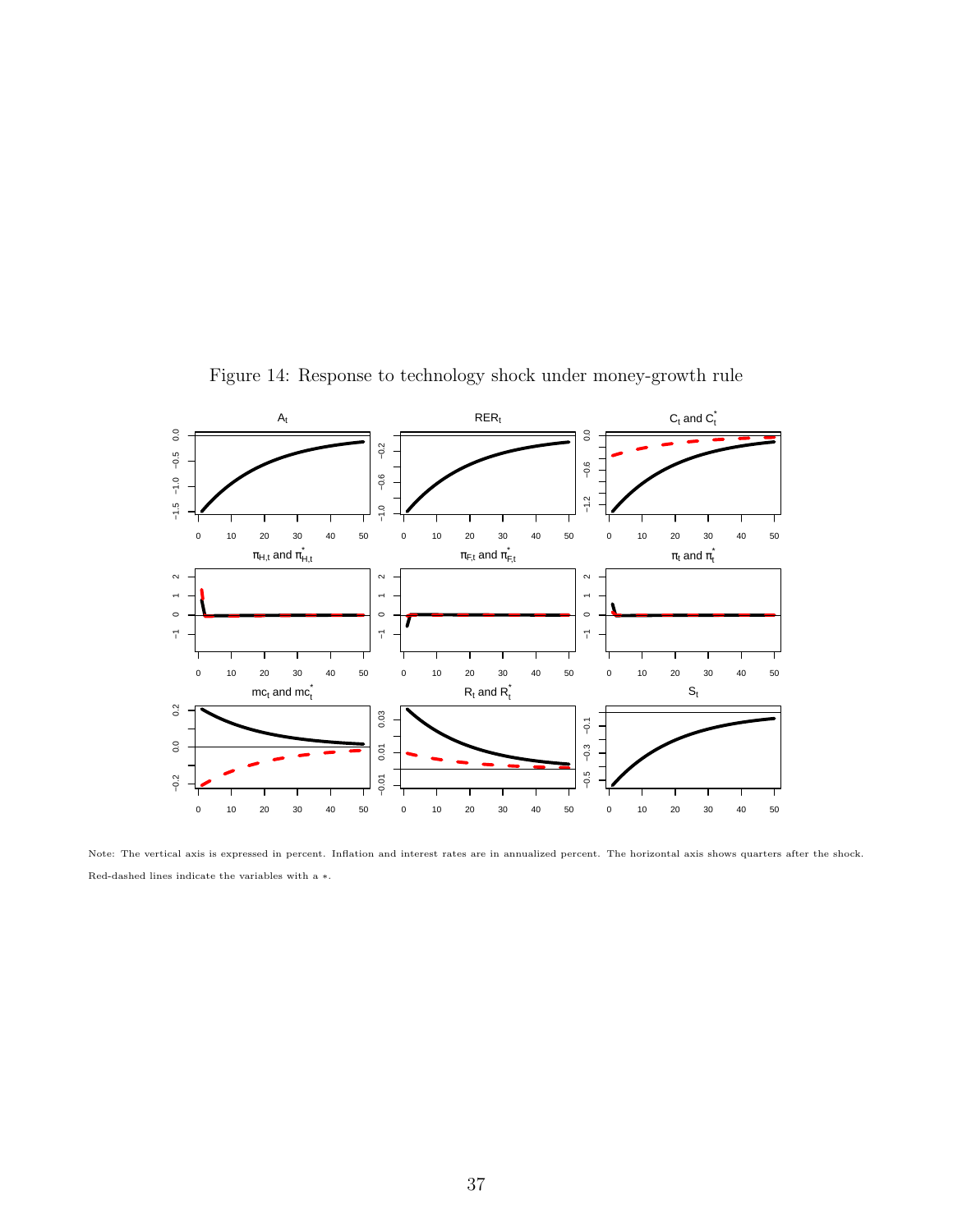Figure 14: Response to technology shock under money-growth rule

Note: The vertical axis is expressed in percent. Inflation and interest rates are in annualized percent. The horizontal axis shows quarters after the shock. Red-dashed lines indicate the variables with a $*$.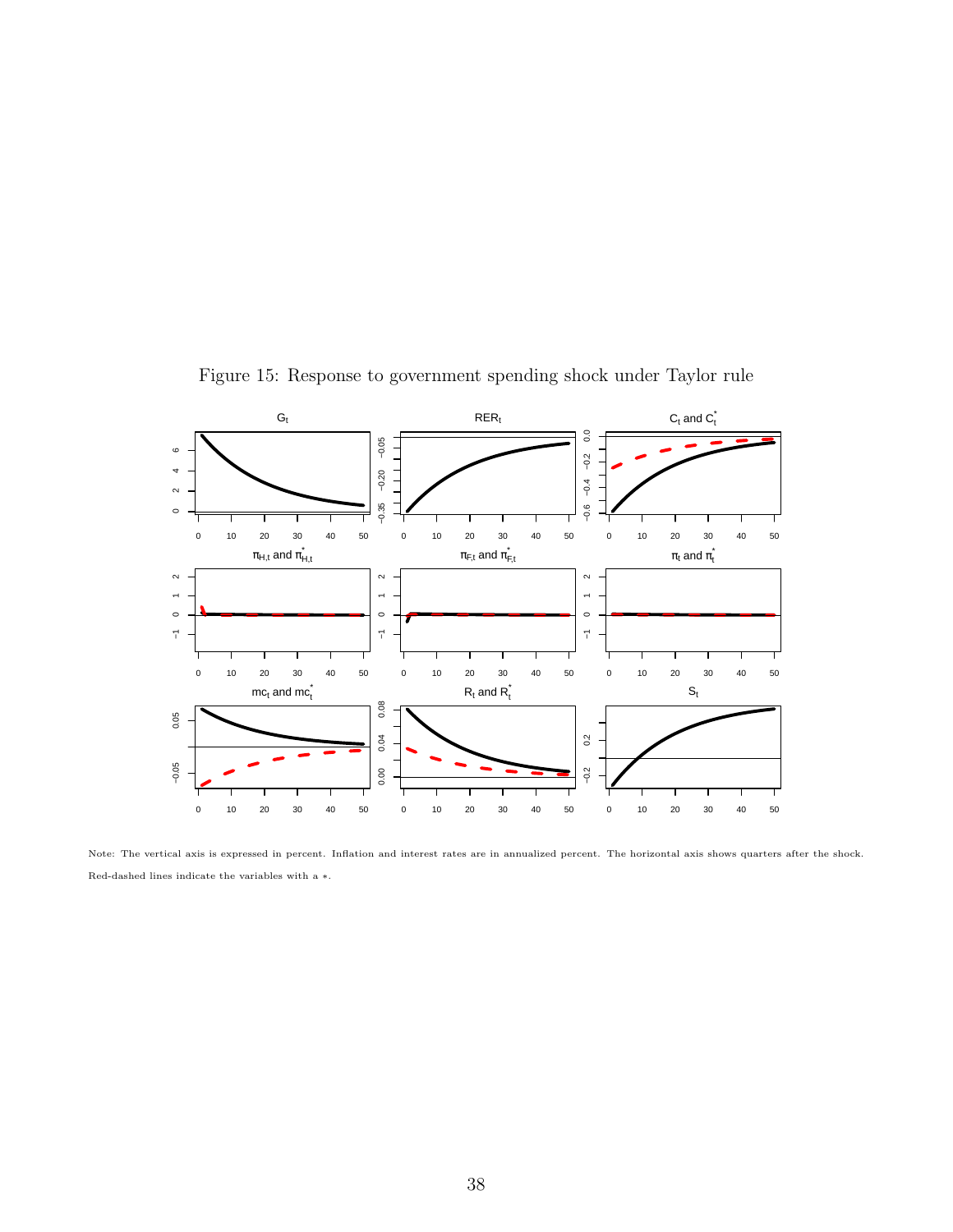Figure 15: Response to government spending shock under Taylor rule

Note: The vertical axis is expressed in percent. Inflation and interest rates are in annualized percent. The horizontal axis shows quarters after the shock. Red-dashed lines indicate the variables with a $*$.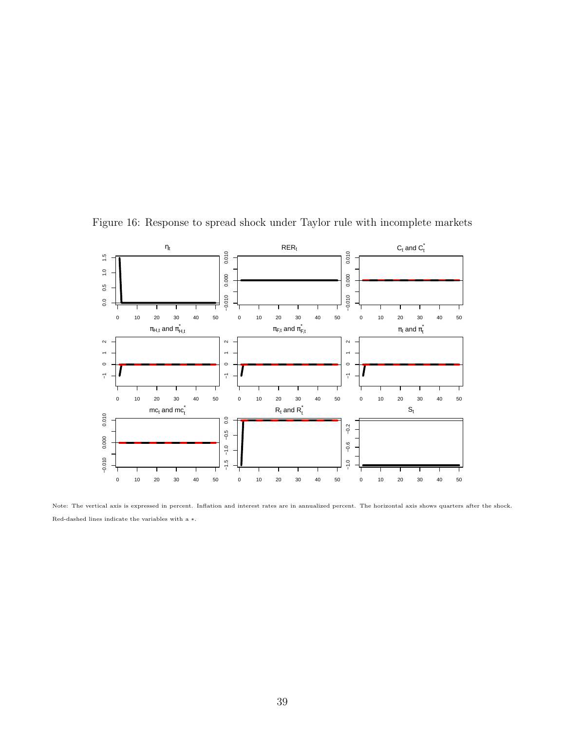Figure 16: Response to spread shock under Taylor rule with incomplete markets

Note: The vertical axis is expressed in percent. Inflation and interest rates are in annualized percent. The horizontal axis shows quarters after the shock. Red-dashed lines indicate the variables with a $*$.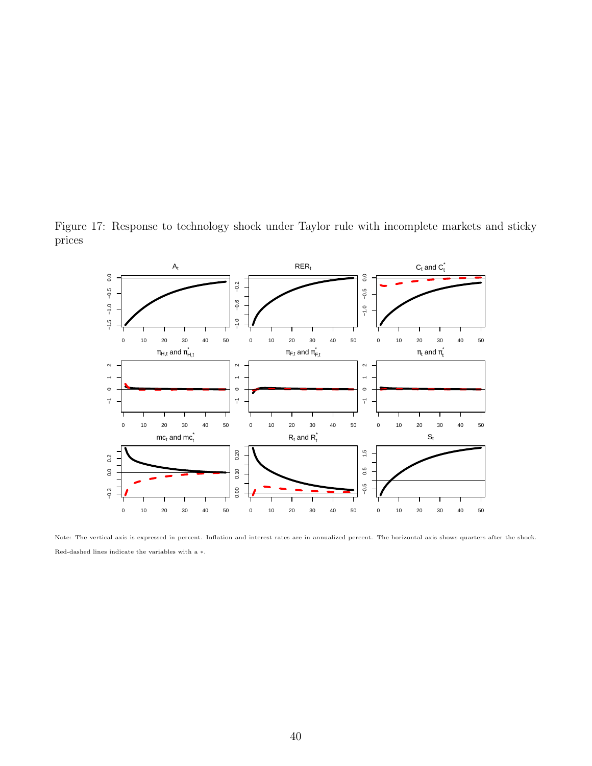Figure 17: Response to technology shock under Taylor rule with incomplete markets and sticky prices

Note: The vertical axis is expressed in percent. Inflation and interest rates are in annualized percent. The horizontal axis shows quarters after the shock. Red-dashed lines indicate the variables with a $*$.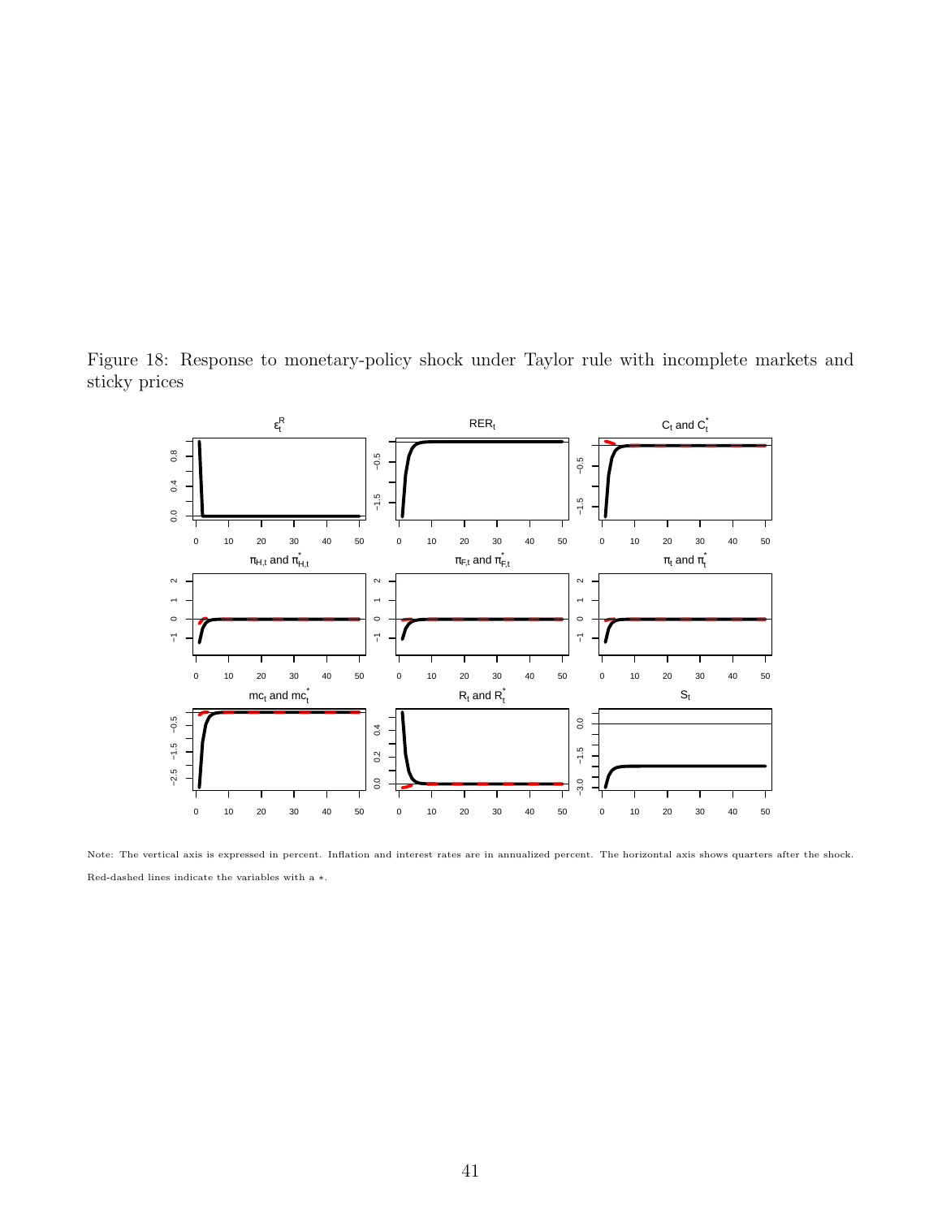Figure 18: Response to monetary-policy shock under Taylor rule with incomplete markets and sticky prices

Note: The vertical axis is expressed in percent. Inflation and interest rates are in annualized percent. The horizontal axis shows quarters after the shock. Red-dashed lines indicate the variables with a $*$.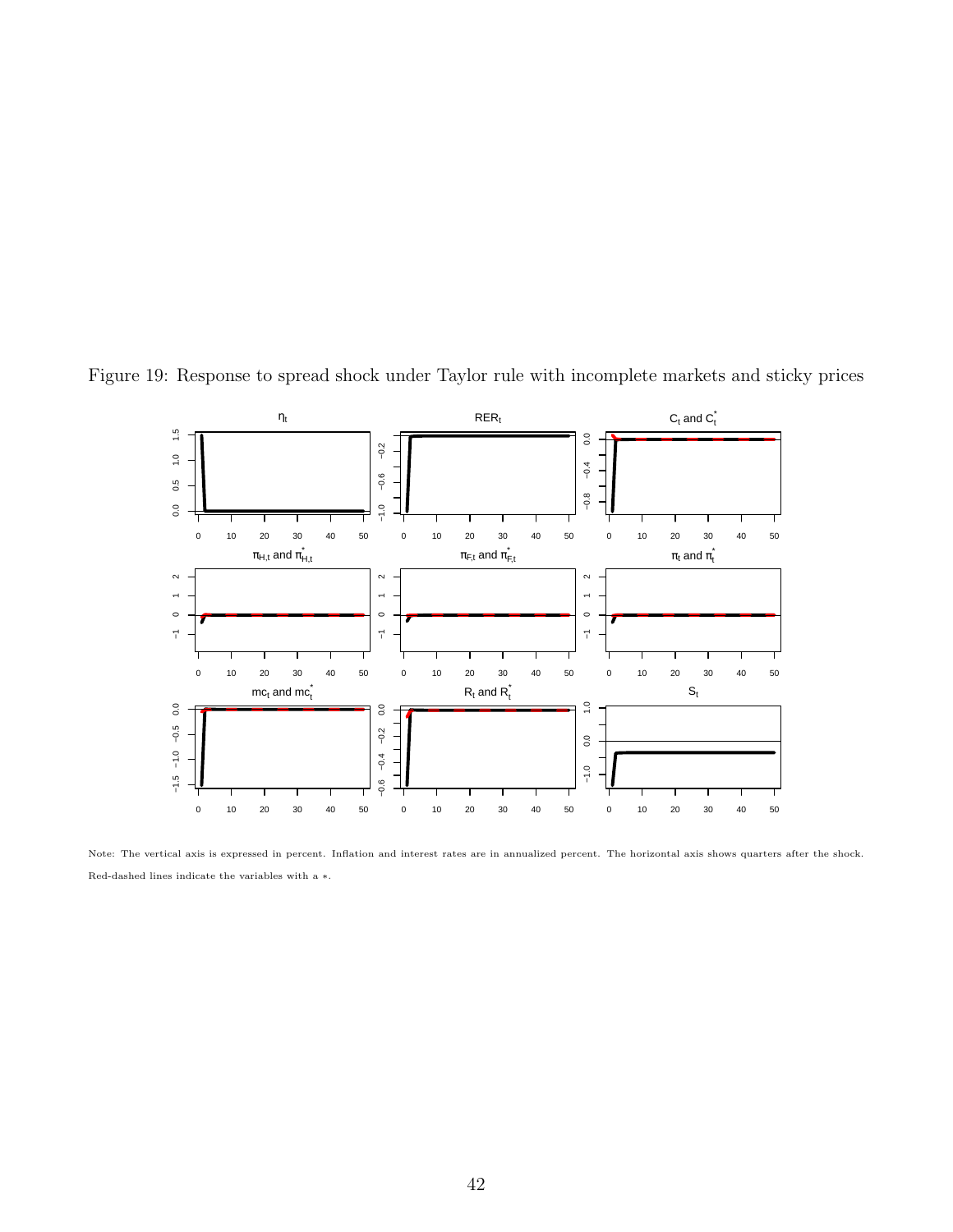Figure 19: Response to spread shock under Taylor rule with incomplete markets and sticky prices

Note: The vertical axis is expressed in percent. Inflation and interest rates are in annualized percent. The horizontal axis shows quarters after the shock. Red-dashed lines indicate the variables with a $*$.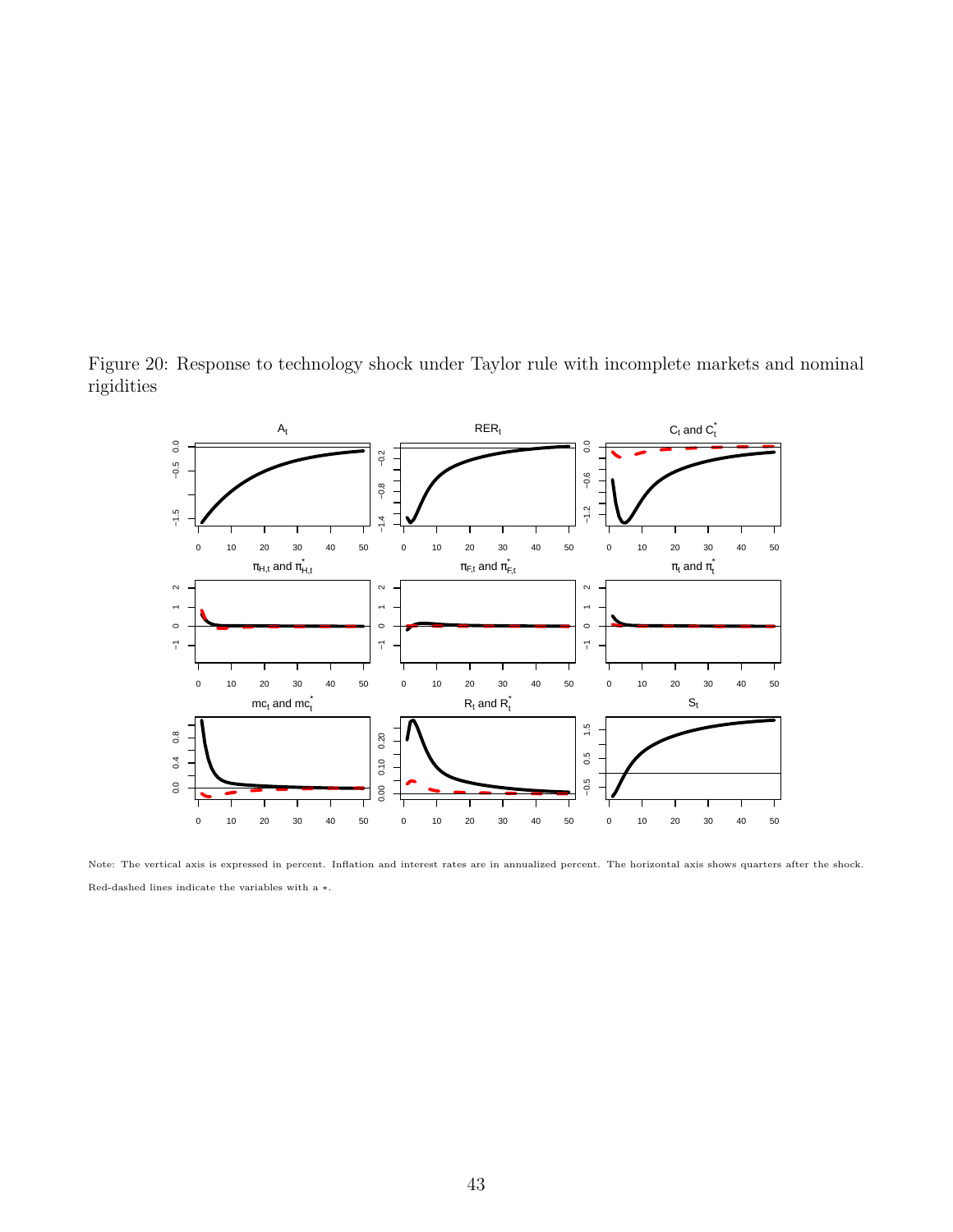Figure 20: Response to technology shock under Taylor rule with incomplete markets and nominal rigidities

Note: The vertical axis is expressed in percent. Inflation and interest rates are in annualized percent. The horizontal axis shows quarters after the shock. Red-dashed lines indicate the variables with a $*$.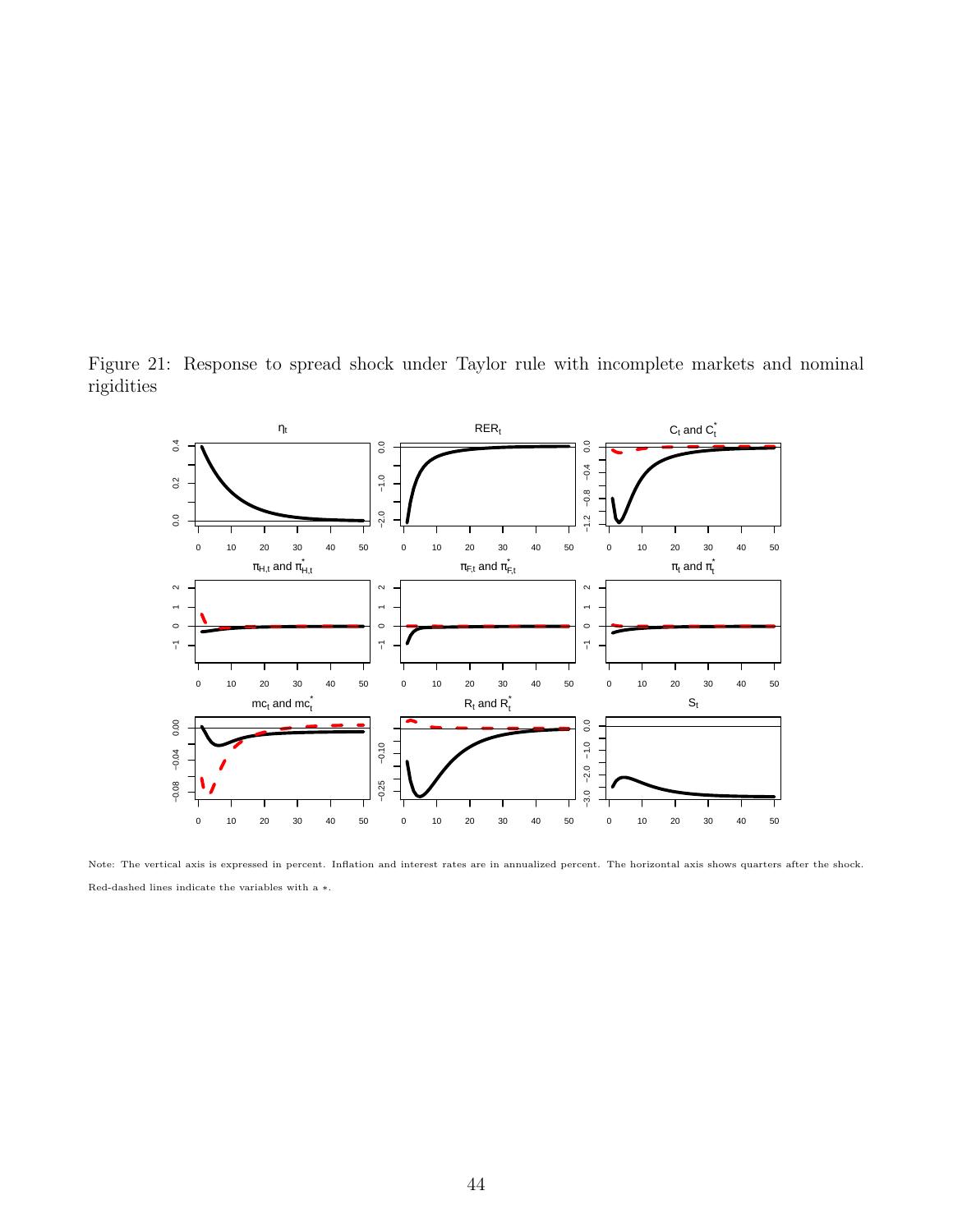Figure 21: Response to spread shock under Taylor rule with incomplete markets and nominal rigidities

Note: The vertical axis is expressed in percent. Inflation and interest rates are in annualized percent. The horizontal axis shows quarters after the shock. Red-dashed lines indicate the variables with a $*$.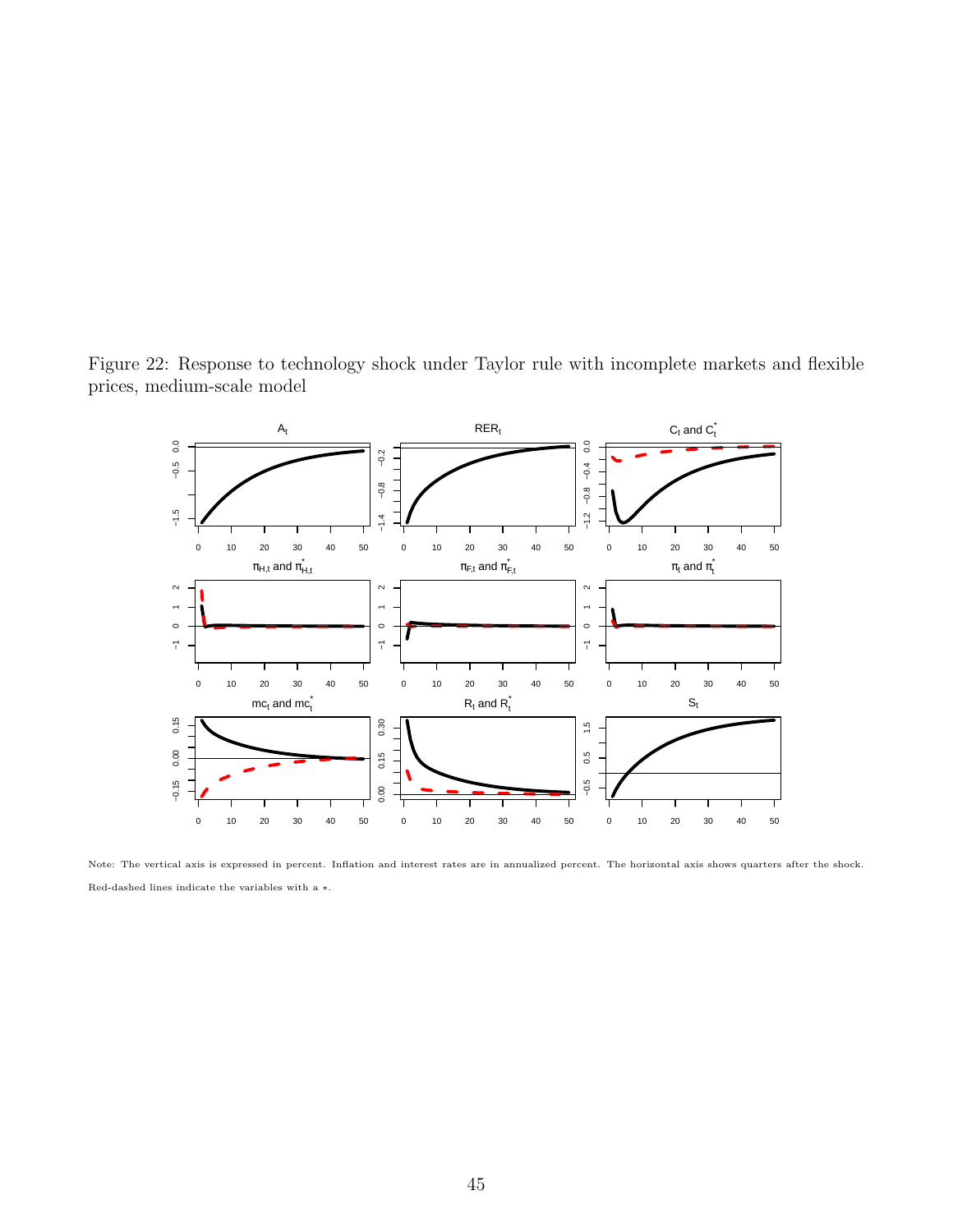Figure 22: Response to technology shock under Taylor rule with incomplete markets and flexible prices, medium-scale model

Note: The vertical axis is expressed in percent. Inflation and interest rates are in annualized percent. The horizontal axis shows quarters after the shock. Red-dashed lines indicate the variables with a $*$.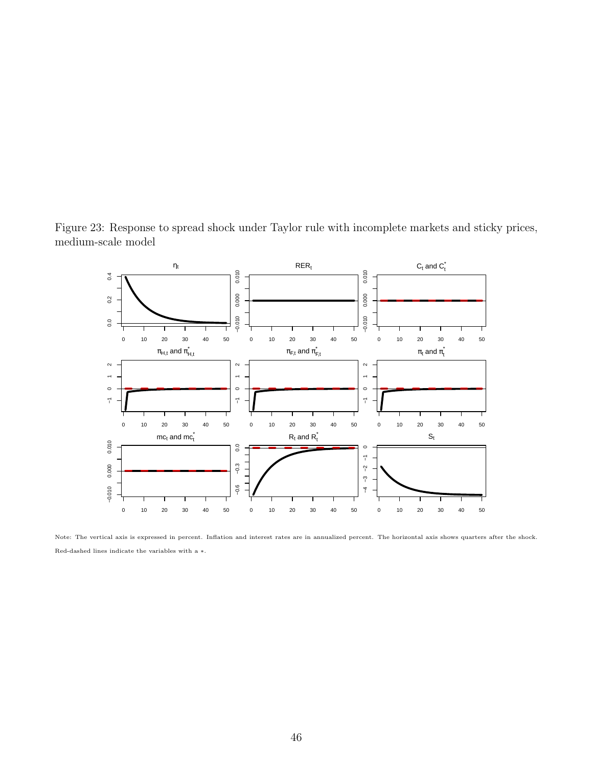Figure 23: Response to spread shock under Taylor rule with incomplete markets and sticky prices, medium-scale model

Note: The vertical axis is expressed in percent. Inflation and interest rates are in annualized percent. The horizontal axis shows quarters after the shock. Red-dashed lines indicate the variables with a $*$.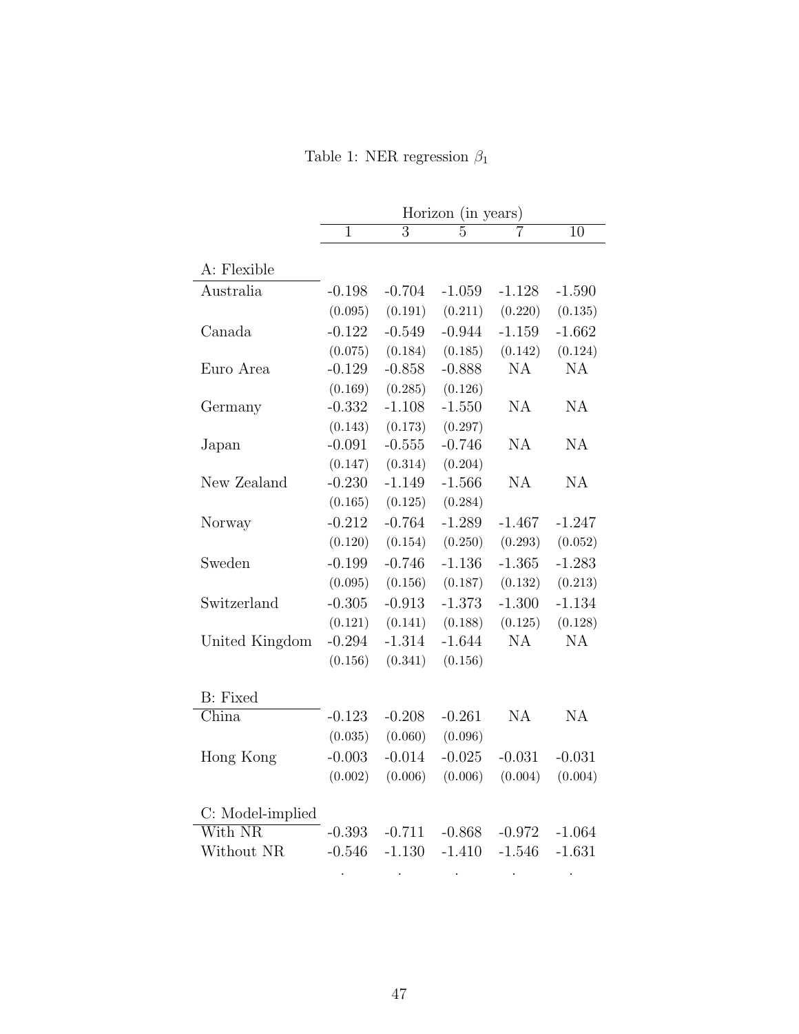Table 1: NER regression $\beta_1$

| | Horizon (in years) | | | | |
|---|---|---|---|---|---|
| | 1 | 3 | 5 | 7 | 10 |
| **A: Flexible** | | | | | |
| Australia | -0.198 | -0.704 | -1.059 | -1.128 | -1.590 |
| | (0.095) | (0.191) | (0.211) | (0.220) | (0.135) |
| Canada | -0.122 | -0.549 | -0.944 | -1.159 | -1.662 |
| | (0.075) | (0.184) | (0.185) | (0.142) | (0.124) |
| Euro Area | -0.129 | -0.858 | -0.888 | NA | NA |
| | (0.169) | (0.285) | (0.126) | | |
| Germany | -0.332 | -1.108 | -1.550 | NA | NA |
| | (0.143) | (0.173) | (0.297) | | |
| Japan | -0.091 | -0.555 | -0.746 | NA | NA |
| | (0.147) | (0.314) | (0.204) | | |
| New Zealand | -0.230 | -1.149 | -1.566 | NA | NA |
| | (0.165) | (0.125) | (0.284) | | |
| Norway | -0.212 | -0.764 | -1.289 | -1.467 | -1.247 |
| | (0.120) | (0.154) | (0.250) | (0.293) | (0.052) |
| Sweden | -0.199 | -0.746 | -1.136 | -1.365 | -1.283 |
| | (0.095) | (0.156) | (0.187) | (0.132) | (0.213) |
| Switzerland | -0.305 | -0.913 | -1.373 | -1.300 | -1.134 |
| | (0.121) | (0.141) | (0.188) | (0.125) | (0.128) |
| United Kingdom | -0.294 | -1.314 | -1.644 | NA | NA |
| | (0.156) | (0.341) | (0.156) | | |
| **B: Fixed** | | | | | |
| China | -0.123 | -0.208 | -0.261 | NA | NA |
| | (0.035) | (0.060) | (0.096) | | |
| Hong Kong | -0.003 | -0.014 | -0.025 | -0.031 | -0.031 |
| | (0.002) | (0.006) | (0.006) | (0.004) | (0.004) |
| **C: Model-implied** | | | | | |
| With NR | -0.393 | -0.711 | -0.868 | -0.972 | -1.064 |
| Without NR | -0.546 | -1.130 | -1.410 | -1.546 | -1.631 |
| | . | . | . | . | . |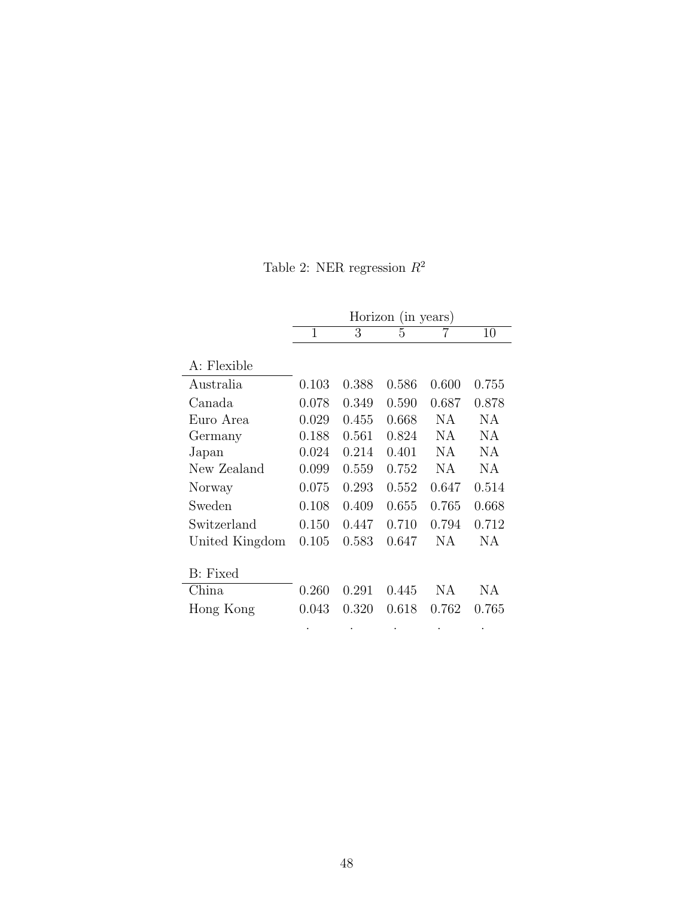Table 2: NER regression $R^2$

| | Horizon (in years) | | | | |
|---|---|---|---|---|---|
| | 1 | 3 | 5 | 7 | 10 |
| A: Flexible | | | | | |
| Australia | 0.103 | 0.388 | 0.586 | 0.600 | 0.755 |
| Canada | 0.078 | 0.349 | 0.590 | 0.687 | 0.878 |
| Euro Area | 0.029 | 0.455 | 0.668 | NA | NA |
| Germany | 0.188 | 0.561 | 0.824 | NA | NA |
| Japan | 0.024 | 0.214 | 0.401 | NA | NA |
| New Zealand | 0.099 | 0.559 | 0.752 | NA | NA |
| Norway | 0.075 | 0.293 | 0.552 | 0.647 | 0.514 |
| Sweden | 0.108 | 0.409 | 0.655 | 0.765 | 0.668 |
| Switzerland | 0.150 | 0.447 | 0.710 | 0.794 | 0.712 |
| United Kingdom | 0.105 | 0.583 | 0.647 | NA | NA |
| B: Fixed | | | | | |
| China | 0.260 | 0.291 | 0.445 | NA | NA |
| Hong Kong | 0.043 | 0.320 | 0.618 | 0.762 | 0.765 |
| | . | . | . | . | . |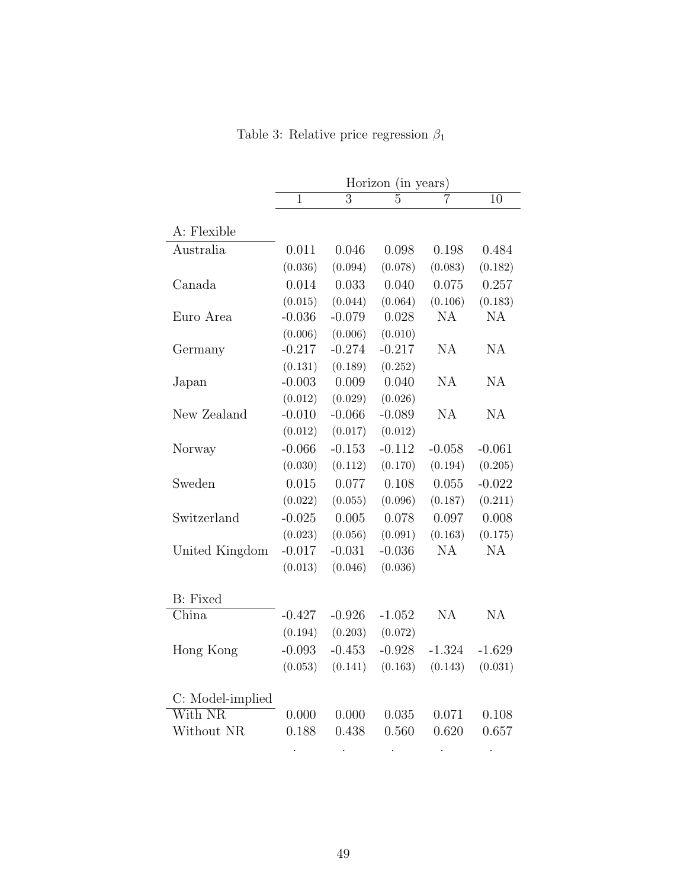Table 3: Relative price regression $\beta_1$

| | Horizon (in years) | | | | |
|---|---|---|---|---|---|
| | 1 | 3 | 5 | 7 | 10 |
| **A: Flexible** | | | | | |
| Australia | 0.011 | 0.046 | 0.098 | 0.198 | 0.484 |
| | (0.036) | (0.094) | (0.078) | (0.083) | (0.182) |
| Canada | 0.014 | 0.033 | 0.040 | 0.075 | 0.257 |
| | (0.015) | (0.044) | (0.064) | (0.106) | (0.183) |
| Euro Area | -0.036 | -0.079 | 0.028 | NA | NA |
| | (0.006) | (0.006) | (0.010) | | |
| Germany | -0.217 | -0.274 | -0.217 | NA | NA |
| | (0.131) | (0.189) | (0.252) | | |
| Japan | -0.003 | 0.009 | 0.040 | NA | NA |
| | (0.012) | (0.029) | (0.026) | | |
| New Zealand | -0.010 | -0.066 | -0.089 | NA | NA |
| | (0.012) | (0.017) | (0.012) | | |
| Norway | -0.066 | -0.153 | -0.112 | -0.058 | -0.061 |
| | (0.030) | (0.112) | (0.170) | (0.194) | (0.205) |
| Sweden | 0.015 | 0.077 | 0.108 | 0.055 | -0.022 |
| | (0.022) | (0.055) | (0.096) | (0.187) | (0.211) |
| Switzerland | -0.025 | 0.005 | 0.078 | 0.097 | 0.008 |
| | (0.023) | (0.056) | (0.091) | (0.163) | (0.175) |
| United Kingdom | -0.017 | -0.031 | -0.036 | NA | NA |
| | (0.013) | (0.046) | (0.036) | | |
| **B: Fixed** | | | | | |
| China | -0.427 | -0.926 | -1.052 | NA | NA |
| | (0.194) | (0.203) | (0.072) | | |
| Hong Kong | -0.093 | -0.453 | -0.928 | -1.324 | -1.629 |
| | (0.053) | (0.141) | (0.163) | (0.143) | (0.031) |
| **C: Model-implied** | | | | | |
| With NR | 0.000 | 0.000 | 0.035 | 0.071 | 0.108 |
| Without NR | 0.188 | 0.438 | 0.560 | 0.620 | 0.657 |
| | . | . | . | . | . |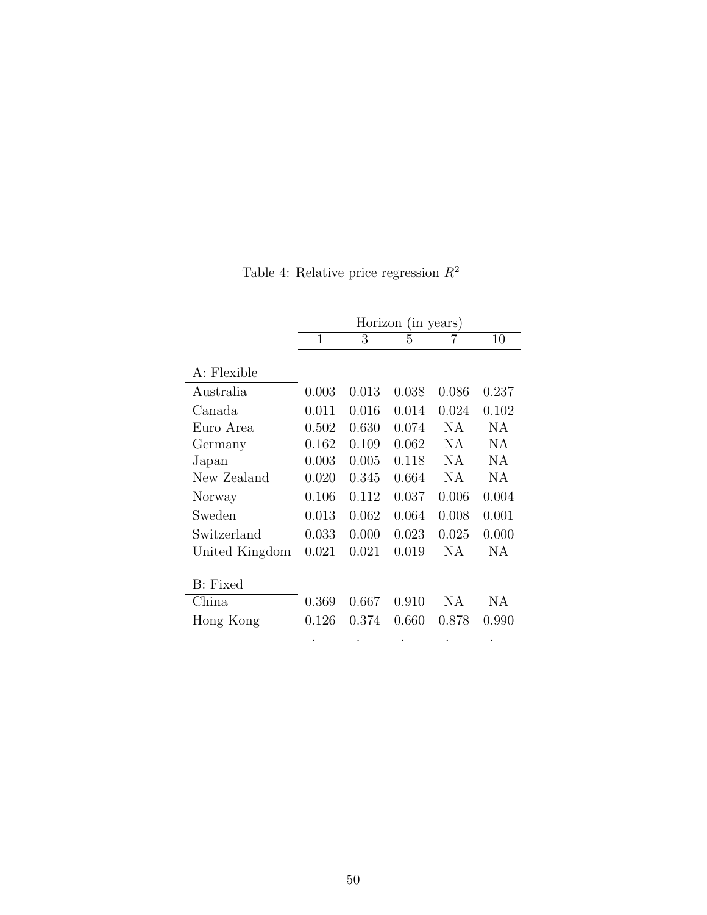Table 4: Relative price regression $R^2$

| | Horizon (in years) | | | | |
|---|---|---|---|---|---|
| | 1 | 3 | 5 | 7 | 10 |
| **A: Flexible** | | | | | |
| Australia | 0.003 | 0.013 | 0.038 | 0.086 | 0.237 |
| Canada | 0.011 | 0.016 | 0.014 | 0.024 | 0.102 |
| Euro Area | 0.502 | 0.630 | 0.074 | NA | NA |
| Germany | 0.162 | 0.109 | 0.062 | NA | NA |
| Japan | 0.003 | 0.005 | 0.118 | NA | NA |
| New Zealand | 0.020 | 0.345 | 0.664 | NA | NA |
| Norway | 0.106 | 0.112 | 0.037 | 0.006 | 0.004 |
| Sweden | 0.013 | 0.062 | 0.064 | 0.008 | 0.001 |
| Switzerland | 0.033 | 0.000 | 0.023 | 0.025 | 0.000 |
| United Kingdom | 0.021 | 0.021 | 0.019 | NA | NA |
| **B: Fixed** | | | | | |
| China | 0.369 | 0.667 | 0.910 | NA | NA |
| Hong Kong | 0.126 | 0.374 | 0.660 | 0.878 | 0.990 |
| | . | . | . | . | . |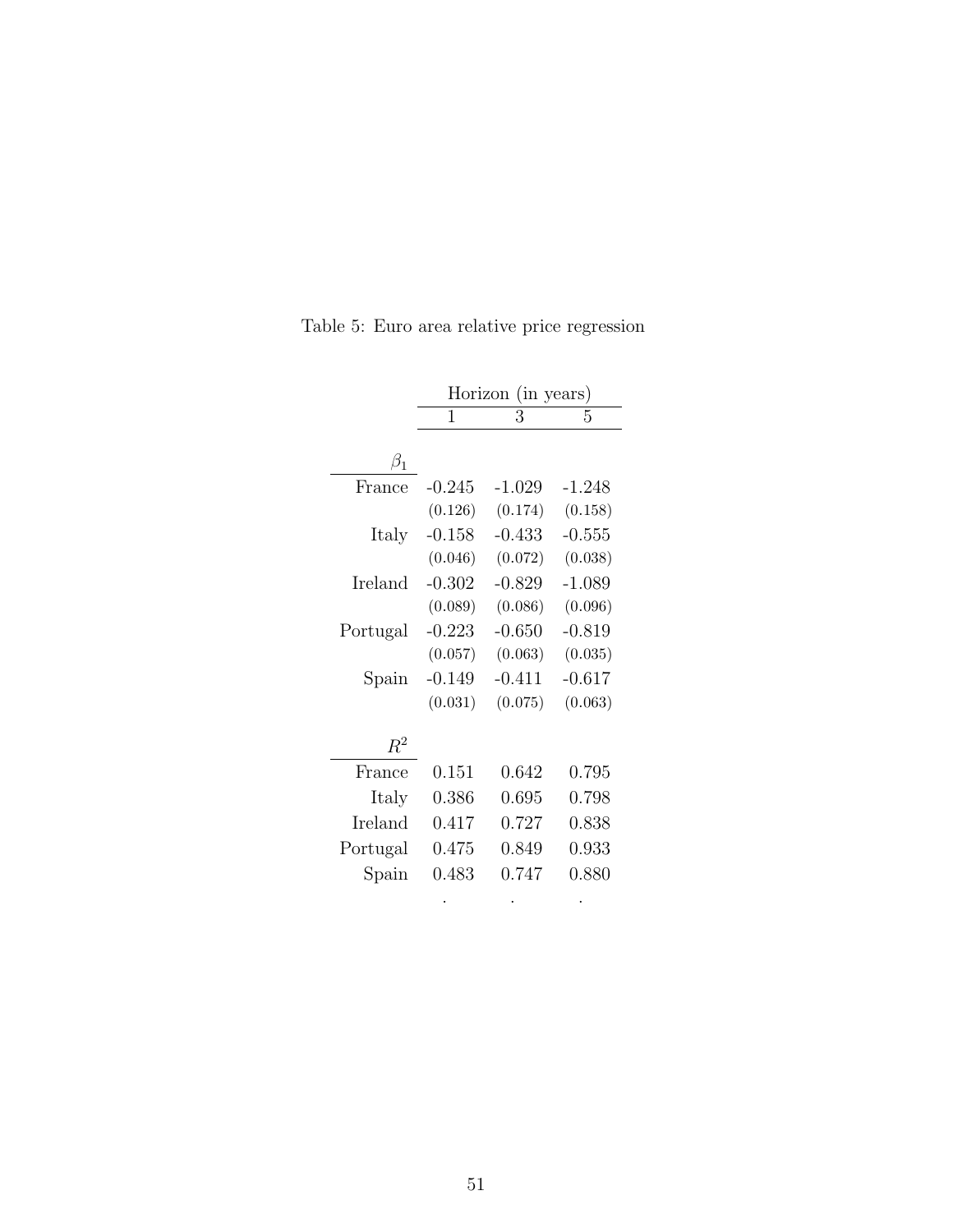Table 5: Euro area relative price regression

| | Horizon (in years) | | |
|---|---|---|---|
| | 1 | 3 | 5 |
| $\beta_1$ | | | |
| France | -0.245 | -1.029 | -1.248 |
| | (0.126) | (0.174) | (0.158) |
| Italy | -0.158 | -0.433 | -0.555 |
| | (0.046) | (0.072) | (0.038) |
| Ireland | -0.302 | -0.829 | -1.089 |
| | (0.089) | (0.086) | (0.096) |
| Portugal | -0.223 | -0.650 | -0.819 |
| | (0.057) | (0.063) | (0.035) |
| Spain | -0.149 | -0.411 | -0.617 |
| | (0.031) | (0.075) | (0.063) |
| $R^2$ | | | |
| France | 0.151 | 0.642 | 0.795 |
| Italy | 0.386 | 0.695 | 0.798 |
| Ireland | 0.417 | 0.727 | 0.838 |
| Portugal | 0.475 | 0.849 | 0.933 |
| Spain | 0.483 | 0.747 | 0.880 |
| | . | . | . |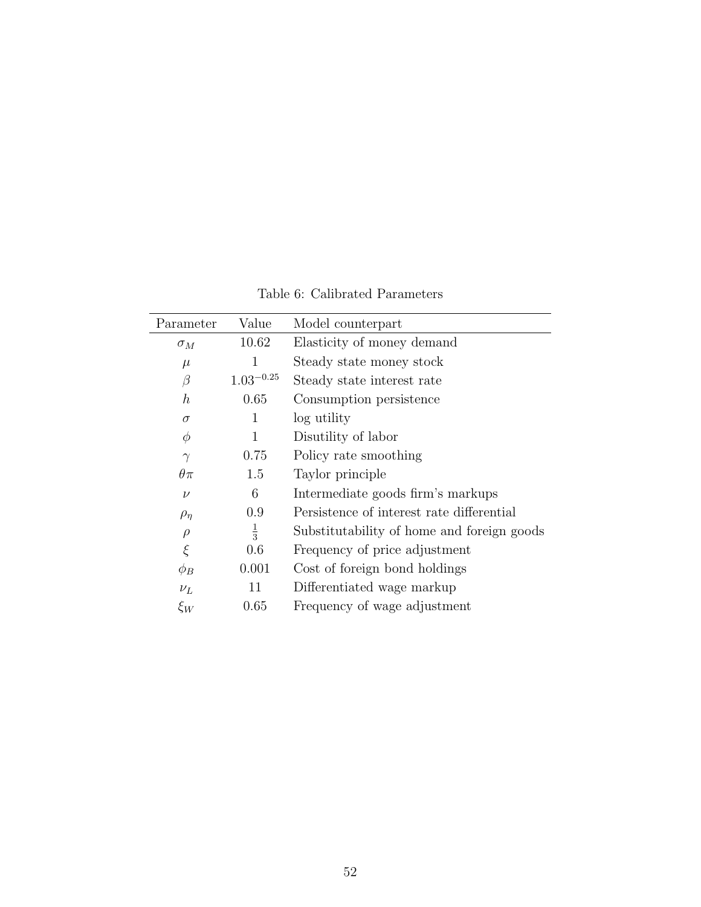Table 6: Calibrated Parameters

| Parameter | Value | Model counterpart |
|---|---|---|
| $\sigma_M$ | 10.62 | Elasticity of money demand |
| $\mu$ | 1 | Steady state money stock |
| $\beta$ | $1.03^{-0.25}$ | Steady state interest rate |
| $h$ | 0.65 | Consumption persistence |
| $\sigma$ | 1 | log utility |
| $\phi$ | 1 | Disutility of labor |
| $\gamma$ | 0.75 | Policy rate smoothing |
| $\theta\pi$ | 1.5 | Taylor principle |
| $\nu$ | 6 | Intermediate goods firm's markups |
| $\rho_\eta$ | 0.9 | Persistence of interest rate differential |
| $\rho$ | $\frac{1}{3}$ | Substitutability of home and foreign goods |
| $\xi$ | 0.6 | Frequency of price adjustment |
| $\phi_B$ | 0.001 | Cost of foreign bond holdings |
| $\nu_L$ | 11 | Differentiated wage markup |
| $\xi_W$ | 0.65 | Frequency of wage adjustment |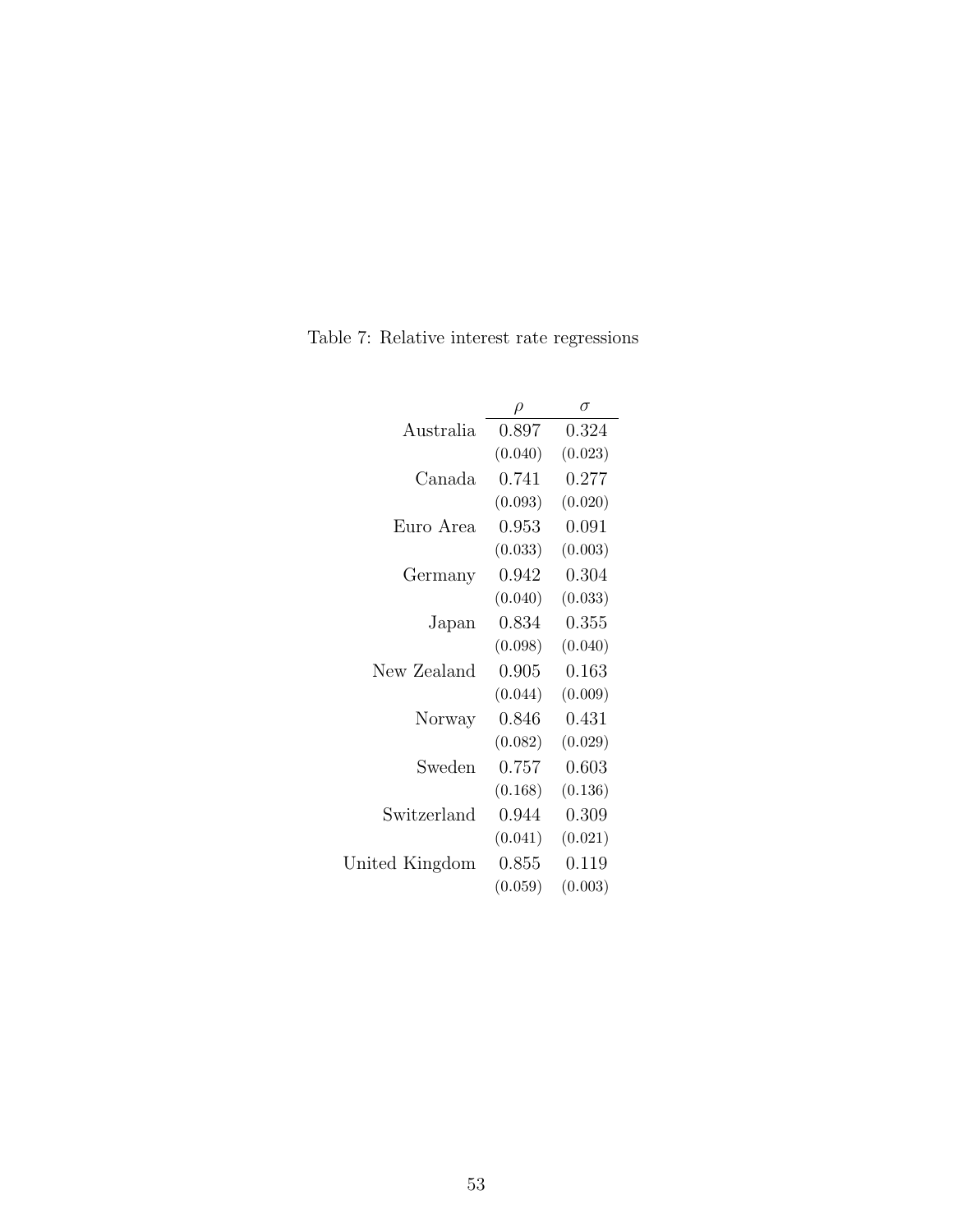Table 7: Relative interest rate regressions

| | $\rho$ | $\sigma$ |
|---|---|---|
| Australia | 0.897 | 0.324 |
| | (0.040) | (0.023) |
| Canada | 0.741 | 0.277 |
| | (0.093) | (0.020) |
| Euro Area | 0.953 | 0.091 |
| | (0.033) | (0.003) |
| Germany | 0.942 | 0.304 |
| | (0.040) | (0.033) |
| Japan | 0.834 | 0.355 |
| | (0.098) | (0.040) |
| New Zealand | 0.905 | 0.163 |
| | (0.044) | (0.009) |
| Norway | 0.846 | 0.431 |
| | (0.082) | (0.029) |
| Sweden | 0.757 | 0.603 |
| | (0.168) | (0.136) |
| Switzerland | 0.944 | 0.309 |
| | (0.041) | (0.021) |
| United Kingdom | 0.855 | 0.119 |
| | (0.059) | (0.003) |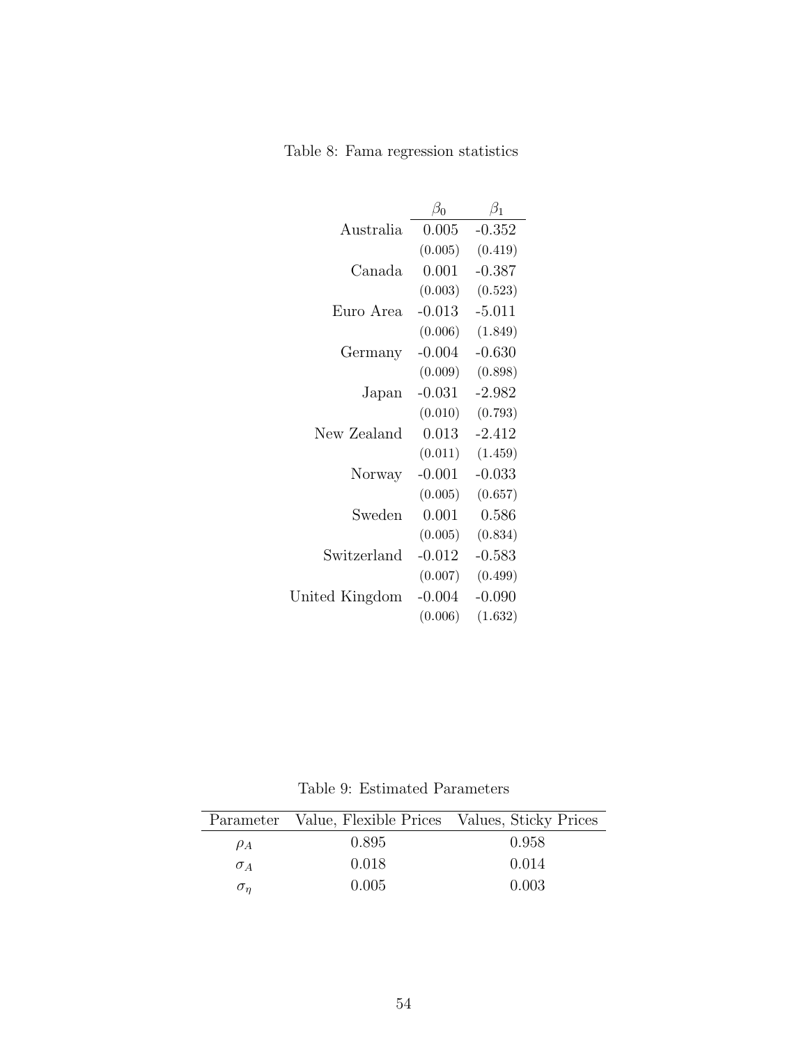Table 8: Fama regression statistics

| | $\beta_0$ | $\beta_1$ |
|---|---|---|
| Australia | 0.005 | -0.352 |
| | (0.005) | (0.419) |
| Canada | 0.001 | -0.387 |
| | (0.003) | (0.523) |
| Euro Area | -0.013 | -5.011 |
| | (0.006) | (1.849) |
| Germany | -0.004 | -0.630 |
| | (0.009) | (0.898) |
| Japan | -0.031 | -2.982 |
| | (0.010) | (0.793) |
| New Zealand | 0.013 | -2.412 |
| | (0.011) | (1.459) |
| Norway | -0.001 | -0.033 |
| | (0.005) | (0.657) |
| Sweden | 0.001 | 0.586 |
| | (0.005) | (0.834) |
| Switzerland | -0.012 | -0.583 |
| | (0.007) | (0.499) |
| United Kingdom | -0.004 | -0.090 |
| | (0.006) | (1.632) |

Table 9: Estimated Parameters

| Parameter | Value, Flexible Prices | Values, Sticky Prices |
|---|---|---|
| $\rho_A$ | 0.895 | 0.958 |
| $\sigma_A$ | 0.018 | 0.014 |
| $\sigma_\eta$ | 0.005 | 0.003 |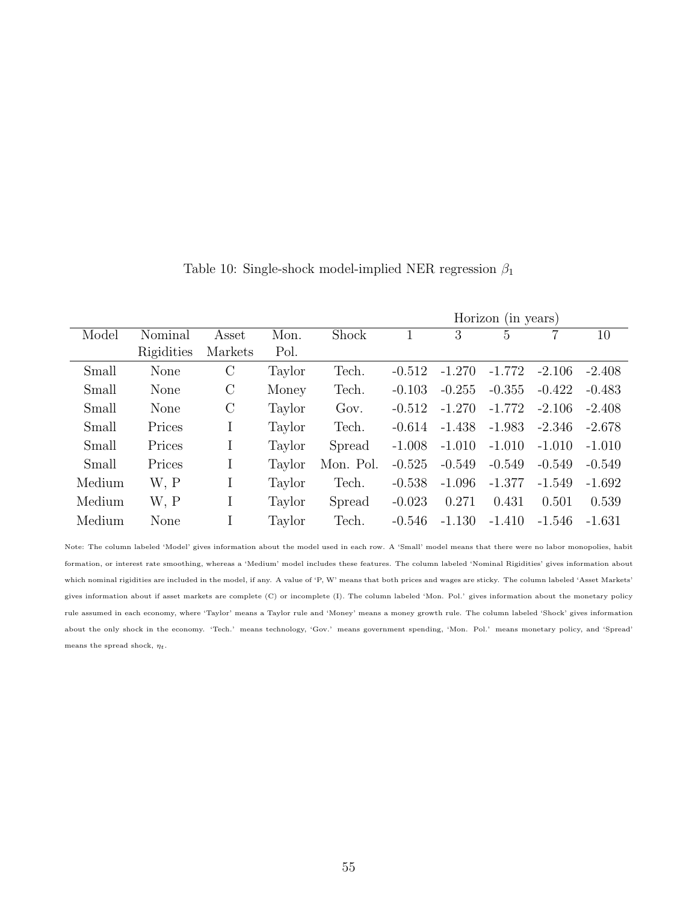Table 10: Single-shock model-implied NER regression $\beta_1$

| Model | Nominal Rigidities | Asset Markets | Mon. Pol. | Shock | Horizon (in years) 1 | 3 | 5 | 7 | 10 |
|---|---|---|---|---|---|---|---|---|---|
| Small | None | C | Taylor | Tech. | -0.512 | -1.270 | -1.772 | -2.106 | -2.408 |
| Small | None | C | Money | Tech. | -0.103 | -0.255 | -0.355 | -0.422 | -0.483 |
| Small | None | C | Taylor | Gov. | -0.512 | -1.270 | -1.772 | -2.106 | -2.408 |
| Small | Prices | I | Taylor | Tech. | -0.614 | -1.438 | -1.983 | -2.346 | -2.678 |
| Small | Prices | I | Taylor | Spread | -1.008 | -1.010 | -1.010 | -1.010 | -1.010 |
| Small | Prices | I | Taylor | Mon. Pol. | -0.525 | -0.549 | -0.549 | -0.549 | -0.549 |
| Medium | W, P | I | Taylor | Tech. | -0.538 | -1.096 | -1.377 | -1.549 | -1.692 |
| Medium | W, P | I | Taylor | Spread | -0.023 | 0.271 | 0.431 | 0.501 | 0.539 |
| Medium | None | I | Taylor | Tech. | -0.546 | -1.130 | -1.410 | -1.546 | -1.631 |

Note: The column labeled 'Model' gives information about the model used in each row. A 'Small' model means that there were no labor monopolies, habit formation, or interest rate smoothing, whereas a 'Medium' model includes these features. The column labeled 'Nominal Rigidities' gives information about which nominal rigidities are included in the model, if any. A value of 'P, W' means that both prices and wages are sticky. The column labeled 'Asset Markets' gives information about if asset markets are complete (C) or incomplete (I). The column labeled 'Mon. Pol.' gives information about the monetary policy rule assumed in each economy, where 'Taylor' means a Taylor rule and 'Money' means a money growth rule. The column labeled 'Shock' gives information about the only shock in the economy. 'Tech.' means technology, 'Gov.' means government spending, 'Mon. Pol.' means monetary policy, and 'Spread' means the spread shock, $\eta_t$.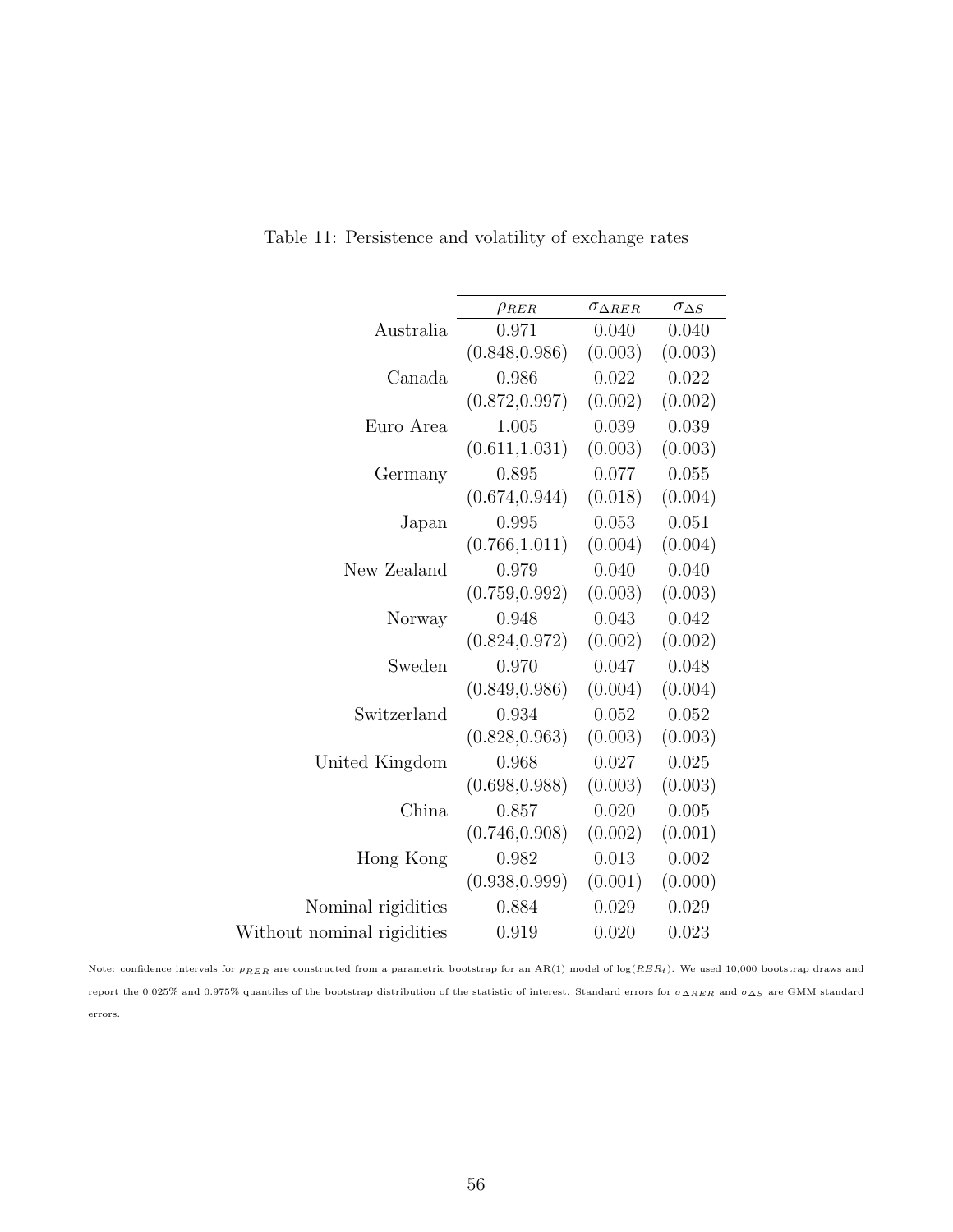Table 11: Persistence and volatility of exchange rates

| | $\rho_{RER}$ | $\sigma_{\Delta RER}$ | $\sigma_{\Delta S}$ |
|---|---|---|---|
| Australia | 0.971 | 0.040 | 0.040 |
| | (0.848,0.986) | (0.003) | (0.003) |
| Canada | 0.986 | 0.022 | 0.022 |
| | (0.872,0.997) | (0.002) | (0.002) |
| Euro Area | 1.005 | 0.039 | 0.039 |
| | (0.611,1.031) | (0.003) | (0.003) |
| Germany | 0.895 | 0.077 | 0.055 |
| | (0.674,0.944) | (0.018) | (0.004) |
| Japan | 0.995 | 0.053 | 0.051 |
| | (0.766,1.011) | (0.004) | (0.004) |
| New Zealand | 0.979 | 0.040 | 0.040 |
| | (0.759,0.992) | (0.003) | (0.003) |
| Norway | 0.948 | 0.043 | 0.042 |
| | (0.824,0.972) | (0.002) | (0.002) |
| Sweden | 0.970 | 0.047 | 0.048 |
| | (0.849,0.986) | (0.004) | (0.004) |
| Switzerland | 0.934 | 0.052 | 0.052 |
| | (0.828,0.963) | (0.003) | (0.003) |
| United Kingdom | 0.968 | 0.027 | 0.025 |
| | (0.698,0.988) | (0.003) | (0.003) |
| China | 0.857 | 0.020 | 0.005 |
| | (0.746,0.908) | (0.002) | (0.001) |
| Hong Kong | 0.982 | 0.013 | 0.002 |
| | (0.938,0.999) | (0.001) | (0.000) |
| Nominal rigidities | 0.884 | 0.029 | 0.029 |
| Without nominal rigidities | 0.919 | 0.020 | 0.023 |

Note: confidence intervals for $\rho_{RER}$ are constructed from a parametric bootstrap for an AR(1) model of $\log(RER_t)$. We used 10,000 bootstrap draws and report the 0.025% and 0.975% quantiles of the bootstrap distribution of the statistic of interest. Standard errors for $\sigma_{\Delta RER}$ and $\sigma_{\Delta S}$ are GMM standard errors.